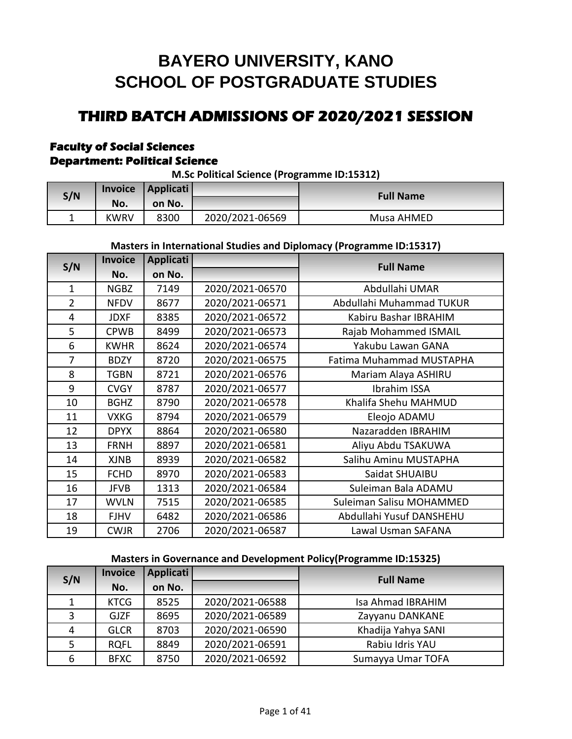# BAYERO UNIVERSITY, KANO
# SCHOOL OF POSTGRADUATE STUDIES

## THIRD BATCH ADMISSIONS OF 2020/2021 SESSION

**Faculty of Social Sciences**
**Department: Political Science**

**M.Sc Political Science (Programme ID:15312)**

| S/N | Invoice No. | Application No. | | Full Name |
|---|---|---|---|---|
| 1 | KWRV | 8300 | 2020/2021-06569 | Musa AHMED |

**Masters in International Studies and Diplomacy (Programme ID:15317)**

| S/N | Invoice No. | Application No. | | Full Name |
|---|---|---|---|---|
| 1 | NGBZ | 7149 | 2020/2021-06570 | Abdullahi UMAR |
| 2 | NFDV | 8677 | 2020/2021-06571 | Abdullahi Muhammad TUKUR |
| 4 | JDXF | 8385 | 2020/2021-06572 | Kabiru Bashar IBRAHIM |
| 5 | CPWB | 8499 | 2020/2021-06573 | Rajab Mohammed ISMAIL |
| 6 | KWHR | 8624 | 2020/2021-06574 | Yakubu Lawan GANA |
| 7 | BDZY | 8720 | 2020/2021-06575 | Fatima Muhammad MUSTAPHA |
| 8 | TGBN | 8721 | 2020/2021-06576 | Mariam Alaya ASHIRU |
| 9 | CVGY | 8787 | 2020/2021-06577 | Ibrahim ISSA |
| 10 | BGHZ | 8790 | 2020/2021-06578 | Khalifa Shehu MAHMUD |
| 11 | VXKG | 8794 | 2020/2021-06579 | Eleojo ADAMU |
| 12 | DPYX | 8864 | 2020/2021-06580 | Nazaradden IBRAHIM |
| 13 | FRNH | 8897 | 2020/2021-06581 | Aliyu Abdu TSAKUWA |
| 14 | XJNB | 8939 | 2020/2021-06582 | Salihu Aminu MUSTAPHA |
| 15 | FCHD | 8970 | 2020/2021-06583 | Saidat SHUAIBU |
| 16 | JFVB | 1313 | 2020/2021-06584 | Suleiman Bala ADAMU |
| 17 | WVLN | 7515 | 2020/2021-06585 | Suleiman Salisu MOHAMMED |
| 18 | FJHV | 6482 | 2020/2021-06586 | Abdullahi Yusuf DANSHEHU |
| 19 | CWJR | 2706 | 2020/2021-06587 | Lawal Usman SAFANA |

**Masters in Governance and Development Policy(Programme ID:15325)**

| S/N | Invoice No. | Application No. | | Full Name |
|---|---|---|---|---|
| 1 | KTCG | 8525 | 2020/2021-06588 | Isa Ahmad IBRAHIM |
| 3 | GJZF | 8695 | 2020/2021-06589 | Zayyanu DANKANE |
| 4 | GLCR | 8703 | 2020/2021-06590 | Khadija Yahya SANI |
| 5 | RQFL | 8849 | 2020/2021-06591 | Rabiu Idris YAU |
| 6 | BFXC | 8750 | 2020/2021-06592 | Sumayya Umar TOFA |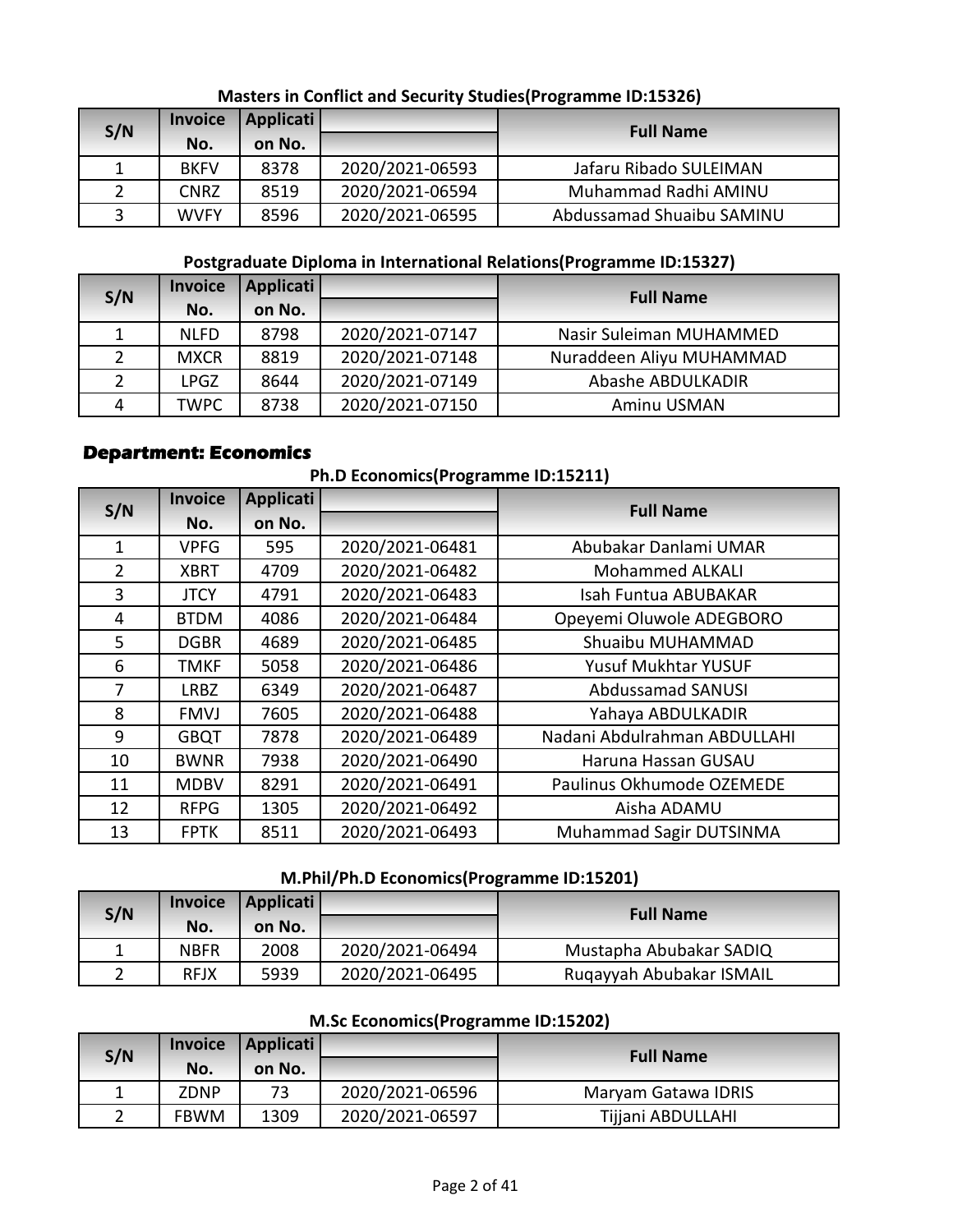**Masters in Conflict and Security Studies(Programme ID:15326)**

| S/N | Invoice No. | Application No. | | Full Name |
|---|---|---|---|---|
| 1 | BKFV | 8378 | 2020/2021-06593 | Jafaru Ribado SULEIMAN |
| 2 | CNRZ | 8519 | 2020/2021-06594 | Muhammad Radhi AMINU |
| 3 | WVFY | 8596 | 2020/2021-06595 | Abdussamad Shuaibu SAMINU |

**Postgraduate Diploma in International Relations(Programme ID:15327)**

| S/N | Invoice No. | Application No. | | Full Name |
|---|---|---|---|---|
| 1 | NLFD | 8798 | 2020/2021-07147 | Nasir Suleiman MUHAMMED |
| 2 | MXCR | 8819 | 2020/2021-07148 | Nuraddeen Aliyu MUHAMMAD |
| 2 | LPGZ | 8644 | 2020/2021-07149 | Abashe ABDULKADIR |
| 4 | TWPC | 8738 | 2020/2021-07150 | Aminu USMAN |

## Department: Economics

**Ph.D Economics(Programme ID:15211)**

| S/N | Invoice No. | Application No. | | Full Name |
|---|---|---|---|---|
| 1 | VPFG | 595 | 2020/2021-06481 | Abubakar Danlami UMAR |
| 2 | XBRT | 4709 | 2020/2021-06482 | Mohammed ALKALI |
| 3 | JTCY | 4791 | 2020/2021-06483 | Isah Funtua ABUBAKAR |
| 4 | BTDM | 4086 | 2020/2021-06484 | Opeyemi Oluwole ADEGBORO |
| 5 | DGBR | 4689 | 2020/2021-06485 | Shuaibu MUHAMMAD |
| 6 | TMKF | 5058 | 2020/2021-06486 | Yusuf Mukhtar YUSUF |
| 7 | LRBZ | 6349 | 2020/2021-06487 | Abdussamad SANUSI |
| 8 | FMVJ | 7605 | 2020/2021-06488 | Yahaya ABDULKADIR |
| 9 | GBQT | 7878 | 2020/2021-06489 | Nadani Abdulrahman ABDULLAHI |
| 10 | BWNR | 7938 | 2020/2021-06490 | Haruna Hassan GUSAU |
| 11 | MDBV | 8291 | 2020/2021-06491 | Paulinus Okhumode OZEMEDE |
| 12 | RFPG | 1305 | 2020/2021-06492 | Aisha ADAMU |
| 13 | FPTK | 8511 | 2020/2021-06493 | Muhammad Sagir DUTSINMA |

**M.Phil/Ph.D Economics(Programme ID:15201)**

| S/N | Invoice No. | Application No. | | Full Name |
|---|---|---|---|---|
| 1 | NBFR | 2008 | 2020/2021-06494 | Mustapha Abubakar SADIQ |
| 2 | RFJX | 5939 | 2020/2021-06495 | Ruqayyah Abubakar ISMAIL |

**M.Sc Economics(Programme ID:15202)**

| S/N | Invoice No. | Application No. | | Full Name |
|---|---|---|---|---|
| 1 | ZDNP | 73 | 2020/2021-06596 | Maryam Gatawa IDRIS |
| 2 | FBWM | 1309 | 2020/2021-06597 | Tijjani ABDULLAHI |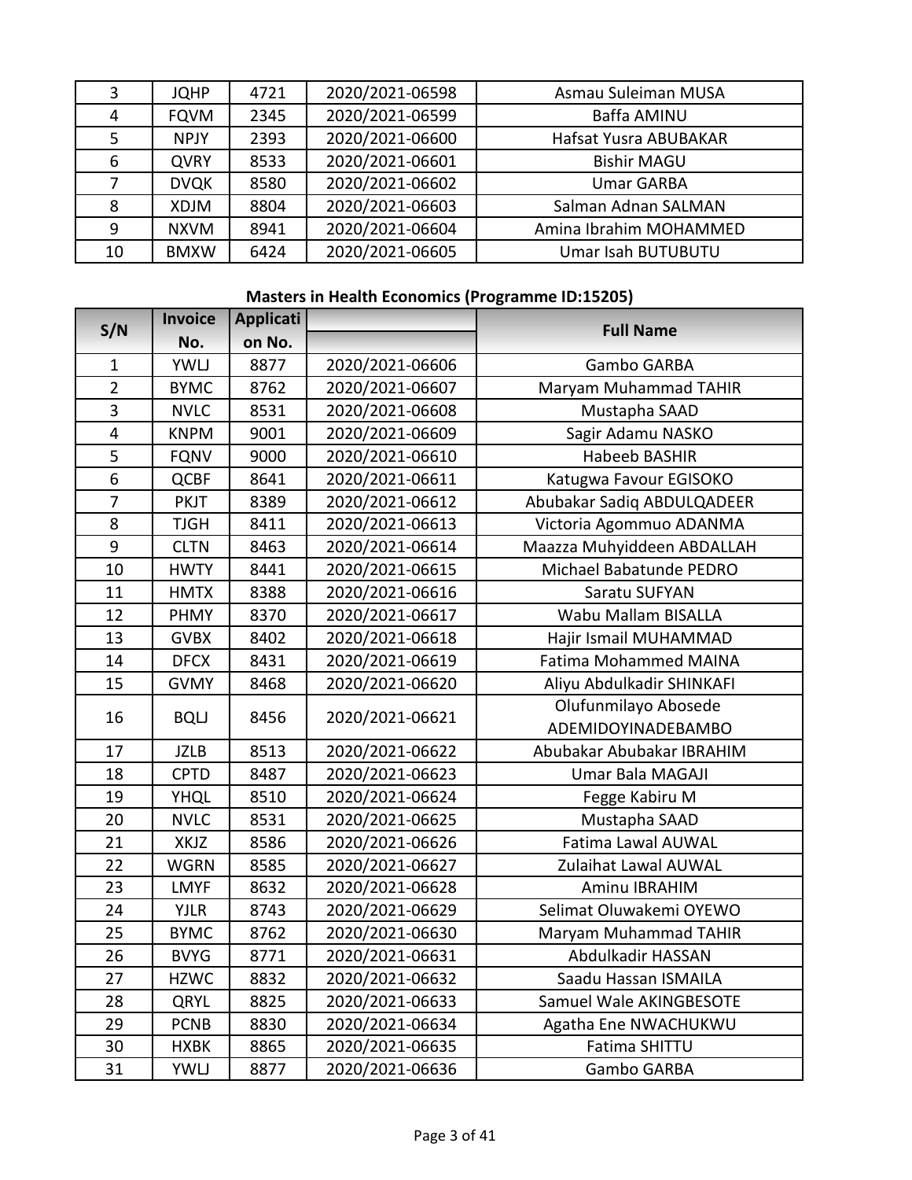| | | | | |
|---|---|---|---|---|
| 3 | JQHP | 4721 | 2020/2021-06598 | Asmau Suleiman MUSA |
| 4 | FQVM | 2345 | 2020/2021-06599 | Baffa AMINU |
| 5 | NPJY | 2393 | 2020/2021-06600 | Hafsat Yusra ABUBAKAR |
| 6 | QVRY | 8533 | 2020/2021-06601 | Bishir MAGU |
| 7 | DVQK | 8580 | 2020/2021-06602 | Umar GARBA |
| 8 | XDJM | 8804 | 2020/2021-06603 | Salman Adnan SALMAN |
| 9 | NXVM | 8941 | 2020/2021-06604 | Amina Ibrahim MOHAMMED |
| 10 | BMXW | 6424 | 2020/2021-06605 | Umar Isah BUTUBUTU |

**Masters in Health Economics (Programme ID:15205)**

| S/N | Invoice No. | Application No. | | Full Name |
|---|---|---|---|---|
| 1 | YWLJ | 8877 | 2020/2021-06606 | Gambo GARBA |
| 2 | BYMC | 8762 | 2020/2021-06607 | Maryam Muhammad TAHIR |
| 3 | NVLC | 8531 | 2020/2021-06608 | Mustapha SAAD |
| 4 | KNPM | 9001 | 2020/2021-06609 | Sagir Adamu NASKO |
| 5 | FQNV | 9000 | 2020/2021-06610 | Habeeb BASHIR |
| 6 | QCBF | 8641 | 2020/2021-06611 | Katugwa Favour EGISOKO |
| 7 | PKJT | 8389 | 2020/2021-06612 | Abubakar Sadiq ABDULQADEER |
| 8 | TJGH | 8411 | 2020/2021-06613 | Victoria Agommuo ADANMA |
| 9 | CLTN | 8463 | 2020/2021-06614 | Maazza Muhyiddeen ABDALLAH |
| 10 | HWTY | 8441 | 2020/2021-06615 | Michael Babatunde PEDRO |
| 11 | HMTX | 8388 | 2020/2021-06616 | Saratu SUFYAN |
| 12 | PHMY | 8370 | 2020/2021-06617 | Wabu Mallam BISALLA |
| 13 | GVBX | 8402 | 2020/2021-06618 | Hajir Ismail MUHAMMAD |
| 14 | DFCX | 8431 | 2020/2021-06619 | Fatima Mohammed MAINA |
| 15 | GVMY | 8468 | 2020/2021-06620 | Aliyu Abdulkadir SHINKAFI |
| 16 | BQLJ | 8456 | 2020/2021-06621 | Olufunmilayo Abosede ADEMIDOYINADEBAMBO |
| 17 | JZLB | 8513 | 2020/2021-06622 | Abubakar Abubakar IBRAHIM |
| 18 | CPTD | 8487 | 2020/2021-06623 | Umar Bala MAGAJI |
| 19 | YHQL | 8510 | 2020/2021-06624 | Fegge Kabiru M |
| 20 | NVLC | 8531 | 2020/2021-06625 | Mustapha SAAD |
| 21 | XKJZ | 8586 | 2020/2021-06626 | Fatima Lawal AUWAL |
| 22 | WGRN | 8585 | 2020/2021-06627 | Zulaihat Lawal AUWAL |
| 23 | LMYF | 8632 | 2020/2021-06628 | Aminu IBRAHIM |
| 24 | YJLR | 8743 | 2020/2021-06629 | Selimat Oluwakemi OYEWO |
| 25 | BYMC | 8762 | 2020/2021-06630 | Maryam Muhammad TAHIR |
| 26 | BVYG | 8771 | 2020/2021-06631 | Abdulkadir HASSAN |
| 27 | HZWC | 8832 | 2020/2021-06632 | Saadu Hassan ISMAILA |
| 28 | QRYL | 8825 | 2020/2021-06633 | Samuel Wale AKINGBESOTE |
| 29 | PCNB | 8830 | 2020/2021-06634 | Agatha Ene NWACHUKWU |
| 30 | HXBK | 8865 | 2020/2021-06635 | Fatima SHITTU |
| 31 | YWLJ | 8877 | 2020/2021-06636 | Gambo GARBA |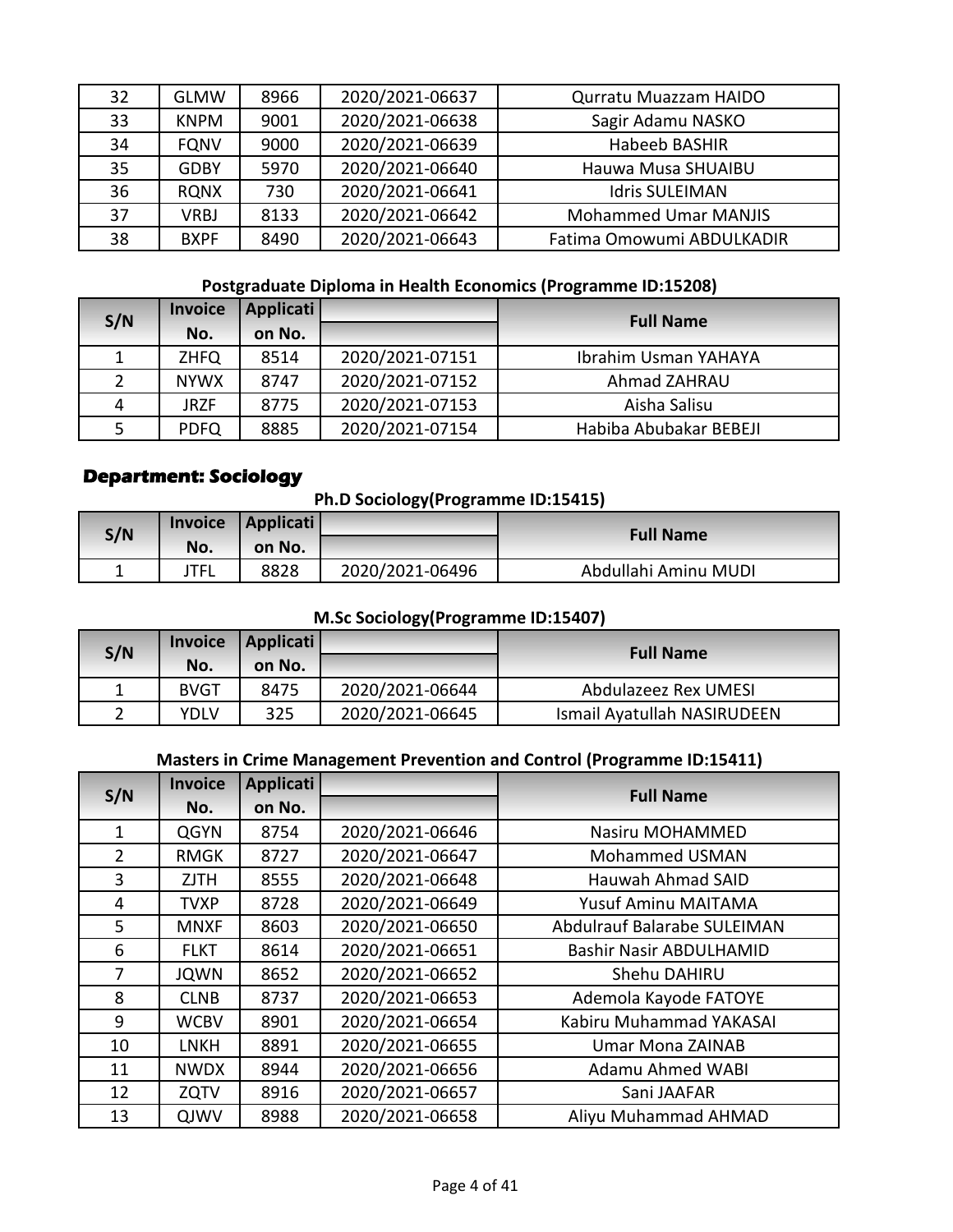| | | | | |
|---|---|---|---|---|
| 32 | GLMW | 8966 | 2020/2021-06637 | Qurratu Muazzam HAIDO |
| 33 | KNPM | 9001 | 2020/2021-06638 | Sagir Adamu NASKO |
| 34 | FQNV | 9000 | 2020/2021-06639 | Habeeb BASHIR |
| 35 | GDBY | 5970 | 2020/2021-06640 | Hauwa Musa SHUAIBU |
| 36 | RQNX | 730 | 2020/2021-06641 | Idris SULEIMAN |
| 37 | VRBJ | 8133 | 2020/2021-06642 | Mohammed Umar MANJIS |
| 38 | BXPF | 8490 | 2020/2021-06643 | Fatima Omowumi ABDULKADIR |

**Postgraduate Diploma in Health Economics (Programme ID:15208)**

| S/N | Invoice No. | Applicati on No. | | Full Name |
|---|---|---|---|---|
| 1 | ZHFQ | 8514 | 2020/2021-07151 | Ibrahim Usman YAHAYA |
| 2 | NYWX | 8747 | 2020/2021-07152 | Ahmad ZAHRAU |
| 4 | JRZF | 8775 | 2020/2021-07153 | Aisha Salisu |
| 5 | PDFQ | 8885 | 2020/2021-07154 | Habiba Abubakar BEBEJI |

## Department: Sociology

**Ph.D Sociology(Programme ID:15415)**

| S/N | Invoice No. | Applicati on No. | | Full Name |
|---|---|---|---|---|
| 1 | JTFL | 8828 | 2020/2021-06496 | Abdullahi Aminu MUDI |

**M.Sc Sociology(Programme ID:15407)**

| S/N | Invoice No. | Applicati on No. | | Full Name |
|---|---|---|---|---|
| 1 | BVGT | 8475 | 2020/2021-06644 | Abdulazeez Rex UMESI |
| 2 | YDLV | 325 | 2020/2021-06645 | Ismail Ayatullah NASIRUDEEN |

**Masters in Crime Management Prevention and Control (Programme ID:15411)**

| S/N | Invoice No. | Applicati on No. | | Full Name |
|---|---|---|---|---|
| 1 | QGYN | 8754 | 2020/2021-06646 | Nasiru MOHAMMED |
| 2 | RMGK | 8727 | 2020/2021-06647 | Mohammed USMAN |
| 3 | ZJTH | 8555 | 2020/2021-06648 | Hauwah Ahmad SAID |
| 4 | TVXP | 8728 | 2020/2021-06649 | Yusuf Aminu MAITAMA |
| 5 | MNXF | 8603 | 2020/2021-06650 | Abdulrauf Balarabe SULEIMAN |
| 6 | FLKT | 8614 | 2020/2021-06651 | Bashir Nasir ABDULHAMID |
| 7 | JQWN | 8652 | 2020/2021-06652 | Shehu DAHIRU |
| 8 | CLNB | 8737 | 2020/2021-06653 | Ademola Kayode FATOYE |
| 9 | WCBV | 8901 | 2020/2021-06654 | Kabiru Muhammad YAKASAI |
| 10 | LNKH | 8891 | 2020/2021-06655 | Umar Mona ZAINAB |
| 11 | NWDX | 8944 | 2020/2021-06656 | Adamu Ahmed WABI |
| 12 | ZQTV | 8916 | 2020/2021-06657 | Sani JAAFAR |
| 13 | QJWV | 8988 | 2020/2021-06658 | Aliyu Muhammad AHMAD |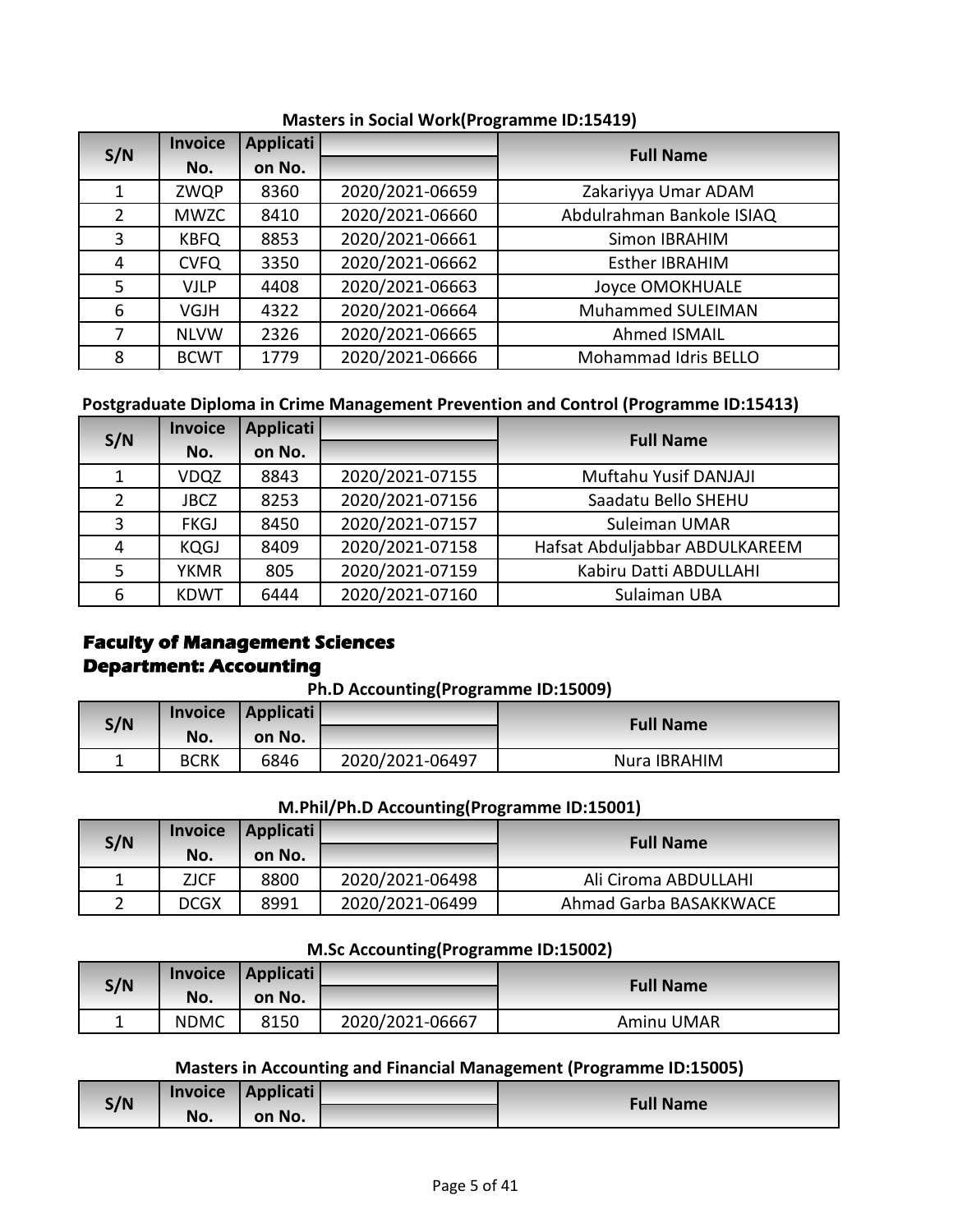**Masters in Social Work(Programme ID:15419)**

| S/N | Invoice No. | Application No. | | Full Name |
|---|---|---|---|---|
| 1 | ZWQP | 8360 | 2020/2021-06659 | Zakariyya Umar ADAM |
| 2 | MWZC | 8410 | 2020/2021-06660 | Abdulrahman Bankole ISIAQ |
| 3 | KBFQ | 8853 | 2020/2021-06661 | Simon IBRAHIM |
| 4 | CVFQ | 3350 | 2020/2021-06662 | Esther IBRAHIM |
| 5 | VJLP | 4408 | 2020/2021-06663 | Joyce OMOKHUALE |
| 6 | VGJH | 4322 | 2020/2021-06664 | Muhammed SULEIMAN |
| 7 | NLVW | 2326 | 2020/2021-06665 | Ahmed ISMAIL |
| 8 | BCWT | 1779 | 2020/2021-06666 | Mohammad Idris BELLO |

**Postgraduate Diploma in Crime Management Prevention and Control (Programme ID:15413)**

| S/N | Invoice No. | Application No. | | Full Name |
|---|---|---|---|---|
| 1 | VDQZ | 8843 | 2020/2021-07155 | Muftahu Yusif DANJAJI |
| 2 | JBCZ | 8253 | 2020/2021-07156 | Saadatu Bello SHEHU |
| 3 | FKGJ | 8450 | 2020/2021-07157 | Suleiman UMAR |
| 4 | KQGJ | 8409 | 2020/2021-07158 | Hafsat Abduljabbar ABDULKAREEM |
| 5 | YKMR | 805 | 2020/2021-07159 | Kabiru Datti ABDULLAHI |
| 6 | KDWT | 6444 | 2020/2021-07160 | Sulaiman UBA |

## Faculty of Management Sciences
## Department: Accounting

**Ph.D Accounting(Programme ID:15009)**

| S/N | Invoice No. | Application No. | | Full Name |
|---|---|---|---|---|
| 1 | BCRK | 6846 | 2020/2021-06497 | Nura IBRAHIM |

**M.Phil/Ph.D Accounting(Programme ID:15001)**

| S/N | Invoice No. | Application No. | | Full Name |
|---|---|---|---|---|
| 1 | ZJCF | 8800 | 2020/2021-06498 | Ali Ciroma ABDULLAHI |
| 2 | DCGX | 8991 | 2020/2021-06499 | Ahmad Garba BASAKKWACE |

**M.Sc Accounting(Programme ID:15002)**

| S/N | Invoice No. | Application No. | | Full Name |
|---|---|---|---|---|
| 1 | NDMC | 8150 | 2020/2021-06667 | Aminu UMAR |

**Masters in Accounting and Financial Management (Programme ID:15005)**

| S/N | Invoice No. | Application No. | | Full Name |
|---|---|---|---|---|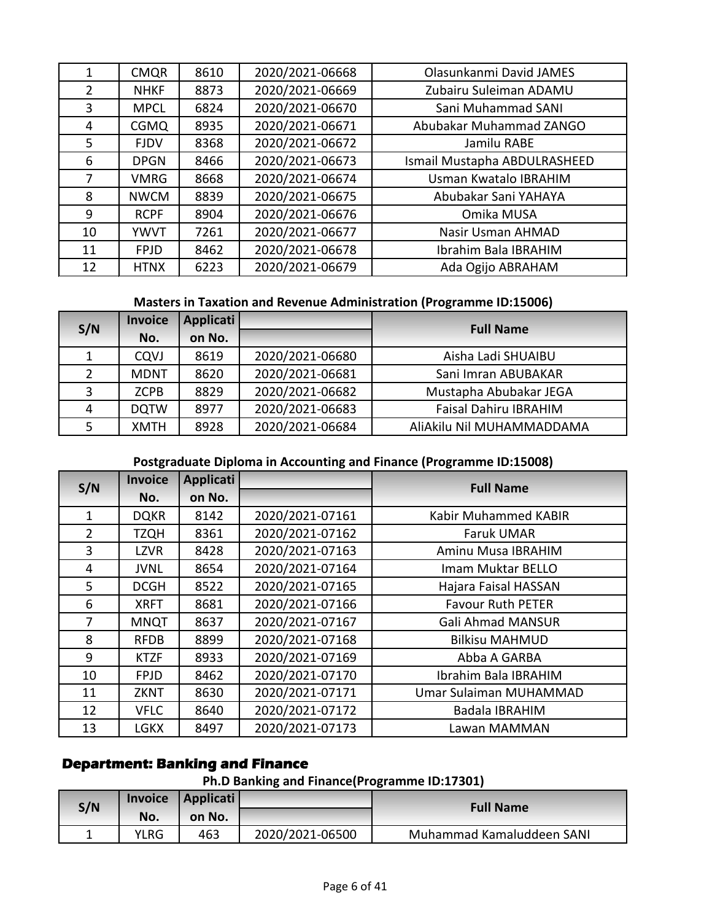| | | | | |
|---|---|---|---|---|
| 1 | CMQR | 8610 | 2020/2021-06668 | Olasunkanmi David JAMES |
| 2 | NHKF | 8873 | 2020/2021-06669 | Zubairu Suleiman ADAMU |
| 3 | MPCL | 6824 | 2020/2021-06670 | Sani Muhammad SANI |
| 4 | CGMQ | 8935 | 2020/2021-06671 | Abubakar Muhammad ZANGO |
| 5 | FJDV | 8368 | 2020/2021-06672 | Jamilu RABE |
| 6 | DPGN | 8466 | 2020/2021-06673 | Ismail Mustapha ABDULRASHEED |
| 7 | VMRG | 8668 | 2020/2021-06674 | Usman Kwatalo IBRAHIM |
| 8 | NWCM | 8839 | 2020/2021-06675 | Abubakar Sani YAHAYA |
| 9 | RCPF | 8904 | 2020/2021-06676 | Omika MUSA |
| 10 | YWVT | 7261 | 2020/2021-06677 | Nasir Usman AHMAD |
| 11 | FPJD | 8462 | 2020/2021-06678 | Ibrahim Bala IBRAHIM |
| 12 | HTNX | 6223 | 2020/2021-06679 | Ada Ogijo ABRAHAM |

**Masters in Taxation and Revenue Administration (Programme ID:15006)**

| S/N | Invoice No. | Application No. | | Full Name |
|---|---|---|---|---|
| 1 | CQVJ | 8619 | 2020/2021-06680 | Aisha Ladi SHUAIBU |
| 2 | MDNT | 8620 | 2020/2021-06681 | Sani Imran ABUBAKAR |
| 3 | ZCPB | 8829 | 2020/2021-06682 | Mustapha Abubakar JEGA |
| 4 | DQTW | 8977 | 2020/2021-06683 | Faisal Dahiru IBRAHIM |
| 5 | XMTH | 8928 | 2020/2021-06684 | AliAkilu Nil MUHAMMADDAMA |

**Postgraduate Diploma in Accounting and Finance (Programme ID:15008)**

| S/N | Invoice No. | Application No. | | Full Name |
|---|---|---|---|---|
| 1 | DQKR | 8142 | 2020/2021-07161 | Kabir Muhammed KABIR |
| 2 | TZQH | 8361 | 2020/2021-07162 | Faruk UMAR |
| 3 | LZVR | 8428 | 2020/2021-07163 | Aminu Musa IBRAHIM |
| 4 | JVNL | 8654 | 2020/2021-07164 | Imam Muktar BELLO |
| 5 | DCGH | 8522 | 2020/2021-07165 | Hajara Faisal HASSAN |
| 6 | XRFT | 8681 | 2020/2021-07166 | Favour Ruth PETER |
| 7 | MNQT | 8637 | 2020/2021-07167 | Gali Ahmad MANSUR |
| 8 | RFDB | 8899 | 2020/2021-07168 | Bilkisu MAHMUD |
| 9 | KTZF | 8933 | 2020/2021-07169 | Abba A GARBA |
| 10 | FPJD | 8462 | 2020/2021-07170 | Ibrahim Bala IBRAHIM |
| 11 | ZKNT | 8630 | 2020/2021-07171 | Umar Sulaiman MUHAMMAD |
| 12 | VFLC | 8640 | 2020/2021-07172 | Badala IBRAHIM |
| 13 | LGKX | 8497 | 2020/2021-07173 | Lawan MAMMAN |

## Department: Banking and Finance

**Ph.D Banking and Finance(Programme ID:17301)**

| S/N | Invoice No. | Application No. | | Full Name |
|---|---|---|---|---|
| 1 | YLRG | 463 | 2020/2021-06500 | Muhammad Kamaluddeen SANI |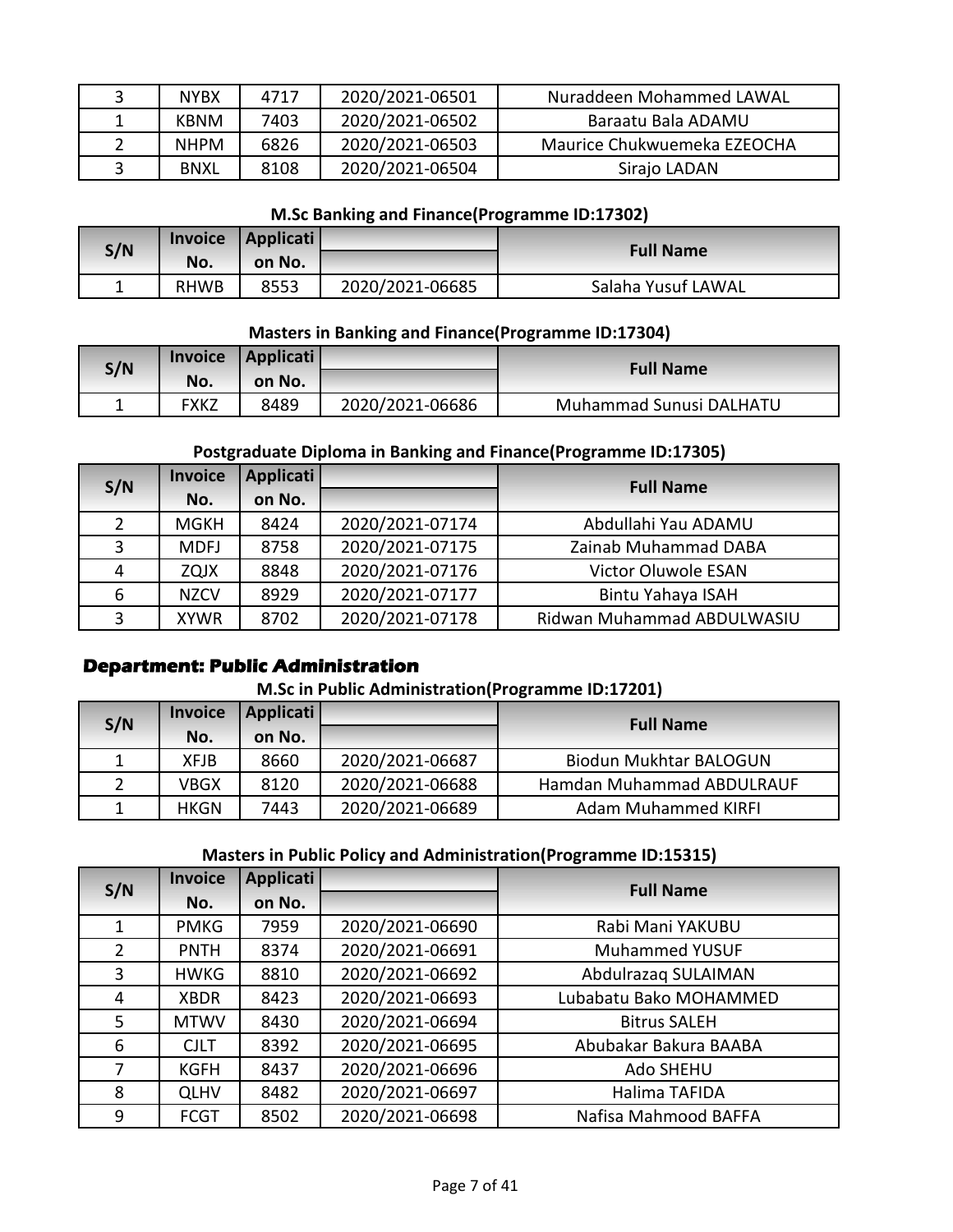| | | | | |
|---|---|---|---|---|
| 3 | NYBX | 4717 | 2020/2021-06501 | Nuraddeen Mohammed LAWAL |
| 1 | KBNM | 7403 | 2020/2021-06502 | Baraatu Bala ADAMU |
| 2 | NHPM | 6826 | 2020/2021-06503 | Maurice Chukwuemeka EZEOCHA |
| 3 | BNXL | 8108 | 2020/2021-06504 | Sirajo LADAN |

**M.Sc Banking and Finance(Programme ID:17302)**

| S/N | Invoice No. | Application No. | | Full Name |
|---|---|---|---|---|
| 1 | RHWB | 8553 | 2020/2021-06685 | Salaha Yusuf LAWAL |

**Masters in Banking and Finance(Programme ID:17304)**

| S/N | Invoice No. | Application No. | | Full Name |
|---|---|---|---|---|
| 1 | FXKZ | 8489 | 2020/2021-06686 | Muhammad Sunusi DALHATU |

**Postgraduate Diploma in Banking and Finance(Programme ID:17305)**

| S/N | Invoice No. | Application No. | | Full Name |
|---|---|---|---|---|
| 2 | MGKH | 8424 | 2020/2021-07174 | Abdullahi Yau ADAMU |
| 3 | MDFJ | 8758 | 2020/2021-07175 | Zainab Muhammad DABA |
| 4 | ZQJX | 8848 | 2020/2021-07176 | Victor Oluwole ESAN |
| 6 | NZCV | 8929 | 2020/2021-07177 | Bintu Yahaya ISAH |
| 3 | XYWR | 8702 | 2020/2021-07178 | Ridwan Muhammad ABDULWASIU |

## Department: Public Administration

**M.Sc in Public Administration(Programme ID:17201)**

| S/N | Invoice No. | Application No. | | Full Name |
|---|---|---|---|---|
| 1 | XFJB | 8660 | 2020/2021-06687 | Biodun Mukhtar BALOGUN |
| 2 | VBGX | 8120 | 2020/2021-06688 | Hamdan Muhammad ABDULRAUF |
| 1 | HKGN | 7443 | 2020/2021-06689 | Adam Muhammed KIRFI |

**Masters in Public Policy and Administration(Programme ID:15315)**

| S/N | Invoice No. | Application No. | | Full Name |
|---|---|---|---|---|
| 1 | PMKG | 7959 | 2020/2021-06690 | Rabi Mani YAKUBU |
| 2 | PNTH | 8374 | 2020/2021-06691 | Muhammed YUSUF |
| 3 | HWKG | 8810 | 2020/2021-06692 | Abdulrazaq SULAIMAN |
| 4 | XBDR | 8423 | 2020/2021-06693 | Lubabatu Bako MOHAMMED |
| 5 | MTWV | 8430 | 2020/2021-06694 | Bitrus SALEH |
| 6 | CJLT | 8392 | 2020/2021-06695 | Abubakar Bakura BAABA |
| 7 | KGFH | 8437 | 2020/2021-06696 | Ado SHEHU |
| 8 | QLHV | 8482 | 2020/2021-06697 | Halima TAFIDA |
| 9 | FCGT | 8502 | 2020/2021-06698 | Nafisa Mahmood BAFFA |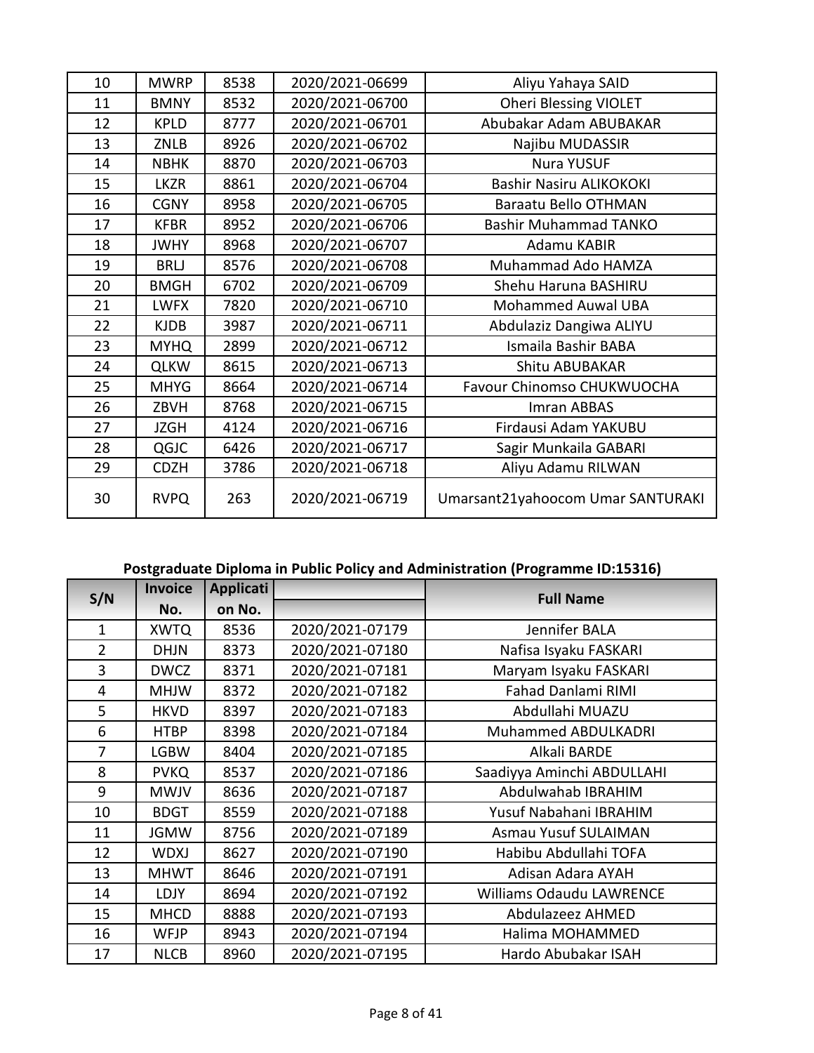| | | | | |
|---|---|---|---|---|
| 10 | MWRP | 8538 | 2020/2021-06699 | Aliyu Yahaya SAID |
| 11 | BMNY | 8532 | 2020/2021-06700 | Oheri Blessing VIOLET |
| 12 | KPLD | 8777 | 2020/2021-06701 | Abubakar Adam ABUBAKAR |
| 13 | ZNLB | 8926 | 2020/2021-06702 | Najibu MUDASSIR |
| 14 | NBHK | 8870 | 2020/2021-06703 | Nura YUSUF |
| 15 | LKZR | 8861 | 2020/2021-06704 | Bashir Nasiru ALIKOKOKI |
| 16 | CGNY | 8958 | 2020/2021-06705 | Baraatu Bello OTHMAN |
| 17 | KFBR | 8952 | 2020/2021-06706 | Bashir Muhammad TANKO |
| 18 | JWHY | 8968 | 2020/2021-06707 | Adamu KABIR |
| 19 | BRLJ | 8576 | 2020/2021-06708 | Muhammad Ado HAMZA |
| 20 | BMGH | 6702 | 2020/2021-06709 | Shehu Haruna BASHIRU |
| 21 | LWFX | 7820 | 2020/2021-06710 | Mohammed Auwal UBA |
| 22 | KJDB | 3987 | 2020/2021-06711 | Abdulaziz Dangiwa ALIYU |
| 23 | MYHQ | 2899 | 2020/2021-06712 | Ismaila Bashir BABA |
| 24 | QLKW | 8615 | 2020/2021-06713 | Shitu ABUBAKAR |
| 25 | MHYG | 8664 | 2020/2021-06714 | Favour Chinomso CHUKWUOCHA |
| 26 | ZBVH | 8768 | 2020/2021-06715 | Imran ABBAS |
| 27 | JZGH | 4124 | 2020/2021-06716 | Firdausi Adam YAKUBU |
| 28 | QGJC | 6426 | 2020/2021-06717 | Sagir Munkaila GABARI |
| 29 | CDZH | 3786 | 2020/2021-06718 | Aliyu Adamu RILWAN |
| 30 | RVPQ | 263 | 2020/2021-06719 | Umarsant21yahoocom Umar SANTURAKI |

**Postgraduate Diploma in Public Policy and Administration (Programme ID:15316)**

| S/N | Invoice No. | Application No. | | Full Name |
|---|---|---|---|---|
| 1 | XWTQ | 8536 | 2020/2021-07179 | Jennifer BALA |
| 2 | DHJN | 8373 | 2020/2021-07180 | Nafisa Isyaku FASKARI |
| 3 | DWCZ | 8371 | 2020/2021-07181 | Maryam Isyaku FASKARI |
| 4 | MHJW | 8372 | 2020/2021-07182 | Fahad Danlami RIMI |
| 5 | HKVD | 8397 | 2020/2021-07183 | Abdullahi MUAZU |
| 6 | HTBP | 8398 | 2020/2021-07184 | Muhammed ABDULKADRI |
| 7 | LGBW | 8404 | 2020/2021-07185 | Alkali BARDE |
| 8 | PVKQ | 8537 | 2020/2021-07186 | Saadiyya Aminchi ABDULLAHI |
| 9 | MWJV | 8636 | 2020/2021-07187 | Abdulwahab IBRAHIM |
| 10 | BDGT | 8559 | 2020/2021-07188 | Yusuf Nabahani IBRAHIM |
| 11 | JGMW | 8756 | 2020/2021-07189 | Asmau Yusuf SULAIMAN |
| 12 | WDXJ | 8627 | 2020/2021-07190 | Habibu Abdullahi TOFA |
| 13 | MHWT | 8646 | 2020/2021-07191 | Adisan Adara AYAH |
| 14 | LDJY | 8694 | 2020/2021-07192 | Williams Odaudu LAWRENCE |
| 15 | MHCD | 8888 | 2020/2021-07193 | Abdulazeez AHMED |
| 16 | WFJP | 8943 | 2020/2021-07194 | Halima MOHAMMED |
| 17 | NLCB | 8960 | 2020/2021-07195 | Hardo Abubakar ISAH |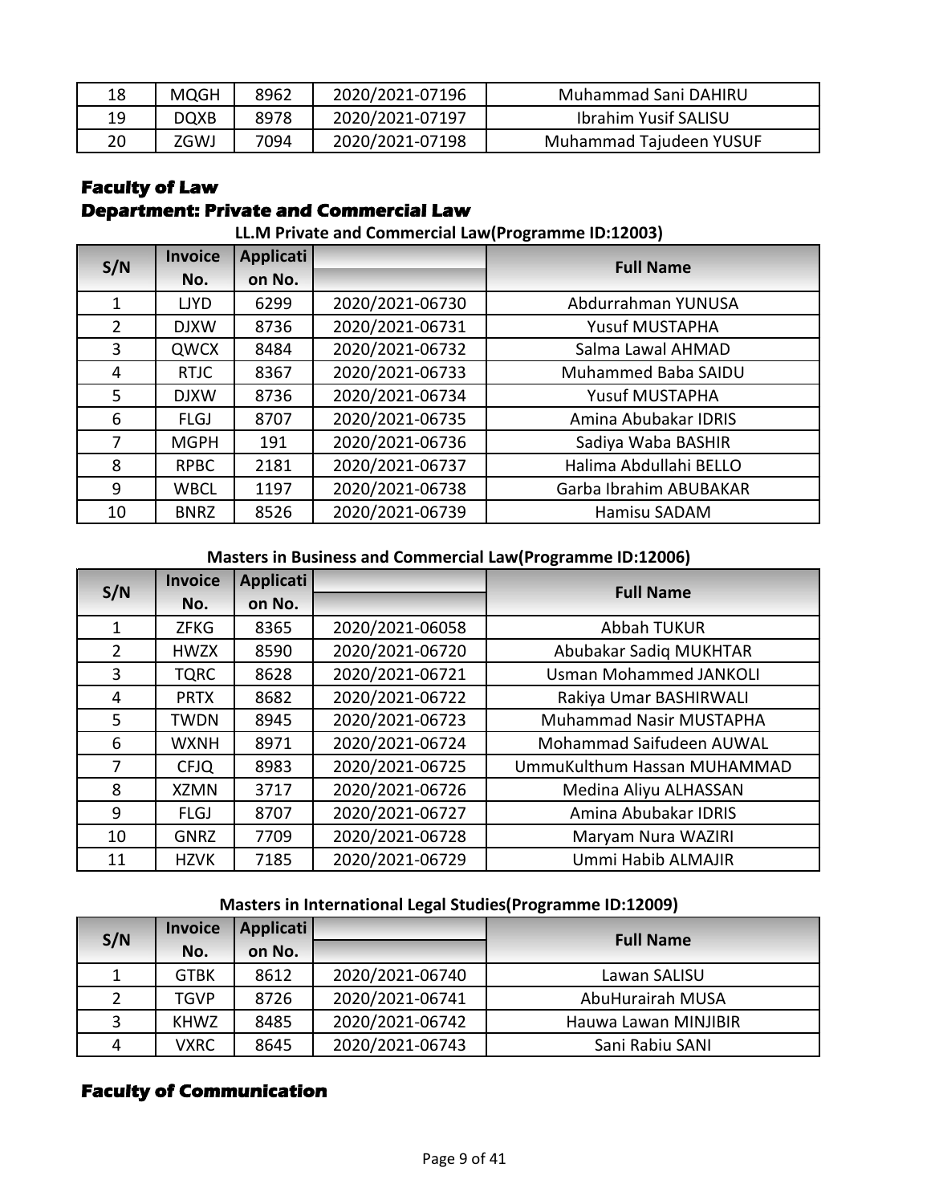| | | | | |
|---|---|---|---|---|
| 18 | MQGH | 8962 | 2020/2021-07196 | Muhammad Sani DAHIRU |
| 19 | DQXB | 8978 | 2020/2021-07197 | Ibrahim Yusif SALISU |
| 20 | ZGWJ | 7094 | 2020/2021-07198 | Muhammad Tajudeen YUSUF |

## Faculty of Law

## Department: Private and Commercial Law

**LL.M Private and Commercial Law(Programme ID:12003)**

| S/N | Invoice No. | Application No. | | Full Name |
|---|---|---|---|---|
| 1 | LJYD | 6299 | 2020/2021-06730 | Abdurrahman YUNUSA |
| 2 | DJXW | 8736 | 2020/2021-06731 | Yusuf MUSTAPHA |
| 3 | QWCX | 8484 | 2020/2021-06732 | Salma Lawal AHMAD |
| 4 | RTJC | 8367 | 2020/2021-06733 | Muhammed Baba SAIDU |
| 5 | DJXW | 8736 | 2020/2021-06734 | Yusuf MUSTAPHA |
| 6 | FLGJ | 8707 | 2020/2021-06735 | Amina Abubakar IDRIS |
| 7 | MGPH | 191 | 2020/2021-06736 | Sadiya Waba BASHIR |
| 8 | RPBC | 2181 | 2020/2021-06737 | Halima Abdullahi BELLO |
| 9 | WBCL | 1197 | 2020/2021-06738 | Garba Ibrahim ABUBAKAR |
| 10 | BNRZ | 8526 | 2020/2021-06739 | Hamisu SADAM |

**Masters in Business and Commercial Law(Programme ID:12006)**

| S/N | Invoice No. | Application No. | | Full Name |
|---|---|---|---|---|
| 1 | ZFKG | 8365 | 2020/2021-06058 | Abbah TUKUR |
| 2 | HWZX | 8590 | 2020/2021-06720 | Abubakar Sadiq MUKHTAR |
| 3 | TQRC | 8628 | 2020/2021-06721 | Usman Mohammed JANKOLI |
| 4 | PRTX | 8682 | 2020/2021-06722 | Rakiya Umar BASHIRWALI |
| 5 | TWDN | 8945 | 2020/2021-06723 | Muhammad Nasir MUSTAPHA |
| 6 | WXNH | 8971 | 2020/2021-06724 | Mohammad Saifudeen AUWAL |
| 7 | CFJQ | 8983 | 2020/2021-06725 | UmmuKulthum Hassan MUHAMMAD |
| 8 | XZMN | 3717 | 2020/2021-06726 | Medina Aliyu ALHASSAN |
| 9 | FLGJ | 8707 | 2020/2021-06727 | Amina Abubakar IDRIS |
| 10 | GNRZ | 7709 | 2020/2021-06728 | Maryam Nura WAZIRI |
| 11 | HZVK | 7185 | 2020/2021-06729 | Ummi Habib ALMAJIR |

**Masters in International Legal Studies(Programme ID:12009)**

| S/N | Invoice No. | Application No. | | Full Name |
|---|---|---|---|---|
| 1 | GTBK | 8612 | 2020/2021-06740 | Lawan SALISU |
| 2 | TGVP | 8726 | 2020/2021-06741 | AbuHurairah MUSA |
| 3 | KHWZ | 8485 | 2020/2021-06742 | Hauwa Lawan MINJIBIR |
| 4 | VXRC | 8645 | 2020/2021-06743 | Sani Rabiu SANI |

## Faculty of Communication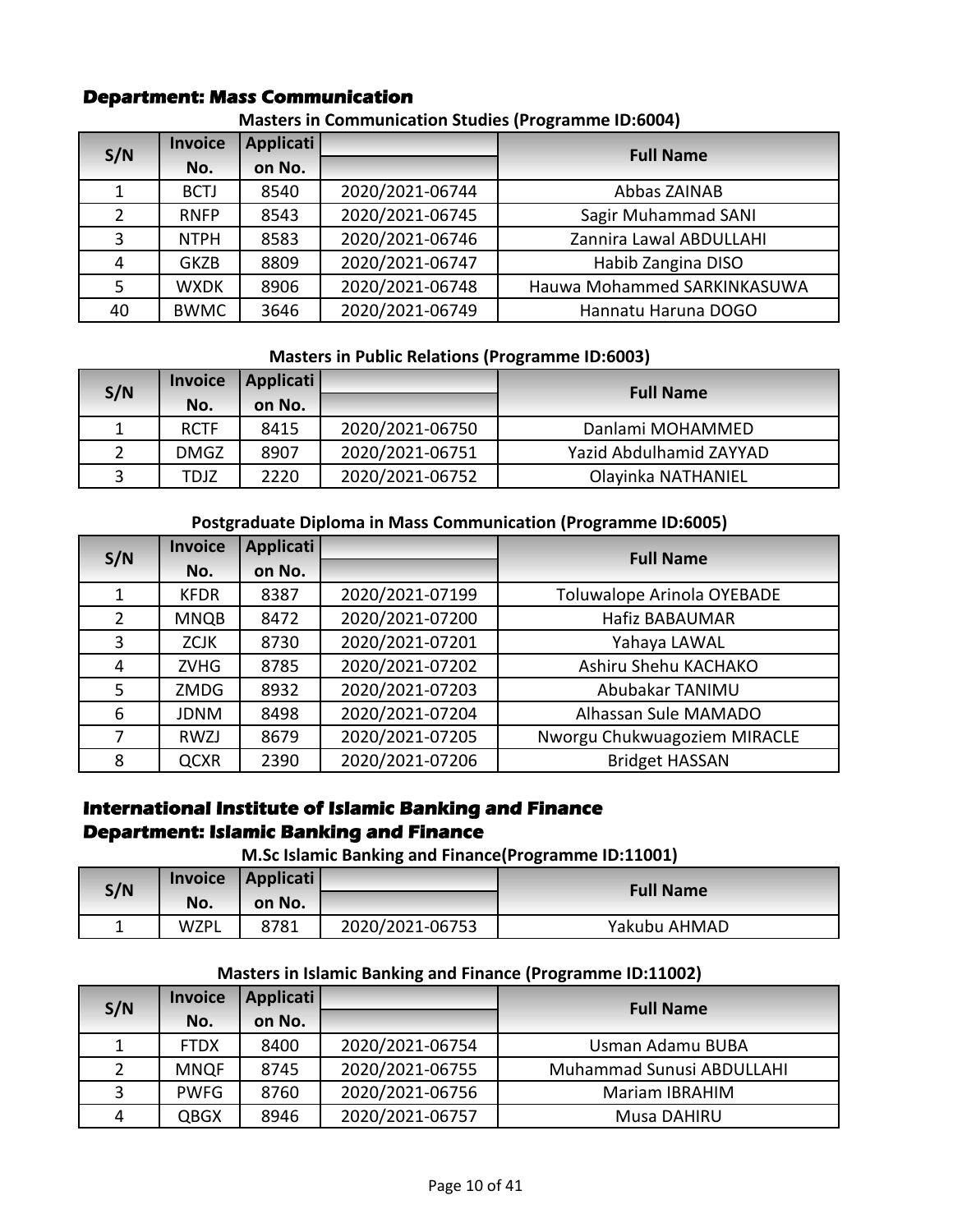## Department: Mass Communication

**Masters in Communication Studies (Programme ID:6004)**

| S/N | Invoice No. | Application No. | | Full Name |
|---|---|---|---|---|
| 1 | BCTJ | 8540 | 2020/2021-06744 | Abbas ZAINAB |
| 2 | RNFP | 8543 | 2020/2021-06745 | Sagir Muhammad SANI |
| 3 | NTPH | 8583 | 2020/2021-06746 | Zannira Lawal ABDULLAHI |
| 4 | GKZB | 8809 | 2020/2021-06747 | Habib Zangina DISO |
| 5 | WXDK | 8906 | 2020/2021-06748 | Hauwa Mohammed SARKINKASUWA |
| 40 | BWMC | 3646 | 2020/2021-06749 | Hannatu Haruna DOGO |

**Masters in Public Relations (Programme ID:6003)**

| S/N | Invoice No. | Application No. | | Full Name |
|---|---|---|---|---|
| 1 | RCTF | 8415 | 2020/2021-06750 | Danlami MOHAMMED |
| 2 | DMGZ | 8907 | 2020/2021-06751 | Yazid Abdulhamid ZAYYAD |
| 3 | TDJZ | 2220 | 2020/2021-06752 | Olayinka NATHANIEL |

**Postgraduate Diploma in Mass Communication (Programme ID:6005)**

| S/N | Invoice No. | Application No. | | Full Name |
|---|---|---|---|---|
| 1 | KFDR | 8387 | 2020/2021-07199 | Toluwalope Arinola OYEBADE |
| 2 | MNQB | 8472 | 2020/2021-07200 | Hafiz BABAUMAR |
| 3 | ZCJK | 8730 | 2020/2021-07201 | Yahaya LAWAL |
| 4 | ZVHG | 8785 | 2020/2021-07202 | Ashiru Shehu KACHAKO |
| 5 | ZMDG | 8932 | 2020/2021-07203 | Abubakar TANIMU |
| 6 | JDNM | 8498 | 2020/2021-07204 | Alhassan Sule MAMADO |
| 7 | RWZJ | 8679 | 2020/2021-07205 | Nworgu Chukwuagoziem MIRACLE |
| 8 | QCXR | 2390 | 2020/2021-07206 | Bridget HASSAN |

## International Institute of Islamic Banking and Finance

## Department: Islamic Banking and Finance

**M.Sc Islamic Banking and Finance(Programme ID:11001)**

| S/N | Invoice No. | Application No. | | Full Name |
|---|---|---|---|---|
| 1 | WZPL | 8781 | 2020/2021-06753 | Yakubu AHMAD |

**Masters in Islamic Banking and Finance (Programme ID:11002)**

| S/N | Invoice No. | Application No. | | Full Name |
|---|---|---|---|---|
| 1 | FTDX | 8400 | 2020/2021-06754 | Usman Adamu BUBA |
| 2 | MNQF | 8745 | 2020/2021-06755 | Muhammad Sunusi ABDULLAHI |
| 3 | PWFG | 8760 | 2020/2021-06756 | Mariam IBRAHIM |
| 4 | QBGX | 8946 | 2020/2021-06757 | Musa DAHIRU |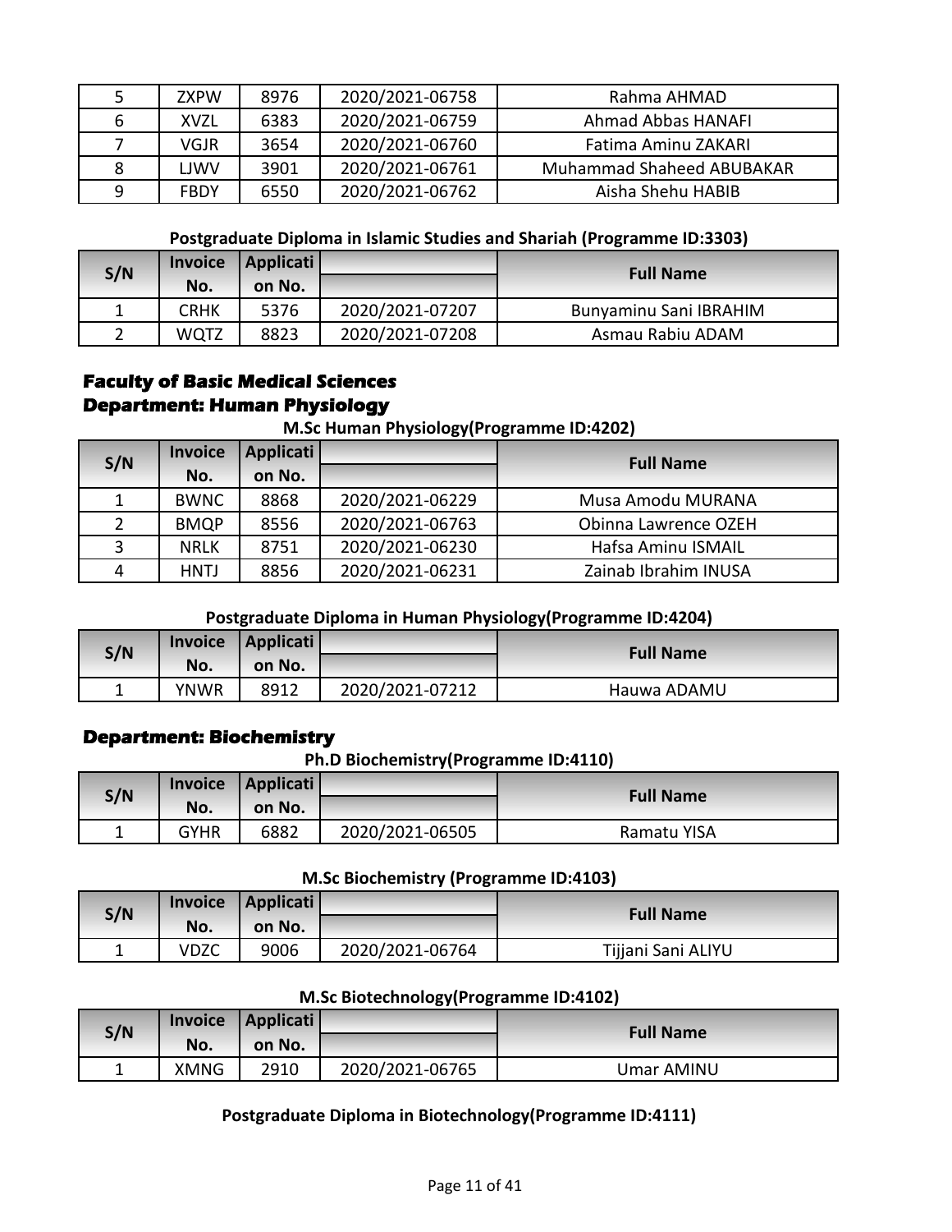| | | | | |
|---|---|---|---|---|
| 5 | ZXPW | 8976 | 2020/2021-06758 | Rahma AHMAD |
| 6 | XVZL | 6383 | 2020/2021-06759 | Ahmad Abbas HANAFI |
| 7 | VGJR | 3654 | 2020/2021-06760 | Fatima Aminu ZAKARI |
| 8 | LJWV | 3901 | 2020/2021-06761 | Muhammad Shaheed ABUBAKAR |
| 9 | FBDY | 6550 | 2020/2021-06762 | Aisha Shehu HABIB |

**Postgraduate Diploma in Islamic Studies and Shariah (Programme ID:3303)**

| S/N | Invoice No. | Application No. | | Full Name |
|---|---|---|---|---|
| 1 | CRHK | 5376 | 2020/2021-07207 | Bunyaminu Sani IBRAHIM |
| 2 | WQTZ | 8823 | 2020/2021-07208 | Asmau Rabiu ADAM |

## Faculty of Basic Medical Sciences

## Department: Human Physiology

**M.Sc Human Physiology(Programme ID:4202)**

| S/N | Invoice No. | Application No. | | Full Name |
|---|---|---|---|---|
| 1 | BWNC | 8868 | 2020/2021-06229 | Musa Amodu MURANA |
| 2 | BMQP | 8556 | 2020/2021-06763 | Obinna Lawrence OZEH |
| 3 | NRLK | 8751 | 2020/2021-06230 | Hafsa Aminu ISMAIL |
| 4 | HNTJ | 8856 | 2020/2021-06231 | Zainab Ibrahim INUSA |

**Postgraduate Diploma in Human Physiology(Programme ID:4204)**

| S/N | Invoice No. | Application No. | | Full Name |
|---|---|---|---|---|
| 1 | YNWR | 8912 | 2020/2021-07212 | Hauwa ADAMU |

## Department: Biochemistry

**Ph.D Biochemistry(Programme ID:4110)**

| S/N | Invoice No. | Application No. | | Full Name |
|---|---|---|---|---|
| 1 | GYHR | 6882 | 2020/2021-06505 | Ramatu YISA |

**M.Sc Biochemistry (Programme ID:4103)**

| S/N | Invoice No. | Application No. | | Full Name |
|---|---|---|---|---|
| 1 | VDZC | 9006 | 2020/2021-06764 | Tijjani Sani ALIYU |

**M.Sc Biotechnology(Programme ID:4102)**

| S/N | Invoice No. | Application No. | | Full Name |
|---|---|---|---|---|
| 1 | XMNG | 2910 | 2020/2021-06765 | Umar AMINU |

**Postgraduate Diploma in Biotechnology(Programme ID:4111)**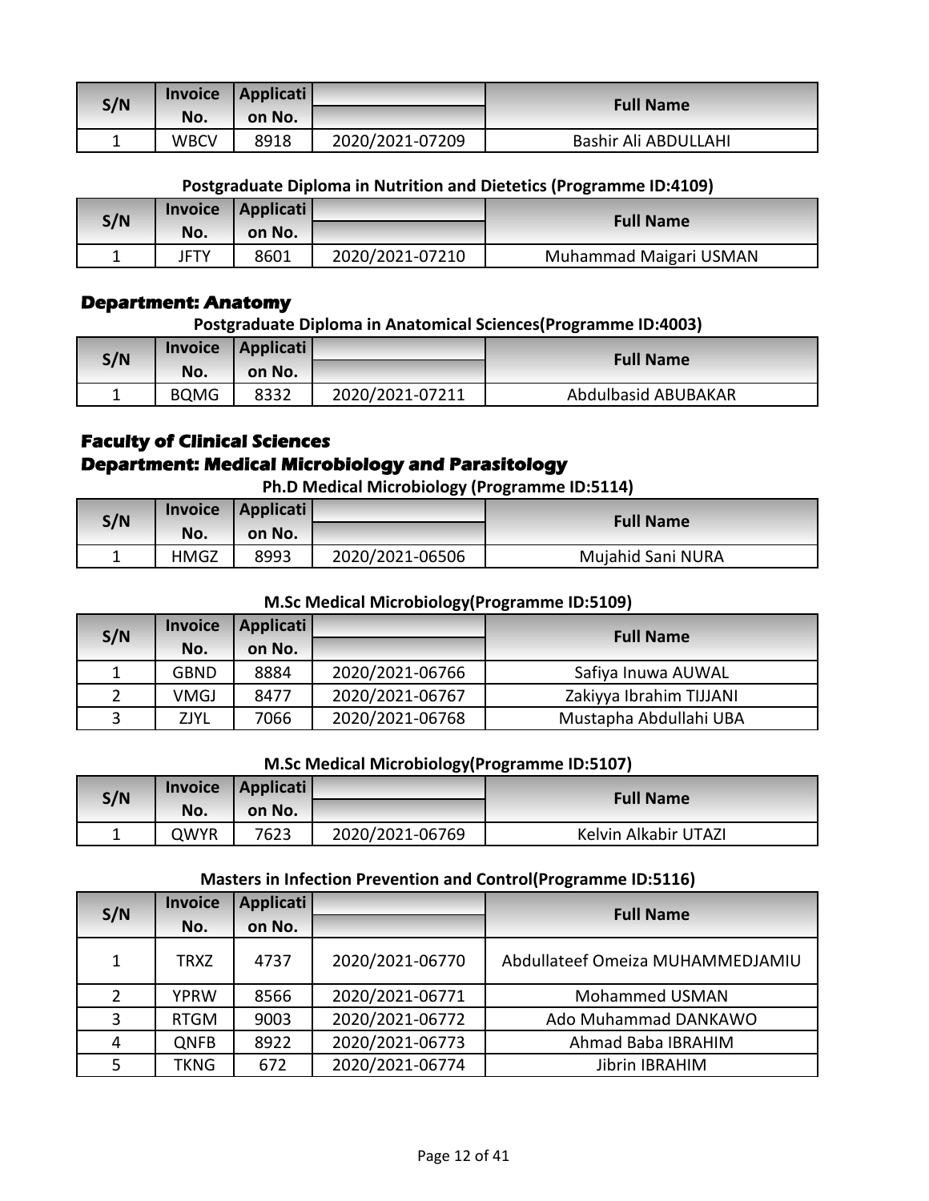| S/N | Invoice No. | Application No. | | Full Name |
|---|---|---|---|---|
| 1 | WBCV | 8918 | 2020/2021-07209 | Bashir Ali ABDULLAHI |

**Postgraduate Diploma in Nutrition and Dietetics (Programme ID:4109)**

| S/N | Invoice No. | Application No. | | Full Name |
|---|---|---|---|---|
| 1 | JFTY | 8601 | 2020/2021-07210 | Muhammad Maigari USMAN |

### Department: Anatomy

**Postgraduate Diploma in Anatomical Sciences(Programme ID:4003)**

| S/N | Invoice No. | Application No. | | Full Name |
|---|---|---|---|---|
| 1 | BQMG | 8332 | 2020/2021-07211 | Abdulbasid ABUBAKAR |

## Faculty of Clinical Sciences

### Department: Medical Microbiology and Parasitology

**Ph.D Medical Microbiology (Programme ID:5114)**

| S/N | Invoice No. | Application No. | | Full Name |
|---|---|---|---|---|
| 1 | HMGZ | 8993 | 2020/2021-06506 | Mujahid Sani NURA |

**M.Sc Medical Microbiology(Programme ID:5109)**

| S/N | Invoice No. | Application No. | | Full Name |
|---|---|---|---|---|
| 1 | GBND | 8884 | 2020/2021-06766 | Safiya Inuwa AUWAL |
| 2 | VMGJ | 8477 | 2020/2021-06767 | Zakiyya Ibrahim TIJJANI |
| 3 | ZJYL | 7066 | 2020/2021-06768 | Mustapha Abdullahi UBA |

**M.Sc Medical Microbiology(Programme ID:5107)**

| S/N | Invoice No. | Application No. | | Full Name |
|---|---|---|---|---|
| 1 | QWYR | 7623 | 2020/2021-06769 | Kelvin Alkabir UTAZI |

**Masters in Infection Prevention and Control(Programme ID:5116)**

| S/N | Invoice No. | Application No. | | Full Name |
|---|---|---|---|---|
| 1 | TRXZ | 4737 | 2020/2021-06770 | Abdullateef Omeiza MUHAMMEDJAMIU |
| 2 | YPRW | 8566 | 2020/2021-06771 | Mohammed USMAN |
| 3 | RTGM | 9003 | 2020/2021-06772 | Ado Muhammad DANKAWO |
| 4 | QNFB | 8922 | 2020/2021-06773 | Ahmad Baba IBRAHIM |
| 5 | TKNG | 672 | 2020/2021-06774 | Jibrin IBRAHIM |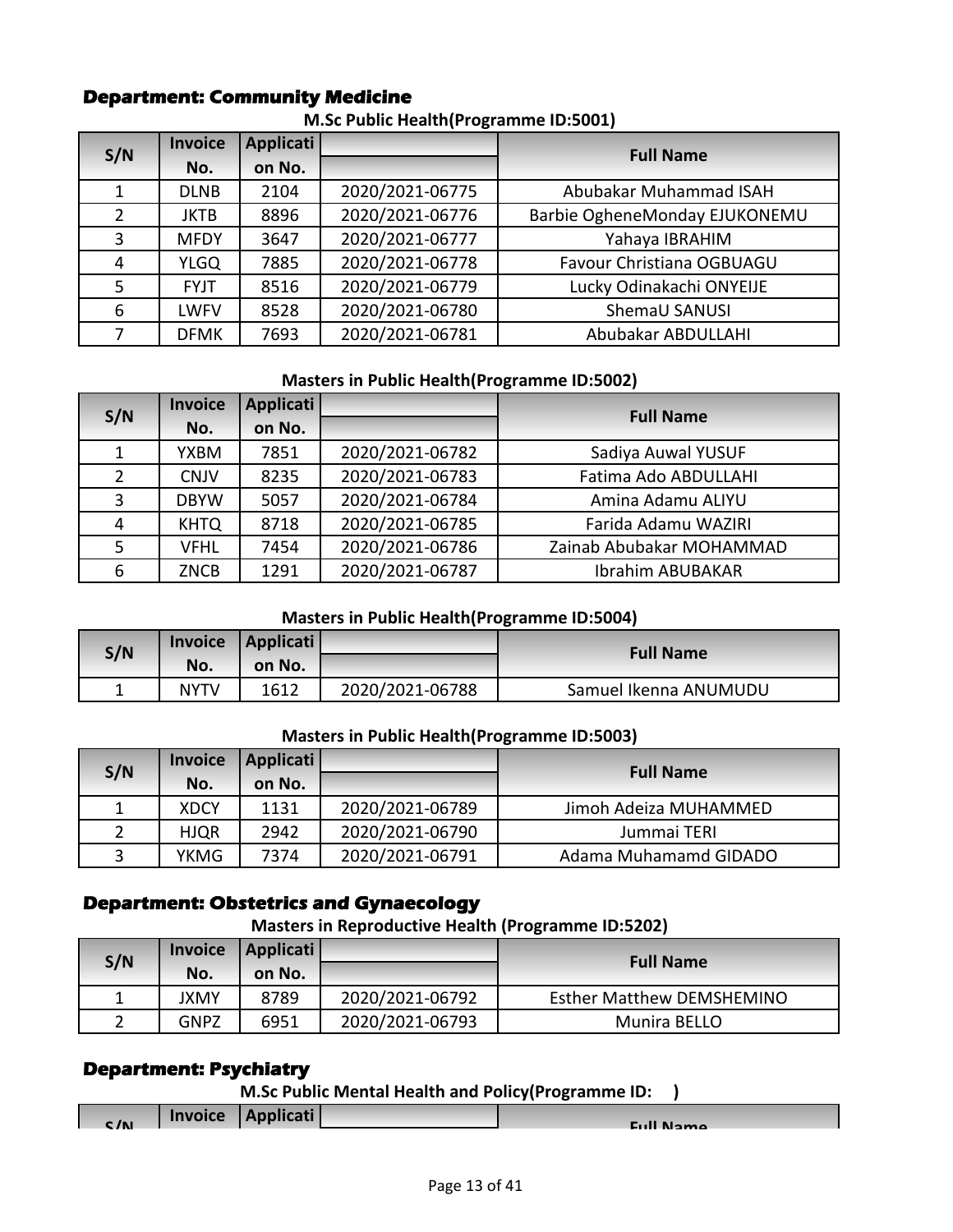## Department: Community Medicine

**M.Sc Public Health(Programme ID:5001)**

| S/N | Invoice No. | Application No. | | Full Name |
|---|---|---|---|---|
| 1 | DLNB | 2104 | 2020/2021-06775 | Abubakar Muhammad ISAH |
| 2 | JKTB | 8896 | 2020/2021-06776 | Barbie OgheneMonday EJUKONEMU |
| 3 | MFDY | 3647 | 2020/2021-06777 | Yahaya IBRAHIM |
| 4 | YLGQ | 7885 | 2020/2021-06778 | Favour Christiana OGBUAGU |
| 5 | FYJT | 8516 | 2020/2021-06779 | Lucky Odinakachi ONYEIJE |
| 6 | LWFV | 8528 | 2020/2021-06780 | ShemaU SANUSI |
| 7 | DFMK | 7693 | 2020/2021-06781 | Abubakar ABDULLAHI |

**Masters in Public Health(Programme ID:5002)**

| S/N | Invoice No. | Application No. | | Full Name |
|---|---|---|---|---|
| 1 | YXBM | 7851 | 2020/2021-06782 | Sadiya Auwal YUSUF |
| 2 | CNJV | 8235 | 2020/2021-06783 | Fatima Ado ABDULLAHI |
| 3 | DBYW | 5057 | 2020/2021-06784 | Amina Adamu ALIYU |
| 4 | KHTQ | 8718 | 2020/2021-06785 | Farida Adamu WAZIRI |
| 5 | VFHL | 7454 | 2020/2021-06786 | Zainab Abubakar MOHAMMAD |
| 6 | ZNCB | 1291 | 2020/2021-06787 | Ibrahim ABUBAKAR |

**Masters in Public Health(Programme ID:5004)**

| S/N | Invoice No. | Application No. | | Full Name |
|---|---|---|---|---|
| 1 | NYTV | 1612 | 2020/2021-06788 | Samuel Ikenna ANUMUDU |

**Masters in Public Health(Programme ID:5003)**

| S/N | Invoice No. | Application No. | | Full Name |
|---|---|---|---|---|
| 1 | XDCY | 1131 | 2020/2021-06789 | Jimoh Adeiza MUHAMMED |
| 2 | HJQR | 2942 | 2020/2021-06790 | Jummai TERI |
| 3 | YKMG | 7374 | 2020/2021-06791 | Adama Muhamamd GIDADO |

## Department: Obstetrics and Gynaecology

**Masters in Reproductive Health (Programme ID:5202)**

| S/N | Invoice No. | Application No. | | Full Name |
|---|---|---|---|---|
| 1 | JXMY | 8789 | 2020/2021-06792 | Esther Matthew DEMSHEMINO |
| 2 | GNPZ | 6951 | 2020/2021-06793 | Munira BELLO |

## Department: Psychiatry

**M.Sc Public Mental Health and Policy(Programme ID: )**

| S/N | Invoice No. | Application No. | | Full Name |
|---|---|---|---|---|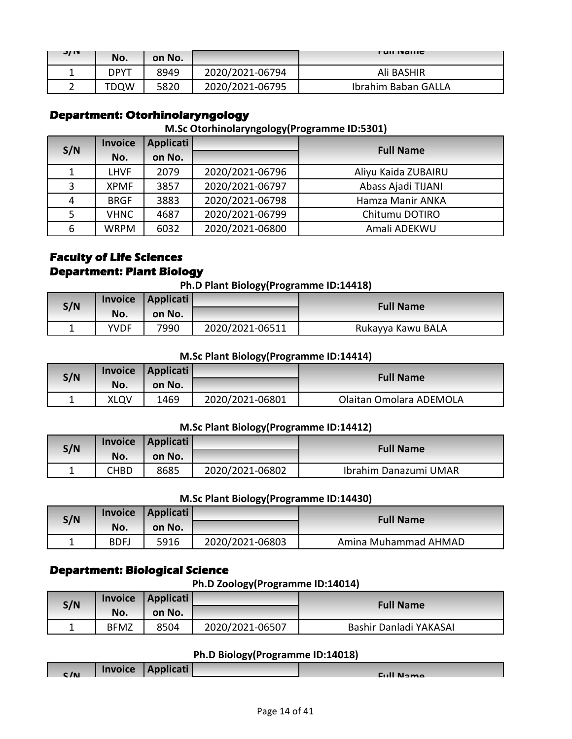| S/N | Invoice No. | Application No. | | Full Name |
|---|---|---|---|---|
| 1 | DPYT | 8949 | 2020/2021-06794 | Ali BASHIR |
| 2 | TDQW | 5820 | 2020/2021-06795 | Ibrahim Baban GALLA |

### Department: Otorhinolaryngology

**M.Sc Otorhinolaryngology(Programme ID:5301)**

| S/N | Invoice No. | Application No. | | Full Name |
|---|---|---|---|---|
| 1 | LHVF | 2079 | 2020/2021-06796 | Aliyu Kaida ZUBAIRU |
| 3 | XPMF | 3857 | 2020/2021-06797 | Abass Ajadi TIJANI |
| 4 | BRGF | 3883 | 2020/2021-06798 | Hamza Manir ANKA |
| 5 | VHNC | 4687 | 2020/2021-06799 | Chitumu DOTIRO |
| 6 | WRPM | 6032 | 2020/2021-06800 | Amali ADEKWU |

## Faculty of Life Sciences

### Department: Plant Biology

**Ph.D Plant Biology(Programme ID:14418)**

| S/N | Invoice No. | Application No. | | Full Name |
|---|---|---|---|---|
| 1 | YVDF | 7990 | 2020/2021-06511 | Rukayya Kawu BALA |

**M.Sc Plant Biology(Programme ID:14414)**

| S/N | Invoice No. | Application No. | | Full Name |
|---|---|---|---|---|
| 1 | XLQV | 1469 | 2020/2021-06801 | Olaitan Omolara ADEMOLA |

**M.Sc Plant Biology(Programme ID:14412)**

| S/N | Invoice No. | Application No. | | Full Name |
|---|---|---|---|---|
| 1 | CHBD | 8685 | 2020/2021-06802 | Ibrahim Danazumi UMAR |

**M.Sc Plant Biology(Programme ID:14430)**

| S/N | Invoice No. | Application No. | | Full Name |
|---|---|---|---|---|
| 1 | BDFJ | 5916 | 2020/2021-06803 | Amina Muhammad AHMAD |

### Department: Biological Science

**Ph.D Zoology(Programme ID:14014)**

| S/N | Invoice No. | Application No. | | Full Name |
|---|---|---|---|---|
| 1 | BFMZ | 8504 | 2020/2021-06507 | Bashir Danladi YAKASAI |

**Ph.D Biology(Programme ID:14018)**

| S/N | Invoice No. | Application No. | | Full Name |
|---|---|---|---|---|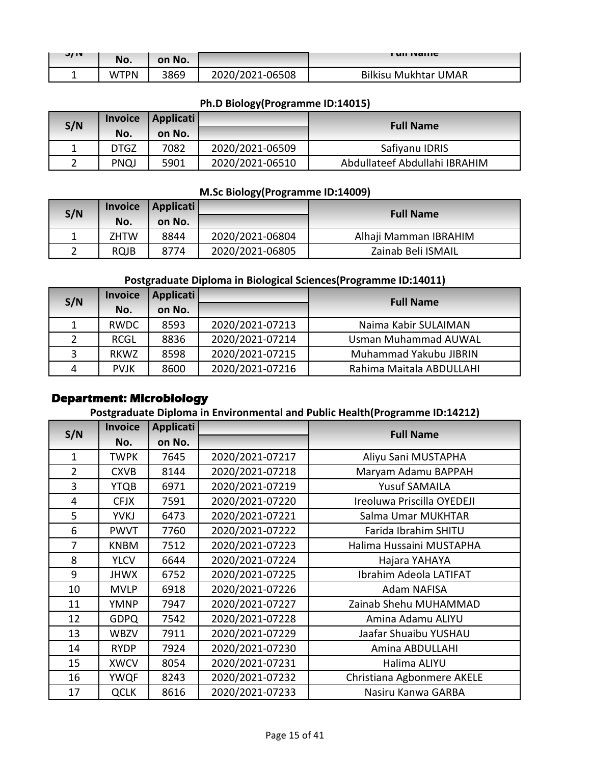| S/N | Invoice No. | Application No. | | Full Name |
|---|---|---|---|---|
| 1 | WTPN | 3869 | 2020/2021-06508 | Bilkisu Mukhtar UMAR |

### Ph.D Biology(Programme ID:14015)

| S/N | Invoice No. | Application No. | | Full Name |
|---|---|---|---|---|
| 1 | DTGZ | 7082 | 2020/2021-06509 | Safiyanu IDRIS |
| 2 | PNQJ | 5901 | 2020/2021-06510 | Abdullateef Abdullahi IBRAHIM |

### M.Sc Biology(Programme ID:14009)

| S/N | Invoice No. | Application No. | | Full Name |
|---|---|---|---|---|
| 1 | ZHTW | 8844 | 2020/2021-06804 | Alhaji Mamman IBRAHIM |
| 2 | RQJB | 8774 | 2020/2021-06805 | Zainab Beli ISMAIL |

### Postgraduate Diploma in Biological Sciences(Programme ID:14011)

| S/N | Invoice No. | Application No. | | Full Name |
|---|---|---|---|---|
| 1 | RWDC | 8593 | 2020/2021-07213 | Naima Kabir SULAIMAN |
| 2 | RCGL | 8836 | 2020/2021-07214 | Usman Muhammad AUWAL |
| 3 | RKWZ | 8598 | 2020/2021-07215 | Muhammad Yakubu JIBRIN |
| 4 | PVJK | 8600 | 2020/2021-07216 | Rahima Maitala ABDULLAHI |

## Department: Microbiology

### Postgraduate Diploma in Environmental and Public Health(Programme ID:14212)

| S/N | Invoice No. | Application No. | | Full Name |
|---|---|---|---|---|
| 1 | TWPK | 7645 | 2020/2021-07217 | Aliyu Sani MUSTAPHA |
| 2 | CXVB | 8144 | 2020/2021-07218 | Maryam Adamu BAPPAH |
| 3 | YTQB | 6971 | 2020/2021-07219 | Yusuf SAMAILA |
| 4 | CFJX | 7591 | 2020/2021-07220 | Ireoluwa Priscilla OYEDEJI |
| 5 | YVKJ | 6473 | 2020/2021-07221 | Salma Umar MUKHTAR |
| 6 | PWVT | 7760 | 2020/2021-07222 | Farida Ibrahim SHITU |
| 7 | KNBM | 7512 | 2020/2021-07223 | Halima Hussaini MUSTAPHA |
| 8 | YLCV | 6644 | 2020/2021-07224 | Hajara YAHAYA |
| 9 | JHWX | 6752 | 2020/2021-07225 | Ibrahim Adeola LATIFAT |
| 10 | MVLP | 6918 | 2020/2021-07226 | Adam NAFISA |
| 11 | YMNP | 7947 | 2020/2021-07227 | Zainab Shehu MUHAMMAD |
| 12 | GDPQ | 7542 | 2020/2021-07228 | Amina Adamu ALIYU |
| 13 | WBZV | 7911 | 2020/2021-07229 | Jaafar Shuaibu YUSHAU |
| 14 | RYDP | 7924 | 2020/2021-07230 | Amina ABDULLAHI |
| 15 | XWCV | 8054 | 2020/2021-07231 | Halima ALIYU |
| 16 | YWQF | 8243 | 2020/2021-07232 | Christiana Agbonmere AKELE |
| 17 | QCLK | 8616 | 2020/2021-07233 | Nasiru Kanwa GARBA |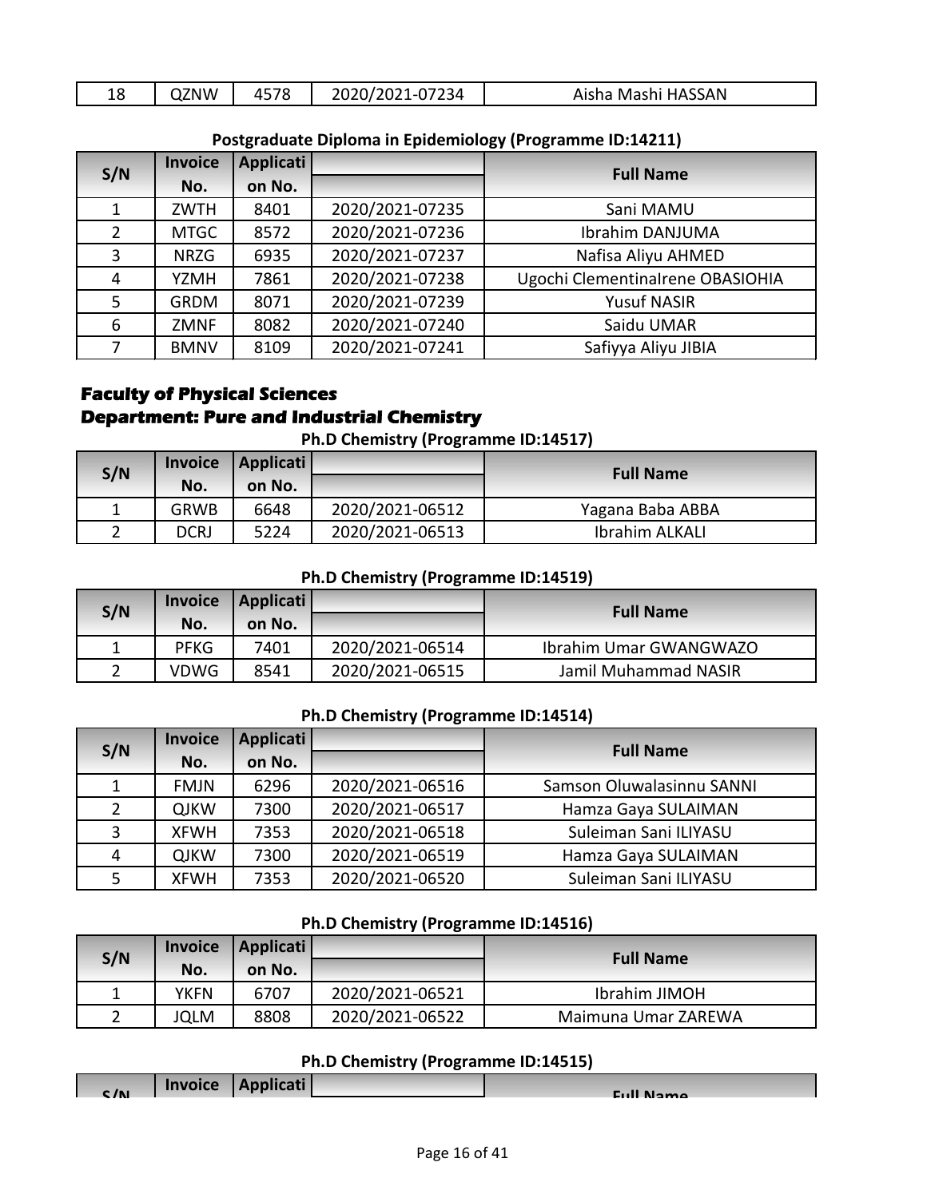| 18 | QZNW | 4578 | 2020/2021-07234 | Aisha Mashi HASSAN |
|---|---|---|---|---|

**Postgraduate Diploma in Epidemiology (Programme ID:14211)**

| S/N | Invoice No. | Application No. | | Full Name |
|---|---|---|---|---|
| 1 | ZWTH | 8401 | 2020/2021-07235 | Sani MAMU |
| 2 | MTGC | 8572 | 2020/2021-07236 | Ibrahim DANJUMA |
| 3 | NRZG | 6935 | 2020/2021-07237 | Nafisa Aliyu AHMED |
| 4 | YZMH | 7861 | 2020/2021-07238 | Ugochi ClementinaIrene OBASIOHIA |
| 5 | GRDM | 8071 | 2020/2021-07239 | Yusuf NASIR |
| 6 | ZMNF | 8082 | 2020/2021-07240 | Saidu UMAR |
| 7 | BMNV | 8109 | 2020/2021-07241 | Safiyya Aliyu JIBIA |

## Faculty of Physical Sciences

## Department: Pure and Industrial Chemistry

**Ph.D Chemistry (Programme ID:14517)**

| S/N | Invoice No. | Application No. | | Full Name |
|---|---|---|---|---|
| 1 | GRWB | 6648 | 2020/2021-06512 | Yagana Baba ABBA |
| 2 | DCRJ | 5224 | 2020/2021-06513 | Ibrahim ALKALI |

**Ph.D Chemistry (Programme ID:14519)**

| S/N | Invoice No. | Application No. | | Full Name |
|---|---|---|---|---|
| 1 | PFKG | 7401 | 2020/2021-06514 | Ibrahim Umar GWANGWAZO |
| 2 | VDWG | 8541 | 2020/2021-06515 | Jamil Muhammad NASIR |

**Ph.D Chemistry (Programme ID:14514)**

| S/N | Invoice No. | Application No. | | Full Name |
|---|---|---|---|---|
| 1 | FMJN | 6296 | 2020/2021-06516 | Samson Oluwalasinnu SANNI |
| 2 | QJKW | 7300 | 2020/2021-06517 | Hamza Gaya SULAIMAN |
| 3 | XFWH | 7353 | 2020/2021-06518 | Suleiman Sani ILIYASU |
| 4 | QJKW | 7300 | 2020/2021-06519 | Hamza Gaya SULAIMAN |
| 5 | XFWH | 7353 | 2020/2021-06520 | Suleiman Sani ILIYASU |

**Ph.D Chemistry (Programme ID:14516)**

| S/N | Invoice No. | Application No. | | Full Name |
|---|---|---|---|---|
| 1 | YKFN | 6707 | 2020/2021-06521 | Ibrahim JIMOH |
| 2 | JQLM | 8808 | 2020/2021-06522 | Maimuna Umar ZAREWA |

**Ph.D Chemistry (Programme ID:14515)**

| S/N | Invoice No. | Application No. | | Full Name |
|---|---|---|---|---|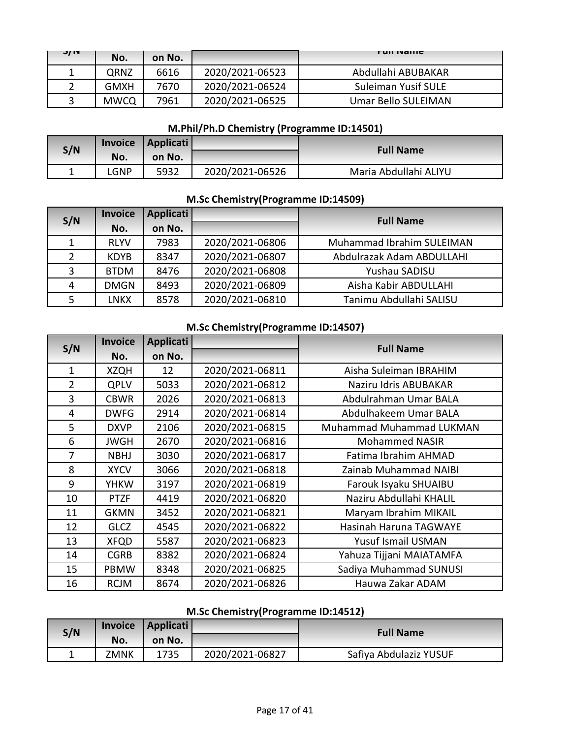| S/N | Invoice No. | Application No. | | Full Name |
|---|---|---|---|---|
| 1 | QRNZ | 6616 | 2020/2021-06523 | Abdullahi ABUBAKAR |
| 2 | GMXH | 7670 | 2020/2021-06524 | Suleiman Yusif SULE |
| 3 | MWCQ | 7961 | 2020/2021-06525 | Umar Bello SULEIMAN |

### M.Phil/Ph.D Chemistry (Programme ID:14501)

| S/N | Invoice No. | Application No. | | Full Name |
|---|---|---|---|---|
| 1 | LGNP | 5932 | 2020/2021-06526 | Maria Abdullahi ALIYU |

### M.Sc Chemistry(Programme ID:14509)

| S/N | Invoice No. | Application No. | | Full Name |
|---|---|---|---|---|
| 1 | RLYV | 7983 | 2020/2021-06806 | Muhammad Ibrahim SULEIMAN |
| 2 | KDYB | 8347 | 2020/2021-06807 | Abdulrazak Adam ABDULLAHI |
| 3 | BTDM | 8476 | 2020/2021-06808 | Yushau SADISU |
| 4 | DMGN | 8493 | 2020/2021-06809 | Aisha Kabir ABDULLAHI |
| 5 | LNKX | 8578 | 2020/2021-06810 | Tanimu Abdullahi SALISU |

### M.Sc Chemistry(Programme ID:14507)

| S/N | Invoice No. | Application No. | | Full Name |
|---|---|---|---|---|
| 1 | XZQH | 12 | 2020/2021-06811 | Aisha Suleiman IBRAHIM |
| 2 | QPLV | 5033 | 2020/2021-06812 | Naziru Idris ABUBAKAR |
| 3 | CBWR | 2026 | 2020/2021-06813 | Abdulrahman Umar BALA |
| 4 | DWFG | 2914 | 2020/2021-06814 | Abdulhakeem Umar BALA |
| 5 | DXVP | 2106 | 2020/2021-06815 | Muhammad Muhammad LUKMAN |
| 6 | JWGH | 2670 | 2020/2021-06816 | Mohammed NASIR |
| 7 | NBHJ | 3030 | 2020/2021-06817 | Fatima Ibrahim AHMAD |
| 8 | XYCV | 3066 | 2020/2021-06818 | Zainab Muhammad NAIBI |
| 9 | YHKW | 3197 | 2020/2021-06819 | Farouk Isyaku SHUAIBU |
| 10 | PTZF | 4419 | 2020/2021-06820 | Naziru Abdullahi KHALIL |
| 11 | GKMN | 3452 | 2020/2021-06821 | Maryam Ibrahim MIKAIL |
| 12 | GLCZ | 4545 | 2020/2021-06822 | Hasinah Haruna TAGWAYE |
| 13 | XFQD | 5587 | 2020/2021-06823 | Yusuf Ismail USMAN |
| 14 | CGRB | 8382 | 2020/2021-06824 | Yahuza Tijjani MAIATAMFA |
| 15 | PBMW | 8348 | 2020/2021-06825 | Sadiya Muhammad SUNUSI |
| 16 | RCJM | 8674 | 2020/2021-06826 | Hauwa Zakar ADAM |

### M.Sc Chemistry(Programme ID:14512)

| S/N | Invoice No. | Application No. | | Full Name |
|---|---|---|---|---|
| 1 | ZMNK | 1735 | 2020/2021-06827 | Safiya Abdulaziz YUSUF |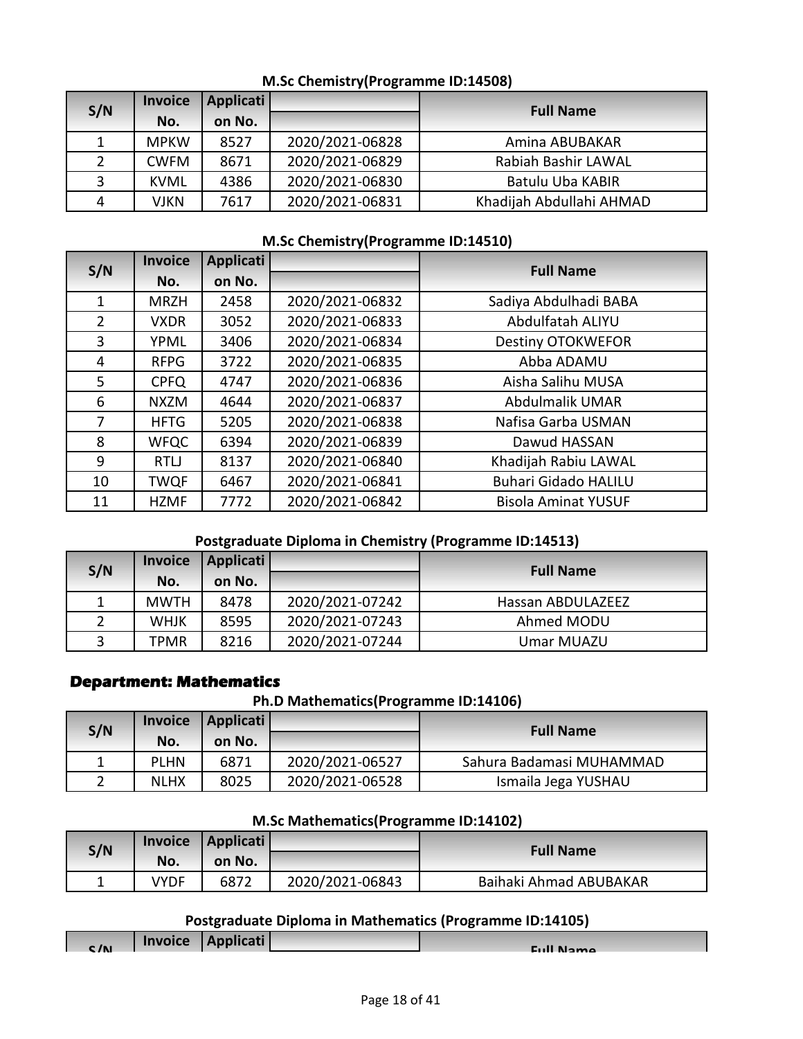### M.Sc Chemistry(Programme ID:14508)

| S/N | Invoice No. | Application No. | | Full Name |
|---|---|---|---|---|
| 1 | MPKW | 8527 | 2020/2021-06828 | Amina ABUBAKAR |
| 2 | CWFM | 8671 | 2020/2021-06829 | Rabiah Bashir LAWAL |
| 3 | KVML | 4386 | 2020/2021-06830 | Batulu Uba KABIR |
| 4 | VJKN | 7617 | 2020/2021-06831 | Khadijah Abdullahi AHMAD |

### M.Sc Chemistry(Programme ID:14510)

| S/N | Invoice No. | Application No. | | Full Name |
|---|---|---|---|---|
| 1 | MRZH | 2458 | 2020/2021-06832 | Sadiya Abdulhadi BABA |
| 2 | VXDR | 3052 | 2020/2021-06833 | Abdulfatah ALIYU |
| 3 | YPML | 3406 | 2020/2021-06834 | Destiny OTOKWEFOR |
| 4 | RFPG | 3722 | 2020/2021-06835 | Abba ADAMU |
| 5 | CPFQ | 4747 | 2020/2021-06836 | Aisha Salihu MUSA |
| 6 | NXZM | 4644 | 2020/2021-06837 | Abdulmalik UMAR |
| 7 | HFTG | 5205 | 2020/2021-06838 | Nafisa Garba USMAN |
| 8 | WFQC | 6394 | 2020/2021-06839 | Dawud HASSAN |
| 9 | RTLJ | 8137 | 2020/2021-06840 | Khadijah Rabiu LAWAL |
| 10 | TWQF | 6467 | 2020/2021-06841 | Buhari Gidado HALILU |
| 11 | HZMF | 7772 | 2020/2021-06842 | Bisola Aminat YUSUF |

### Postgraduate Diploma in Chemistry (Programme ID:14513)

| S/N | Invoice No. | Application No. | | Full Name |
|---|---|---|---|---|
| 1 | MWTH | 8478 | 2020/2021-07242 | Hassan ABDULAZEEZ |
| 2 | WHJK | 8595 | 2020/2021-07243 | Ahmed MODU |
| 3 | TPMR | 8216 | 2020/2021-07244 | Umar MUAZU |

## Department: Mathematics

### Ph.D Mathematics(Programme ID:14106)

| S/N | Invoice No. | Application No. | | Full Name |
|---|---|---|---|---|
| 1 | PLHN | 6871 | 2020/2021-06527 | Sahura Badamasi MUHAMMAD |
| 2 | NLHX | 8025 | 2020/2021-06528 | Ismaila Jega YUSHAU |

### M.Sc Mathematics(Programme ID:14102)

| S/N | Invoice No. | Application No. | | Full Name |
|---|---|---|---|---|
| 1 | VYDF | 6872 | 2020/2021-06843 | Baihaki Ahmad ABUBAKAR |

### Postgraduate Diploma in Mathematics (Programme ID:14105)

| S/N | Invoice No. | Application No. | | Full Name |
|---|---|---|---|---|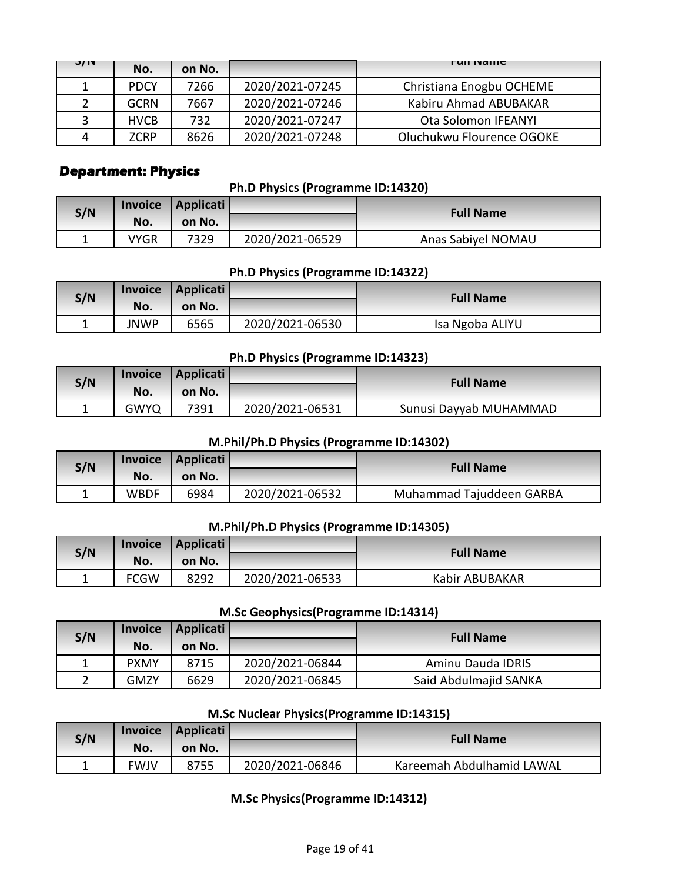| S/N | Invoice No. | Application No. | | Full Name |
|---|---|---|---|---|
| 1 | PDCY | 7266 | 2020/2021-07245 | Christiana Enogbu OCHEME |
| 2 | GCRN | 7667 | 2020/2021-07246 | Kabiru Ahmad ABUBAKAR |
| 3 | HVCB | 732 | 2020/2021-07247 | Ota Solomon IFEANYI |
| 4 | ZCRP | 8626 | 2020/2021-07248 | Oluchukwu Flourence OGOKE |

## Department: Physics

### Ph.D Physics (Programme ID:14320)

| S/N | Invoice No. | Application No. | | Full Name |
|---|---|---|---|---|
| 1 | VYGR | 7329 | 2020/2021-06529 | Anas Sabiyel NOMAU |

### Ph.D Physics (Programme ID:14322)

| S/N | Invoice No. | Application No. | | Full Name |
|---|---|---|---|---|
| 1 | JNWP | 6565 | 2020/2021-06530 | Isa Ngoba ALIYU |

### Ph.D Physics (Programme ID:14323)

| S/N | Invoice No. | Application No. | | Full Name |
|---|---|---|---|---|
| 1 | GWYQ | 7391 | 2020/2021-06531 | Sunusi Dayyab MUHAMMAD |

### M.Phil/Ph.D Physics (Programme ID:14302)

| S/N | Invoice No. | Application No. | | Full Name |
|---|---|---|---|---|
| 1 | WBDF | 6984 | 2020/2021-06532 | Muhammad Tajuddeen GARBA |

### M.Phil/Ph.D Physics (Programme ID:14305)

| S/N | Invoice No. | Application No. | | Full Name |
|---|---|---|---|---|
| 1 | FCGW | 8292 | 2020/2021-06533 | Kabir ABUBAKAR |

### M.Sc Geophysics(Programme ID:14314)

| S/N | Invoice No. | Application No. | | Full Name |
|---|---|---|---|---|
| 1 | PXMY | 8715 | 2020/2021-06844 | Aminu Dauda IDRIS |
| 2 | GMZY | 6629 | 2020/2021-06845 | Said Abdulmajid SANKA |

### M.Sc Nuclear Physics(Programme ID:14315)

| S/N | Invoice No. | Application No. | | Full Name |
|---|---|---|---|---|
| 1 | FWJV | 8755 | 2020/2021-06846 | Kareemah Abdulhamid LAWAL |

### M.Sc Physics(Programme ID:14312)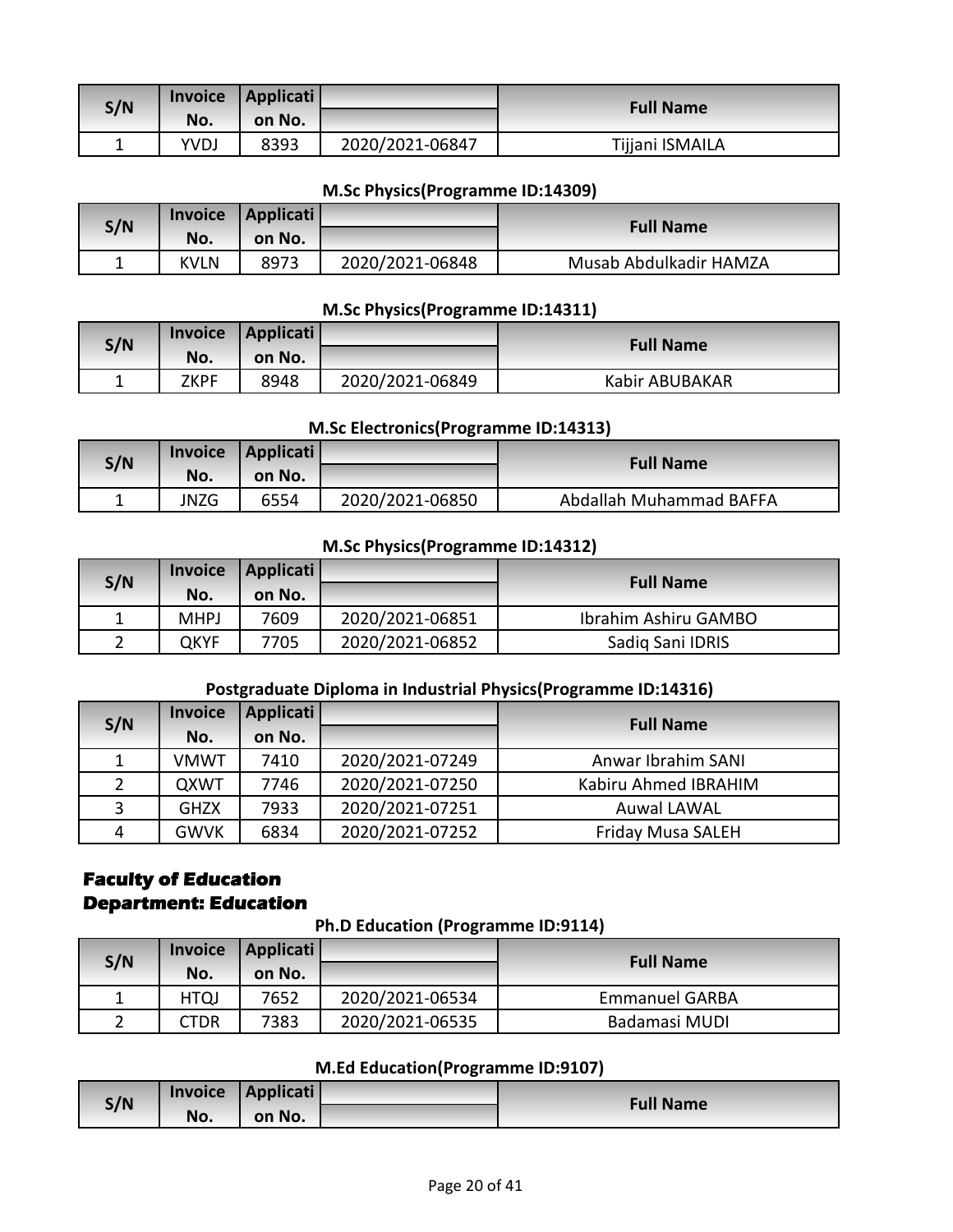| S/N | Invoice No. | Application No. | | Full Name |
|---|---|---|---|---|
| 1 | YVDJ | 8393 | 2020/2021-06847 | Tijjani ISMAILA |

**M.Sc Physics(Programme ID:14309)**

| S/N | Invoice No. | Application No. | | Full Name |
|---|---|---|---|---|
| 1 | KVLN | 8973 | 2020/2021-06848 | Musab Abdulkadir HAMZA |

**M.Sc Physics(Programme ID:14311)**

| S/N | Invoice No. | Application No. | | Full Name |
|---|---|---|---|---|
| 1 | ZKPF | 8948 | 2020/2021-06849 | Kabir ABUBAKAR |

**M.Sc Electronics(Programme ID:14313)**

| S/N | Invoice No. | Application No. | | Full Name |
|---|---|---|---|---|
| 1 | JNZG | 6554 | 2020/2021-06850 | Abdallah Muhammad BAFFA |

**M.Sc Physics(Programme ID:14312)**

| S/N | Invoice No. | Application No. | | Full Name |
|---|---|---|---|---|
| 1 | MHPJ | 7609 | 2020/2021-06851 | Ibrahim Ashiru GAMBO |
| 2 | QKYF | 7705 | 2020/2021-06852 | Sadiq Sani IDRIS |

**Postgraduate Diploma in Industrial Physics(Programme ID:14316)**

| S/N | Invoice No. | Application No. | | Full Name |
|---|---|---|---|---|
| 1 | VMWT | 7410 | 2020/2021-07249 | Anwar Ibrahim SANI |
| 2 | QXWT | 7746 | 2020/2021-07250 | Kabiru Ahmed IBRAHIM |
| 3 | GHZX | 7933 | 2020/2021-07251 | Auwal LAWAL |
| 4 | GWVK | 6834 | 2020/2021-07252 | Friday Musa SALEH |

## Faculty of Education
## Department: Education

**Ph.D Education (Programme ID:9114)**

| S/N | Invoice No. | Application No. | | Full Name |
|---|---|---|---|---|
| 1 | HTQJ | 7652 | 2020/2021-06534 | Emmanuel GARBA |
| 2 | CTDR | 7383 | 2020/2021-06535 | Badamasi MUDI |

**M.Ed Education(Programme ID:9107)**

| S/N | Invoice No. | Application No. | | Full Name |
|---|---|---|---|---|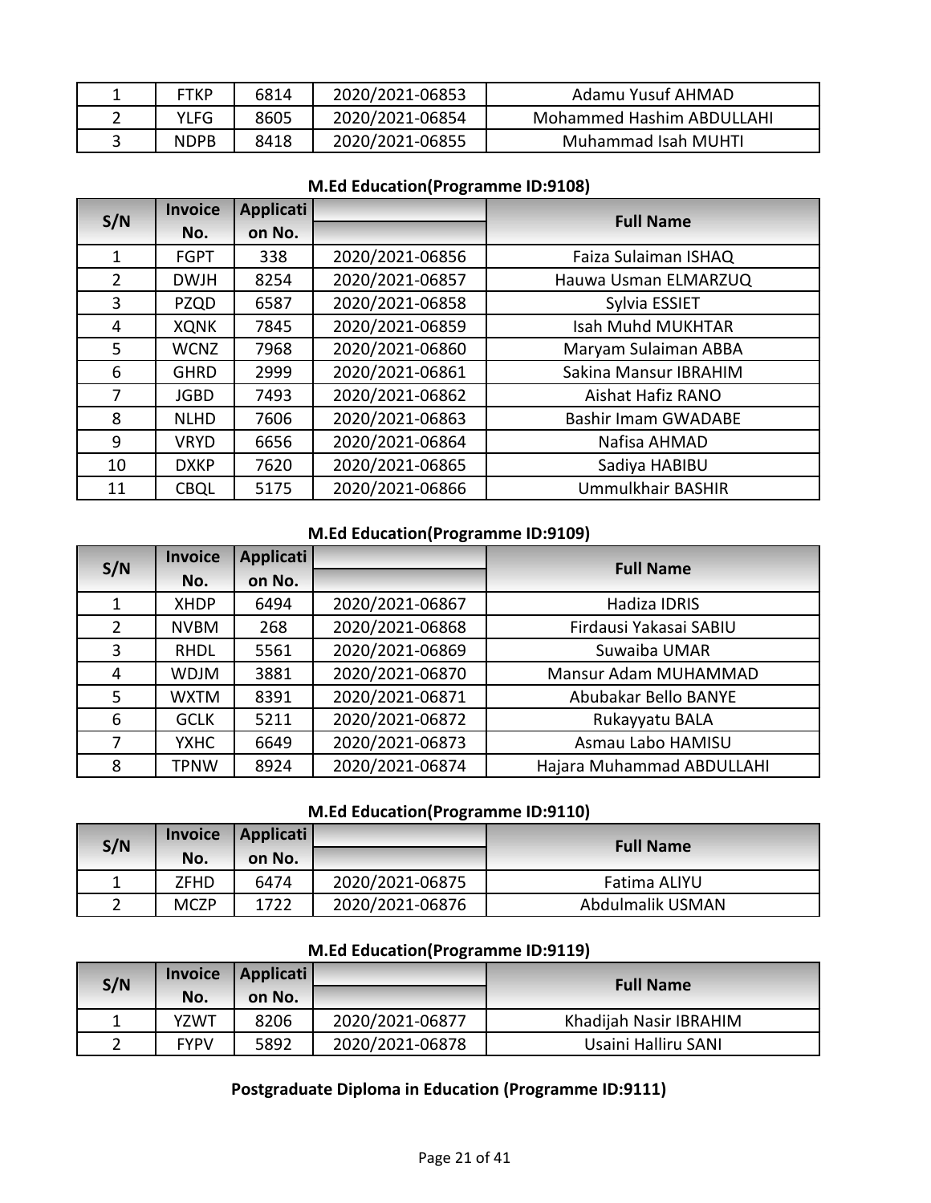| | | | | |
|---|---|---|---|---|
| 1 | FTKP | 6814 | 2020/2021-06853 | Adamu Yusuf AHMAD |
| 2 | YLFG | 8605 | 2020/2021-06854 | Mohammed Hashim ABDULLAHI |
| 3 | NDPB | 8418 | 2020/2021-06855 | Muhammad Isah MUHTI |

**M.Ed Education(Programme ID:9108)**

| S/N | Invoice No. | Application No. | | Full Name |
|---|---|---|---|---|
| 1 | FGPT | 338 | 2020/2021-06856 | Faiza Sulaiman ISHAQ |
| 2 | DWJH | 8254 | 2020/2021-06857 | Hauwa Usman ELMARZUQ |
| 3 | PZQD | 6587 | 2020/2021-06858 | Sylvia ESSIET |
| 4 | XQNK | 7845 | 2020/2021-06859 | Isah Muhd MUKHTAR |
| 5 | WCNZ | 7968 | 2020/2021-06860 | Maryam Sulaiman ABBA |
| 6 | GHRD | 2999 | 2020/2021-06861 | Sakina Mansur IBRAHIM |
| 7 | JGBD | 7493 | 2020/2021-06862 | Aishat Hafiz RANO |
| 8 | NLHD | 7606 | 2020/2021-06863 | Bashir Imam GWADABE |
| 9 | VRYD | 6656 | 2020/2021-06864 | Nafisa AHMAD |
| 10 | DXKP | 7620 | 2020/2021-06865 | Sadiya HABIBU |
| 11 | CBQL | 5175 | 2020/2021-06866 | Ummulkhair BASHIR |

**M.Ed Education(Programme ID:9109)**

| S/N | Invoice No. | Application No. | | Full Name |
|---|---|---|---|---|
| 1 | XHDP | 6494 | 2020/2021-06867 | Hadiza IDRIS |
| 2 | NVBM | 268 | 2020/2021-06868 | Firdausi Yakasai SABIU |
| 3 | RHDL | 5561 | 2020/2021-06869 | Suwaiba UMAR |
| 4 | WDJM | 3881 | 2020/2021-06870 | Mansur Adam MUHAMMAD |
| 5 | WXTM | 8391 | 2020/2021-06871 | Abubakar Bello BANYE |
| 6 | GCLK | 5211 | 2020/2021-06872 | Rukayyatu BALA |
| 7 | YXHC | 6649 | 2020/2021-06873 | Asmau Labo HAMISU |
| 8 | TPNW | 8924 | 2020/2021-06874 | Hajara Muhammad ABDULLAHI |

**M.Ed Education(Programme ID:9110)**

| S/N | Invoice No. | Application No. | | Full Name |
|---|---|---|---|---|
| 1 | ZFHD | 6474 | 2020/2021-06875 | Fatima ALIYU |
| 2 | MCZP | 1722 | 2020/2021-06876 | Abdulmalik USMAN |

**M.Ed Education(Programme ID:9119)**

| S/N | Invoice No. | Application No. | | Full Name |
|---|---|---|---|---|
| 1 | YZWT | 8206 | 2020/2021-06877 | Khadijah Nasir IBRAHIM |
| 2 | FYPV | 5892 | 2020/2021-06878 | Usaini Halliru SANI |

**Postgraduate Diploma in Education (Programme ID:9111)**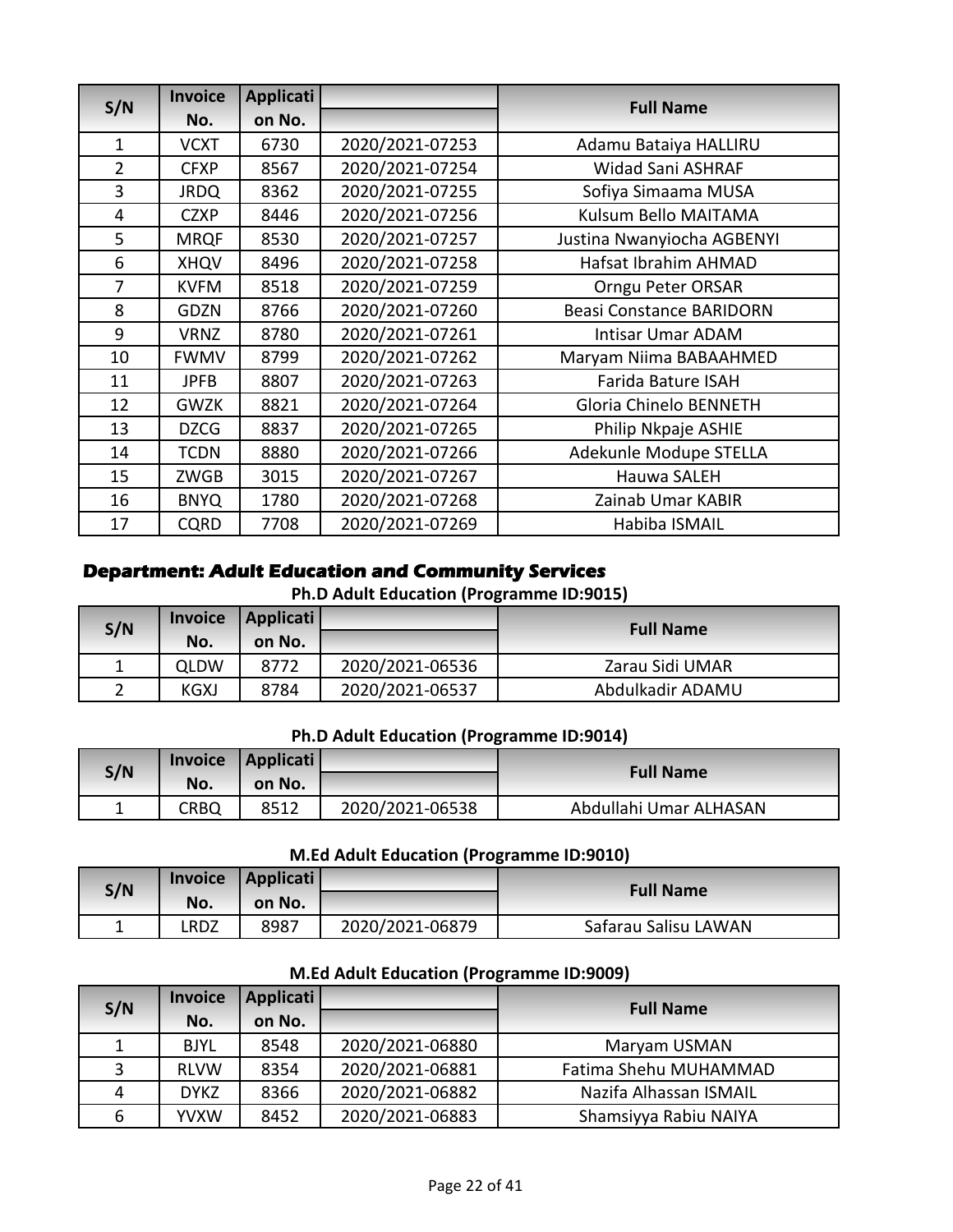| S/N | Invoice No. | Application No. | | Full Name |
|---|---|---|---|---|
| 1 | VCXT | 6730 | 2020/2021-07253 | Adamu Bataiya HALLIRU |
| 2 | CFXP | 8567 | 2020/2021-07254 | Widad Sani ASHRAF |
| 3 | JRDQ | 8362 | 2020/2021-07255 | Sofiya Simaama MUSA |
| 4 | CZXP | 8446 | 2020/2021-07256 | Kulsum Bello MAITAMA |
| 5 | MRQF | 8530 | 2020/2021-07257 | Justina Nwanyiocha AGBENYI |
| 6 | XHQV | 8496 | 2020/2021-07258 | Hafsat Ibrahim AHMAD |
| 7 | KVFM | 8518 | 2020/2021-07259 | Orngu Peter ORSAR |
| 8 | GDZN | 8766 | 2020/2021-07260 | Beasi Constance BARIDORN |
| 9 | VRNZ | 8780 | 2020/2021-07261 | Intisar Umar ADAM |
| 10 | FWMV | 8799 | 2020/2021-07262 | Maryam Niima BABAAHMED |
| 11 | JPFB | 8807 | 2020/2021-07263 | Farida Bature ISAH |
| 12 | GWZK | 8821 | 2020/2021-07264 | Gloria Chinelo BENNETH |
| 13 | DZCG | 8837 | 2020/2021-07265 | Philip Nkpaje ASHIE |
| 14 | TCDN | 8880 | 2020/2021-07266 | Adekunle Modupe STELLA |
| 15 | ZWGB | 3015 | 2020/2021-07267 | Hauwa SALEH |
| 16 | BNYQ | 1780 | 2020/2021-07268 | Zainab Umar KABIR |
| 17 | CQRD | 7708 | 2020/2021-07269 | Habiba ISMAIL |

## Department: Adult Education and Community Services

**Ph.D Adult Education (Programme ID:9015)**

| S/N | Invoice No. | Application No. | | Full Name |
|---|---|---|---|---|
| 1 | QLDW | 8772 | 2020/2021-06536 | Zarau Sidi UMAR |
| 2 | KGXJ | 8784 | 2020/2021-06537 | Abdulkadir ADAMU |

**Ph.D Adult Education (Programme ID:9014)**

| S/N | Invoice No. | Application No. | | Full Name |
|---|---|---|---|---|
| 1 | CRBQ | 8512 | 2020/2021-06538 | Abdullahi Umar ALHASAN |

**M.Ed Adult Education (Programme ID:9010)**

| S/N | Invoice No. | Application No. | | Full Name |
|---|---|---|---|---|
| 1 | LRDZ | 8987 | 2020/2021-06879 | Safarau Salisu LAWAN |

**M.Ed Adult Education (Programme ID:9009)**

| S/N | Invoice No. | Application No. | | Full Name |
|---|---|---|---|---|
| 1 | BJYL | 8548 | 2020/2021-06880 | Maryam USMAN |
| 3 | RLVW | 8354 | 2020/2021-06881 | Fatima Shehu MUHAMMAD |
| 4 | DYKZ | 8366 | 2020/2021-06882 | Nazifa Alhassan ISMAIL |
| 6 | YVXW | 8452 | 2020/2021-06883 | Shamsiyya Rabiu NAIYA |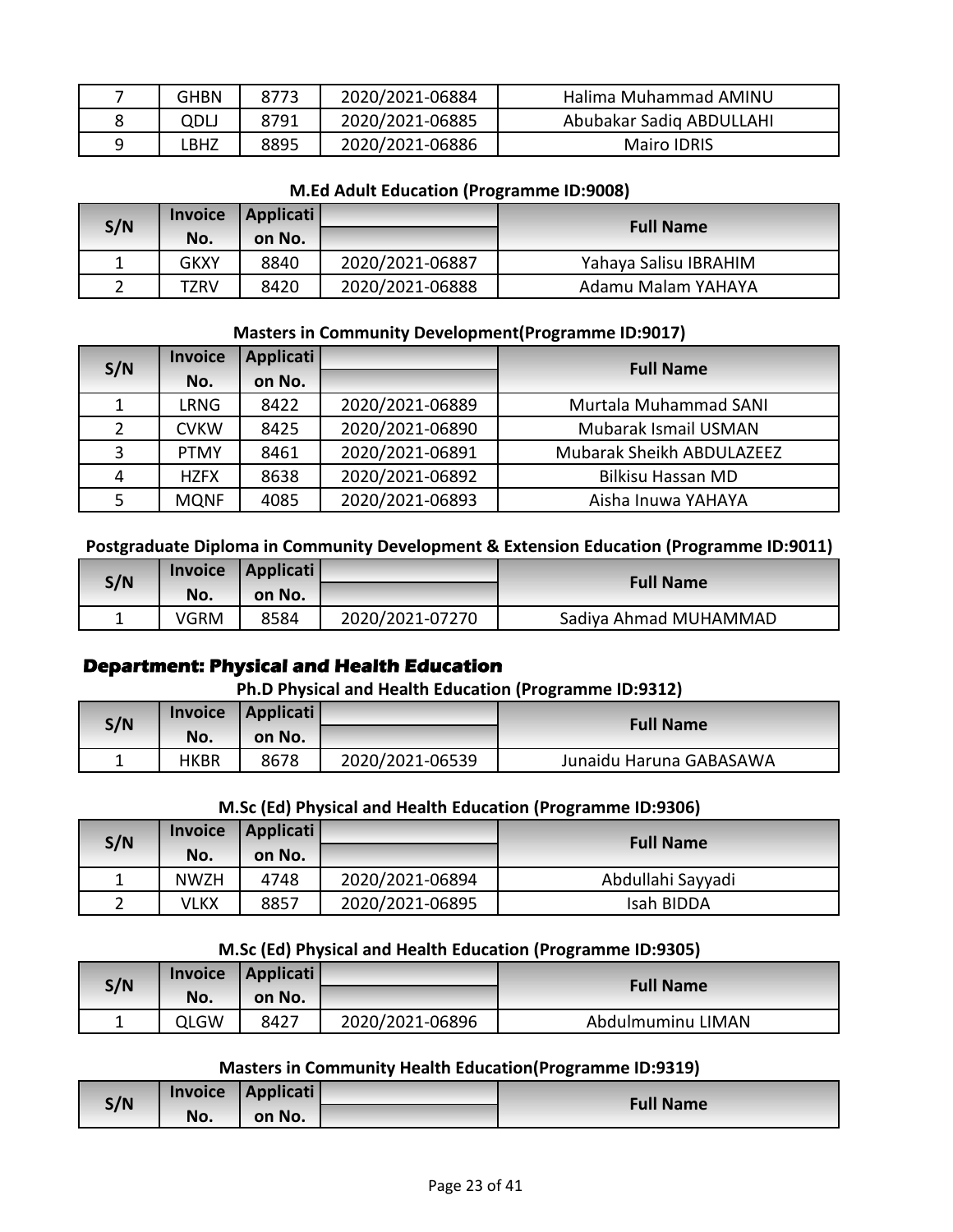| | | | | |
|---|---|---|---|---|
| 7 | GHBN | 8773 | 2020/2021-06884 | Halima Muhammad AMINU |
| 8 | QDLJ | 8791 | 2020/2021-06885 | Abubakar Sadiq ABDULLAHI |
| 9 | LBHZ | 8895 | 2020/2021-06886 | Mairo IDRIS |

**M.Ed Adult Education (Programme ID:9008)**

| S/N | Invoice No. | Application No. | | Full Name |
|---|---|---|---|---|
| 1 | GKXY | 8840 | 2020/2021-06887 | Yahaya Salisu IBRAHIM |
| 2 | TZRV | 8420 | 2020/2021-06888 | Adamu Malam YAHAYA |

**Masters in Community Development(Programme ID:9017)**

| S/N | Invoice No. | Application No. | | Full Name |
|---|---|---|---|---|
| 1 | LRNG | 8422 | 2020/2021-06889 | Murtala Muhammad SANI |
| 2 | CVKW | 8425 | 2020/2021-06890 | Mubarak Ismail USMAN |
| 3 | PTMY | 8461 | 2020/2021-06891 | Mubarak Sheikh ABDULAZEEZ |
| 4 | HZFX | 8638 | 2020/2021-06892 | Bilkisu Hassan MD |
| 5 | MQNF | 4085 | 2020/2021-06893 | Aisha Inuwa YAHAYA |

**Postgraduate Diploma in Community Development & Extension Education (Programme ID:9011)**

| S/N | Invoice No. | Application No. | | Full Name |
|---|---|---|---|---|
| 1 | VGRM | 8584 | 2020/2021-07270 | Sadiya Ahmad MUHAMMAD |

## Department: Physical and Health Education

**Ph.D Physical and Health Education (Programme ID:9312)**

| S/N | Invoice No. | Application No. | | Full Name |
|---|---|---|---|---|
| 1 | HKBR | 8678 | 2020/2021-06539 | Junaidu Haruna GABASAWA |

**M.Sc (Ed) Physical and Health Education (Programme ID:9306)**

| S/N | Invoice No. | Application No. | | Full Name |
|---|---|---|---|---|
| 1 | NWZH | 4748 | 2020/2021-06894 | Abdullahi Sayyadi |
| 2 | VLKX | 8857 | 2020/2021-06895 | Isah BIDDA |

**M.Sc (Ed) Physical and Health Education (Programme ID:9305)**

| S/N | Invoice No. | Application No. | | Full Name |
|---|---|---|---|---|
| 1 | QLGW | 8427 | 2020/2021-06896 | Abdulmuminu LIMAN |

**Masters in Community Health Education(Programme ID:9319)**

| S/N | Invoice No. | Application No. | | Full Name |
|---|---|---|---|---|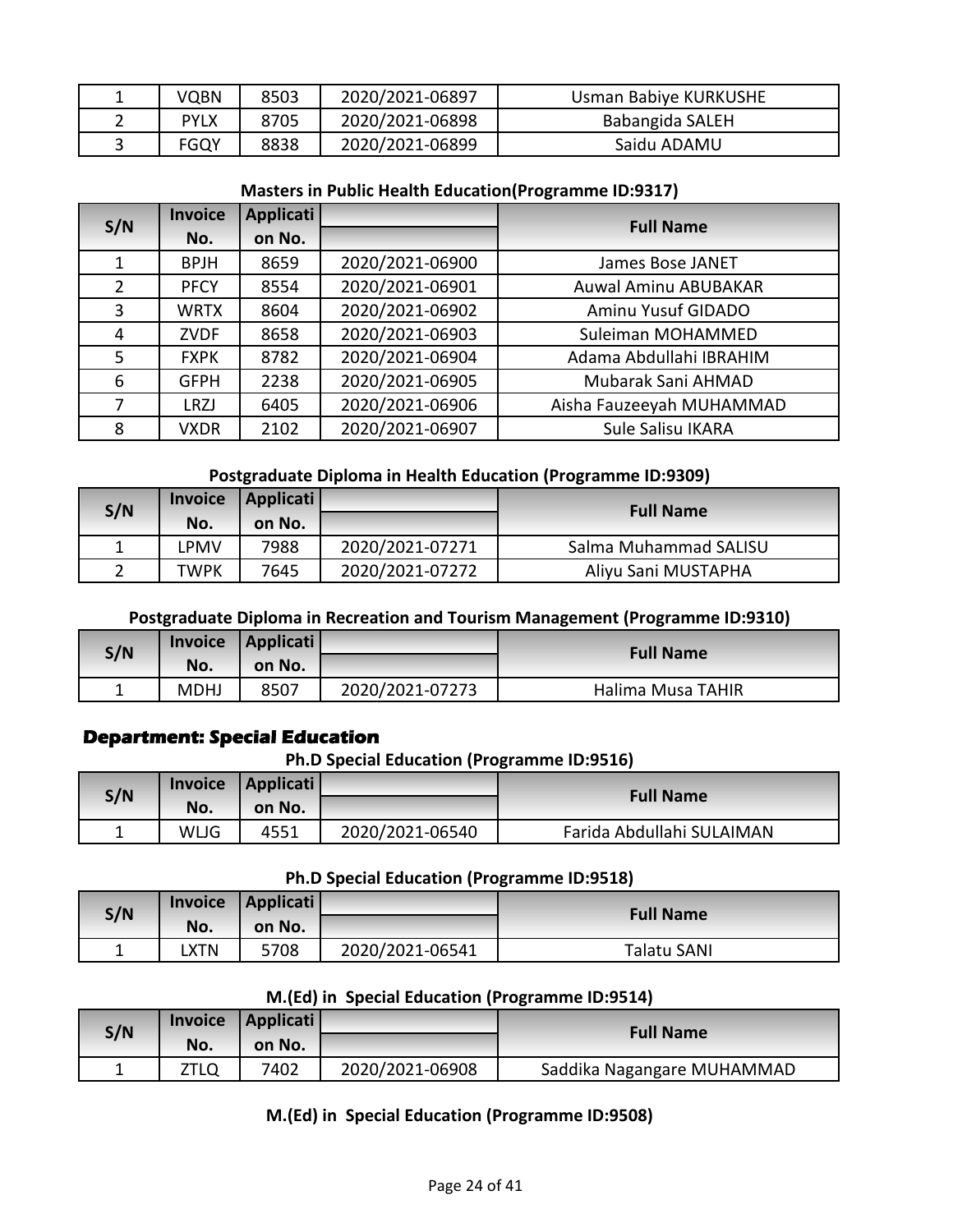| | | | | |
|---|---|---|---|---|
| 1 | VQBN | 8503 | 2020/2021-06897 | Usman Babiye KURKUSHE |
| 2 | PYLX | 8705 | 2020/2021-06898 | Babangida SALEH |
| 3 | FGQY | 8838 | 2020/2021-06899 | Saidu ADAMU |

**Masters in Public Health Education(Programme ID:9317)**

| S/N | Invoice No. | Application No. | | Full Name |
|---|---|---|---|---|
| 1 | BPJH | 8659 | 2020/2021-06900 | James Bose JANET |
| 2 | PFCY | 8554 | 2020/2021-06901 | Auwal Aminu ABUBAKAR |
| 3 | WRTX | 8604 | 2020/2021-06902 | Aminu Yusuf GIDADO |
| 4 | ZVDF | 8658 | 2020/2021-06903 | Suleiman MOHAMMED |
| 5 | FXPK | 8782 | 2020/2021-06904 | Adama Abdullahi IBRAHIM |
| 6 | GFPH | 2238 | 2020/2021-06905 | Mubarak Sani AHMAD |
| 7 | LRZJ | 6405 | 2020/2021-06906 | Aisha Fauzeeyah MUHAMMAD |
| 8 | VXDR | 2102 | 2020/2021-06907 | Sule Salisu IKARA |

**Postgraduate Diploma in Health Education (Programme ID:9309)**

| S/N | Invoice No. | Application No. | | Full Name |
|---|---|---|---|---|
| 1 | LPMV | 7988 | 2020/2021-07271 | Salma Muhammad SALISU |
| 2 | TWPK | 7645 | 2020/2021-07272 | Aliyu Sani MUSTAPHA |

**Postgraduate Diploma in Recreation and Tourism Management (Programme ID:9310)**

| S/N | Invoice No. | Application No. | | Full Name |
|---|---|---|---|---|
| 1 | MDHJ | 8507 | 2020/2021-07273 | Halima Musa TAHIR |

## Department: Special Education

**Ph.D Special Education (Programme ID:9516)**

| S/N | Invoice No. | Application No. | | Full Name |
|---|---|---|---|---|
| 1 | WLJG | 4551 | 2020/2021-06540 | Farida Abdullahi SULAIMAN |

**Ph.D Special Education (Programme ID:9518)**

| S/N | Invoice No. | Application No. | | Full Name |
|---|---|---|---|---|
| 1 | LXTN | 5708 | 2020/2021-06541 | Talatu SANI |

**M.(Ed) in Special Education (Programme ID:9514)**

| S/N | Invoice No. | Application No. | | Full Name |
|---|---|---|---|---|
| 1 | ZTLQ | 7402 | 2020/2021-06908 | Saddika Nagangare MUHAMMAD |

**M.(Ed) in Special Education (Programme ID:9508)**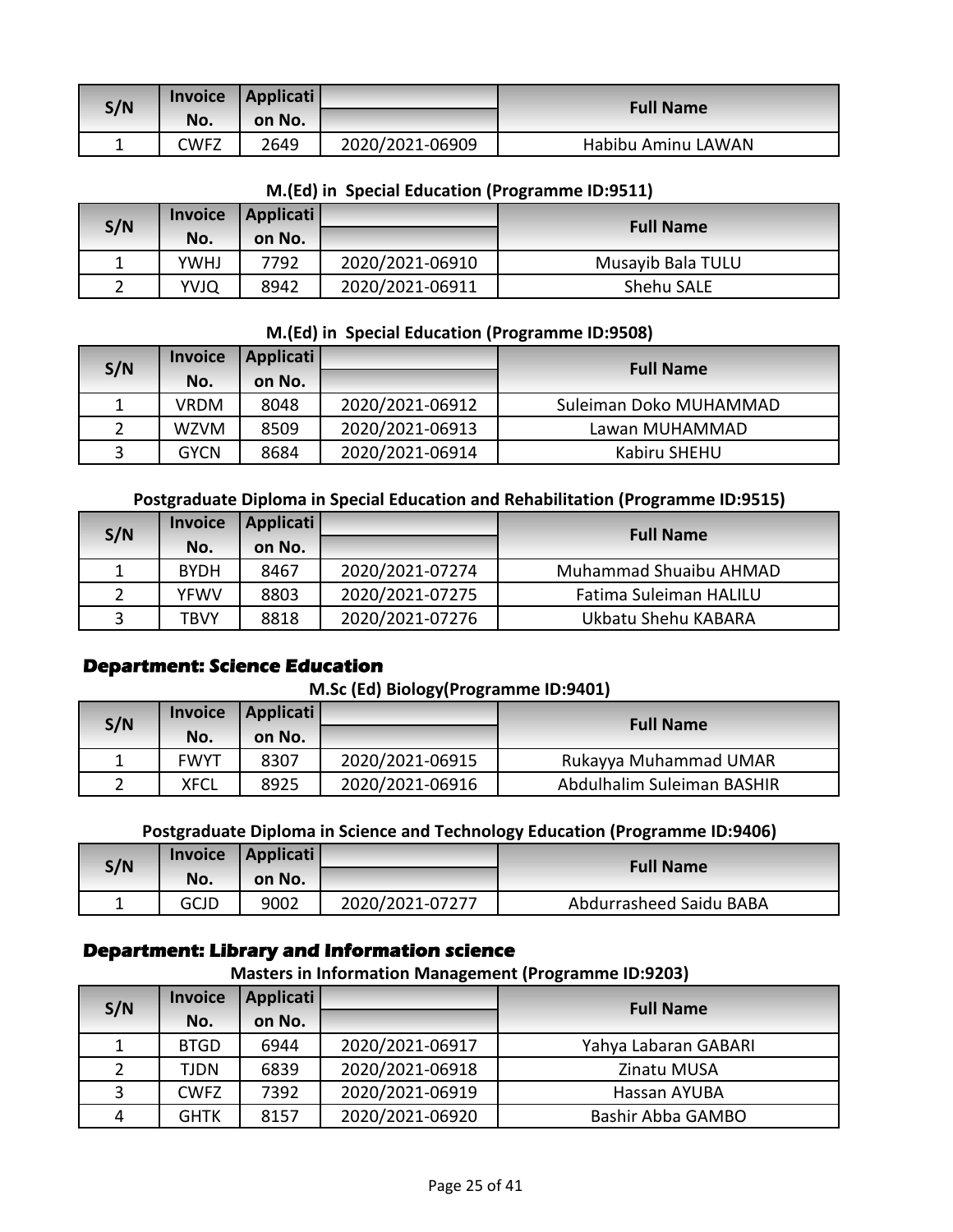| S/N | Invoice No. | Application No. | | Full Name |
|---|---|---|---|---|
| 1 | CWFZ | 2649 | 2020/2021-06909 | Habibu Aminu LAWAN |

**M.(Ed) in Special Education (Programme ID:9511)**

| S/N | Invoice No. | Application No. | | Full Name |
|---|---|---|---|---|
| 1 | YWHJ | 7792 | 2020/2021-06910 | Musayib Bala TULU |
| 2 | YVJQ | 8942 | 2020/2021-06911 | Shehu SALE |

**M.(Ed) in Special Education (Programme ID:9508)**

| S/N | Invoice No. | Application No. | | Full Name |
|---|---|---|---|---|
| 1 | VRDM | 8048 | 2020/2021-06912 | Suleiman Doko MUHAMMAD |
| 2 | WZVM | 8509 | 2020/2021-06913 | Lawan MUHAMMAD |
| 3 | GYCN | 8684 | 2020/2021-06914 | Kabiru SHEHU |

**Postgraduate Diploma in Special Education and Rehabilitation (Programme ID:9515)**

| S/N | Invoice No. | Application No. | | Full Name |
|---|---|---|---|---|
| 1 | BYDH | 8467 | 2020/2021-07274 | Muhammad Shuaibu AHMAD |
| 2 | YFWV | 8803 | 2020/2021-07275 | Fatima Suleiman HALILU |
| 3 | TBVY | 8818 | 2020/2021-07276 | Ukbatu Shehu KABARA |

## Department: Science Education

**M.Sc (Ed) Biology(Programme ID:9401)**

| S/N | Invoice No. | Application No. | | Full Name |
|---|---|---|---|---|
| 1 | FWYT | 8307 | 2020/2021-06915 | Rukayya Muhammad UMAR |
| 2 | XFCL | 8925 | 2020/2021-06916 | Abdulhalim Suleiman BASHIR |

**Postgraduate Diploma in Science and Technology Education (Programme ID:9406)**

| S/N | Invoice No. | Application No. | | Full Name |
|---|---|---|---|---|
| 1 | GCJD | 9002 | 2020/2021-07277 | Abdurrasheed Saidu BABA |

## Department: Library and Information science

**Masters in Information Management (Programme ID:9203)**

| S/N | Invoice No. | Application No. | | Full Name |
|---|---|---|---|---|
| 1 | BTGD | 6944 | 2020/2021-06917 | Yahya Labaran GABARI |
| 2 | TJDN | 6839 | 2020/2021-06918 | Zinatu MUSA |
| 3 | CWFZ | 7392 | 2020/2021-06919 | Hassan AYUBA |
| 4 | GHTK | 8157 | 2020/2021-06920 | Bashir Abba GAMBO |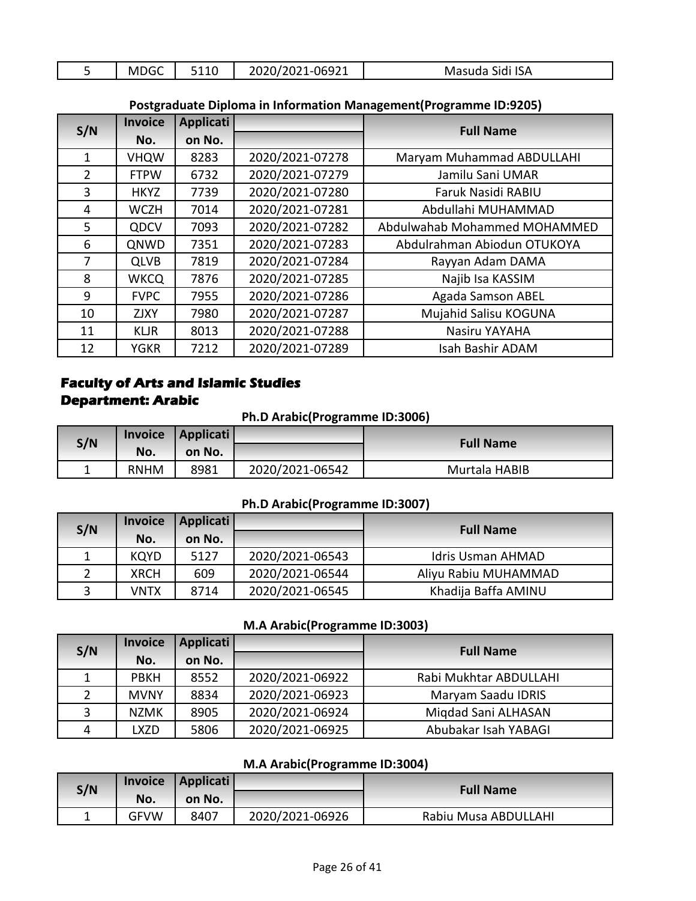| | | | | |
|---|---|---|---|---|
| 5 | MDGC | 5110 | 2020/2021-06921 | Masuda Sidi ISA |

**Postgraduate Diploma in Information Management(Programme ID:9205)**

| S/N | Invoice No. | Application No. | | Full Name |
|---|---|---|---|---|
| 1 | VHQW | 8283 | 2020/2021-07278 | Maryam Muhammad ABDULLAHI |
| 2 | FTPW | 6732 | 2020/2021-07279 | Jamilu Sani UMAR |
| 3 | HKYZ | 7739 | 2020/2021-07280 | Faruk Nasidi RABIU |
| 4 | WCZH | 7014 | 2020/2021-07281 | Abdullahi MUHAMMAD |
| 5 | QDCV | 7093 | 2020/2021-07282 | Abdulwahab Mohammed MOHAMMED |
| 6 | QNWD | 7351 | 2020/2021-07283 | Abdulrahman Abiodun OTUKOYA |
| 7 | QLVB | 7819 | 2020/2021-07284 | Rayyan Adam DAMA |
| 8 | WKCQ | 7876 | 2020/2021-07285 | Najib Isa KASSIM |
| 9 | FVPC | 7955 | 2020/2021-07286 | Agada Samson ABEL |
| 10 | ZJXY | 7980 | 2020/2021-07287 | Mujahid Salisu KOGUNA |
| 11 | KLJR | 8013 | 2020/2021-07288 | Nasiru YAYAHA |
| 12 | YGKR | 7212 | 2020/2021-07289 | Isah Bashir ADAM |

## Faculty of Arts and Islamic Studies
## Department: Arabic

**Ph.D Arabic(Programme ID:3006)**

| S/N | Invoice No. | Application No. | | Full Name |
|---|---|---|---|---|
| 1 | RNHM | 8981 | 2020/2021-06542 | Murtala HABIB |

**Ph.D Arabic(Programme ID:3007)**

| S/N | Invoice No. | Application No. | | Full Name |
|---|---|---|---|---|
| 1 | KQYD | 5127 | 2020/2021-06543 | Idris Usman AHMAD |
| 2 | XRCH | 609 | 2020/2021-06544 | Aliyu Rabiu MUHAMMAD |
| 3 | VNTX | 8714 | 2020/2021-06545 | Khadija Baffa AMINU |

**M.A Arabic(Programme ID:3003)**

| S/N | Invoice No. | Application No. | | Full Name |
|---|---|---|---|---|
| 1 | PBKH | 8552 | 2020/2021-06922 | Rabi Mukhtar ABDULLAHI |
| 2 | MVNY | 8834 | 2020/2021-06923 | Maryam Saadu IDRIS |
| 3 | NZMK | 8905 | 2020/2021-06924 | Miqdad Sani ALHASAN |
| 4 | LXZD | 5806 | 2020/2021-06925 | Abubakar Isah YABAGI |

**M.A Arabic(Programme ID:3004)**

| S/N | Invoice No. | Application No. | | Full Name |
|---|---|---|---|---|
| 1 | GFVW | 8407 | 2020/2021-06926 | Rabiu Musa ABDULLAHI |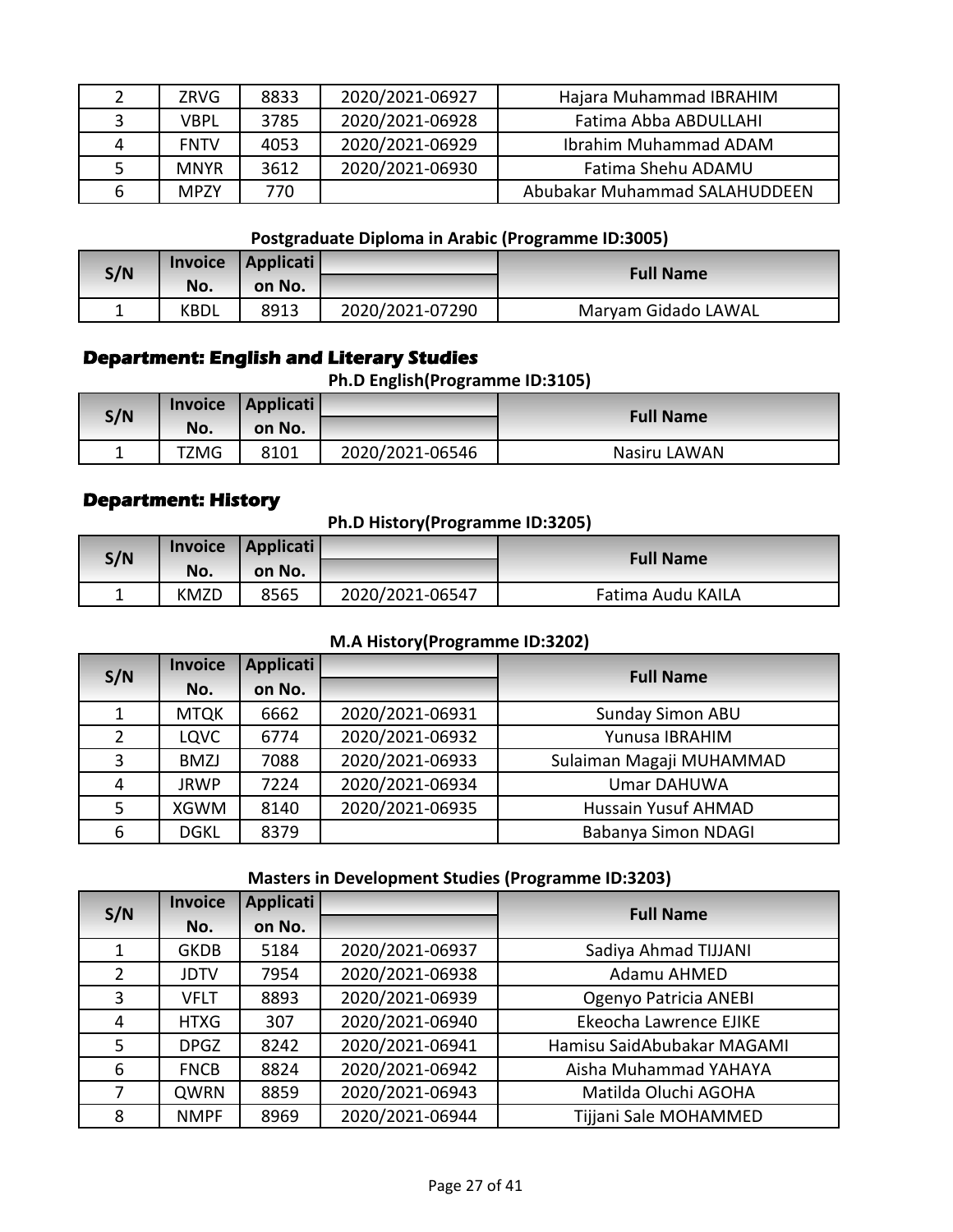| | | | | |
|---|---|---|---|---|
| 2 | ZRVG | 8833 | 2020/2021-06927 | Hajara Muhammad IBRAHIM |
| 3 | VBPL | 3785 | 2020/2021-06928 | Fatima Abba ABDULLAHI |
| 4 | FNTV | 4053 | 2020/2021-06929 | Ibrahim Muhammad ADAM |
| 5 | MNYR | 3612 | 2020/2021-06930 | Fatima Shehu ADAMU |
| 6 | MPZY | 770 | | Abubakar Muhammad SALAHUDDEEN |

**Postgraduate Diploma in Arabic (Programme ID:3005)**

| S/N | Invoice No. | Application No. | | Full Name |
|---|---|---|---|---|
| 1 | KBDL | 8913 | 2020/2021-07290 | Maryam Gidado LAWAL |

### Department: English and Literary Studies

**Ph.D English(Programme ID:3105)**

| S/N | Invoice No. | Application No. | | Full Name |
|---|---|---|---|---|
| 1 | TZMG | 8101 | 2020/2021-06546 | Nasiru LAWAN |

### Department: History

**Ph.D History(Programme ID:3205)**

| S/N | Invoice No. | Application No. | | Full Name |
|---|---|---|---|---|
| 1 | KMZD | 8565 | 2020/2021-06547 | Fatima Audu KAILA |

**M.A History(Programme ID:3202)**

| S/N | Invoice No. | Application No. | | Full Name |
|---|---|---|---|---|
| 1 | MTQK | 6662 | 2020/2021-06931 | Sunday Simon ABU |
| 2 | LQVC | 6774 | 2020/2021-06932 | Yunusa IBRAHIM |
| 3 | BMZJ | 7088 | 2020/2021-06933 | Sulaiman Magaji MUHAMMAD |
| 4 | JRWP | 7224 | 2020/2021-06934 | Umar DAHUWA |
| 5 | XGWM | 8140 | 2020/2021-06935 | Hussain Yusuf AHMAD |
| 6 | DGKL | 8379 | | Babanya Simon NDAGI |

**Masters in Development Studies (Programme ID:3203)**

| S/N | Invoice No. | Application No. | | Full Name |
|---|---|---|---|---|
| 1 | GKDB | 5184 | 2020/2021-06937 | Sadiya Ahmad TIJJANI |
| 2 | JDTV | 7954 | 2020/2021-06938 | Adamu AHMED |
| 3 | VFLT | 8893 | 2020/2021-06939 | Ogenyo Patricia ANEBI |
| 4 | HTXG | 307 | 2020/2021-06940 | Ekeocha Lawrence EJIKE |
| 5 | DPGZ | 8242 | 2020/2021-06941 | Hamisu SaidAbubakar MAGAMI |
| 6 | FNCB | 8824 | 2020/2021-06942 | Aisha Muhammad YAHAYA |
| 7 | QWRN | 8859 | 2020/2021-06943 | Matilda Oluchi AGOHA |
| 8 | NMPF | 8969 | 2020/2021-06944 | Tijjani Sale MOHAMMED |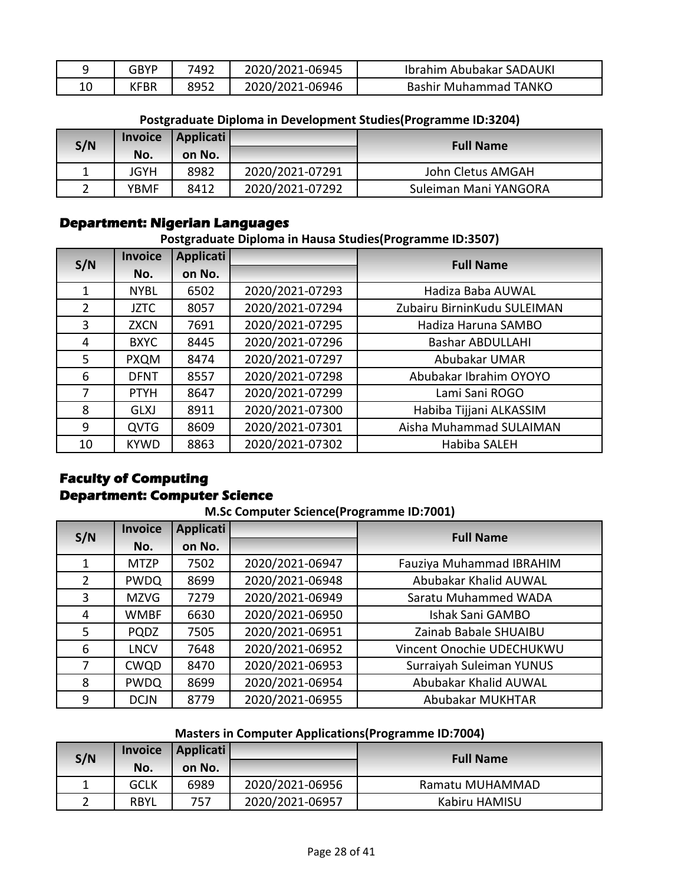| | | | | |
|---|---|---|---|---|
| 9 | GBYP | 7492 | 2020/2021-06945 | Ibrahim Abubakar SADAUKI |
| 10 | KFBR | 8952 | 2020/2021-06946 | Bashir Muhammad TANKO |

**Postgraduate Diploma in Development Studies(Programme ID:3204)**

| S/N | Invoice No. | Applicati on No. | | Full Name |
|---|---|---|---|---|
| 1 | JGYH | 8982 | 2020/2021-07291 | John Cletus AMGAH |
| 2 | YBMF | 8412 | 2020/2021-07292 | Suleiman Mani YANGORA |

### Department: Nigerian Languages

**Postgraduate Diploma in Hausa Studies(Programme ID:3507)**

| S/N | Invoice No. | Applicati on No. | | Full Name |
|---|---|---|---|---|
| 1 | NYBL | 6502 | 2020/2021-07293 | Hadiza Baba AUWAL |
| 2 | JZTC | 8057 | 2020/2021-07294 | Zubairu BirninKudu SULEIMAN |
| 3 | ZXCN | 7691 | 2020/2021-07295 | Hadiza Haruna SAMBO |
| 4 | BXYC | 8445 | 2020/2021-07296 | Bashar ABDULLAHI |
| 5 | PXQM | 8474 | 2020/2021-07297 | Abubakar UMAR |
| 6 | DFNT | 8557 | 2020/2021-07298 | Abubakar Ibrahim OYOYO |
| 7 | PTYH | 8647 | 2020/2021-07299 | Lami Sani ROGO |
| 8 | GLXJ | 8911 | 2020/2021-07300 | Habiba Tijjani ALKASSIM |
| 9 | QVTG | 8609 | 2020/2021-07301 | Aisha Muhammad SULAIMAN |
| 10 | KYWD | 8863 | 2020/2021-07302 | Habiba SALEH |

### Faculty of Computing
### Department: Computer Science

**M.Sc Computer Science(Programme ID:7001)**

| S/N | Invoice No. | Applicati on No. | | Full Name |
|---|---|---|---|---|
| 1 | MTZP | 7502 | 2020/2021-06947 | Fauziya Muhammad IBRAHIM |
| 2 | PWDQ | 8699 | 2020/2021-06948 | Abubakar Khalid AUWAL |
| 3 | MZVG | 7279 | 2020/2021-06949 | Saratu Muhammed WADA |
| 4 | WMBF | 6630 | 2020/2021-06950 | Ishak Sani GAMBO |
| 5 | PQDZ | 7505 | 2020/2021-06951 | Zainab Babale SHUAIBU |
| 6 | LNCV | 7648 | 2020/2021-06952 | Vincent Onochie UDECHUKWU |
| 7 | CWQD | 8470 | 2020/2021-06953 | Surraiyah Suleiman YUNUS |
| 8 | PWDQ | 8699 | 2020/2021-06954 | Abubakar Khalid AUWAL |
| 9 | DCJN | 8779 | 2020/2021-06955 | Abubakar MUKHTAR |

**Masters in Computer Applications(Programme ID:7004)**

| S/N | Invoice No. | Applicati on No. | | Full Name |
|---|---|---|---|---|
| 1 | GCLK | 6989 | 2020/2021-06956 | Ramatu MUHAMMAD |
| 2 | RBYL | 757 | 2020/2021-06957 | Kabiru HAMISU |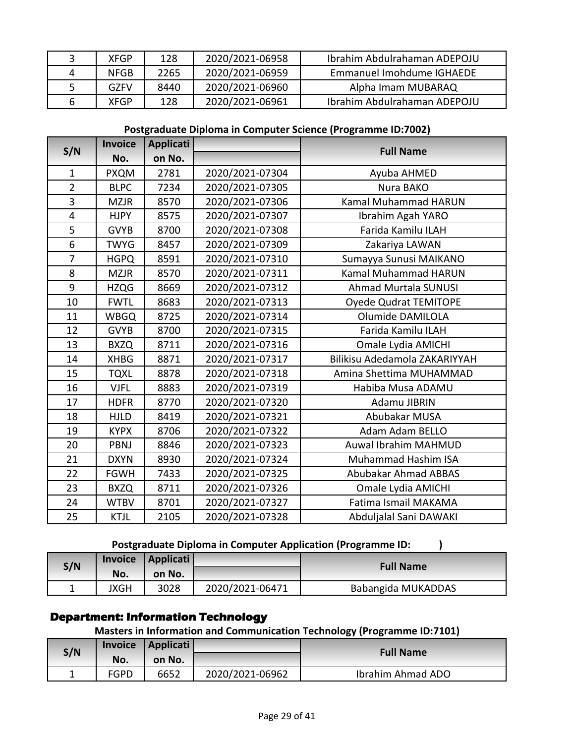| | | | | |
|---|---|---|---|---|
| 3 | XFGP | 128 | 2020/2021-06958 | Ibrahim Abdulrahaman ADEPOJU |
| 4 | NFGB | 2265 | 2020/2021-06959 | Emmanuel Imohdume IGHAEDE |
| 5 | GZFV | 8440 | 2020/2021-06960 | Alpha Imam MUBARAQ |
| 6 | XFGP | 128 | 2020/2021-06961 | Ibrahim Abdulrahaman ADEPOJU |

**Postgraduate Diploma in Computer Science (Programme ID:7002)**

| S/N | Invoice No. | Application No. | | Full Name |
|---|---|---|---|---|
| 1 | PXQM | 2781 | 2020/2021-07304 | Ayuba AHMED |
| 2 | BLPC | 7234 | 2020/2021-07305 | Nura BAKO |
| 3 | MZJR | 8570 | 2020/2021-07306 | Kamal Muhammad HARUN |
| 4 | HJPY | 8575 | 2020/2021-07307 | Ibrahim Agah YARO |
| 5 | GVYB | 8700 | 2020/2021-07308 | Farida Kamilu ILAH |
| 6 | TWYG | 8457 | 2020/2021-07309 | Zakariya LAWAN |
| 7 | HGPQ | 8591 | 2020/2021-07310 | Sumayya Sunusi MAIKANO |
| 8 | MZJR | 8570 | 2020/2021-07311 | Kamal Muhammad HARUN |
| 9 | HZQG | 8669 | 2020/2021-07312 | Ahmad Murtala SUNUSI |
| 10 | FWTL | 8683 | 2020/2021-07313 | Oyede Qudrat TEMITOPE |
| 11 | WBGQ | 8725 | 2020/2021-07314 | Olumide DAMILOLA |
| 12 | GVYB | 8700 | 2020/2021-07315 | Farida Kamilu ILAH |
| 13 | BXZQ | 8711 | 2020/2021-07316 | Omale Lydia AMICHI |
| 14 | XHBG | 8871 | 2020/2021-07317 | Bilikisu Adedamola ZAKARIYYAH |
| 15 | TQXL | 8878 | 2020/2021-07318 | Amina Shettima MUHAMMAD |
| 16 | VJFL | 8883 | 2020/2021-07319 | Habiba Musa ADAMU |
| 17 | HDFR | 8770 | 2020/2021-07320 | Adamu JIBRIN |
| 18 | HJLD | 8419 | 2020/2021-07321 | Abubakar MUSA |
| 19 | KYPX | 8706 | 2020/2021-07322 | Adam Adam BELLO |
| 20 | PBNJ | 8846 | 2020/2021-07323 | Auwal Ibrahim MAHMUD |
| 21 | DXYN | 8930 | 2020/2021-07324 | Muhammad Hashim ISA |
| 22 | FGWH | 7433 | 2020/2021-07325 | Abubakar Ahmad ABBAS |
| 23 | BXZQ | 8711 | 2020/2021-07326 | Omale Lydia AMICHI |
| 24 | WTBV | 8701 | 2020/2021-07327 | Fatima Ismail MAKAMA |
| 25 | KTJL | 2105 | 2020/2021-07328 | Abduljalal Sani DAWAKI |

**Postgraduate Diploma in Computer Application (Programme ID: )**

| S/N | Invoice No. | Application No. | | Full Name |
|---|---|---|---|---|
| 1 | JXGH | 3028 | 2020/2021-06471 | Babangida MUKADDAS |

## Department: Information Technology

**Masters in Information and Communication Technology (Programme ID:7101)**

| S/N | Invoice No. | Application No. | | Full Name |
|---|---|---|---|---|
| 1 | FGPD | 6652 | 2020/2021-06962 | Ibrahim Ahmad ADO |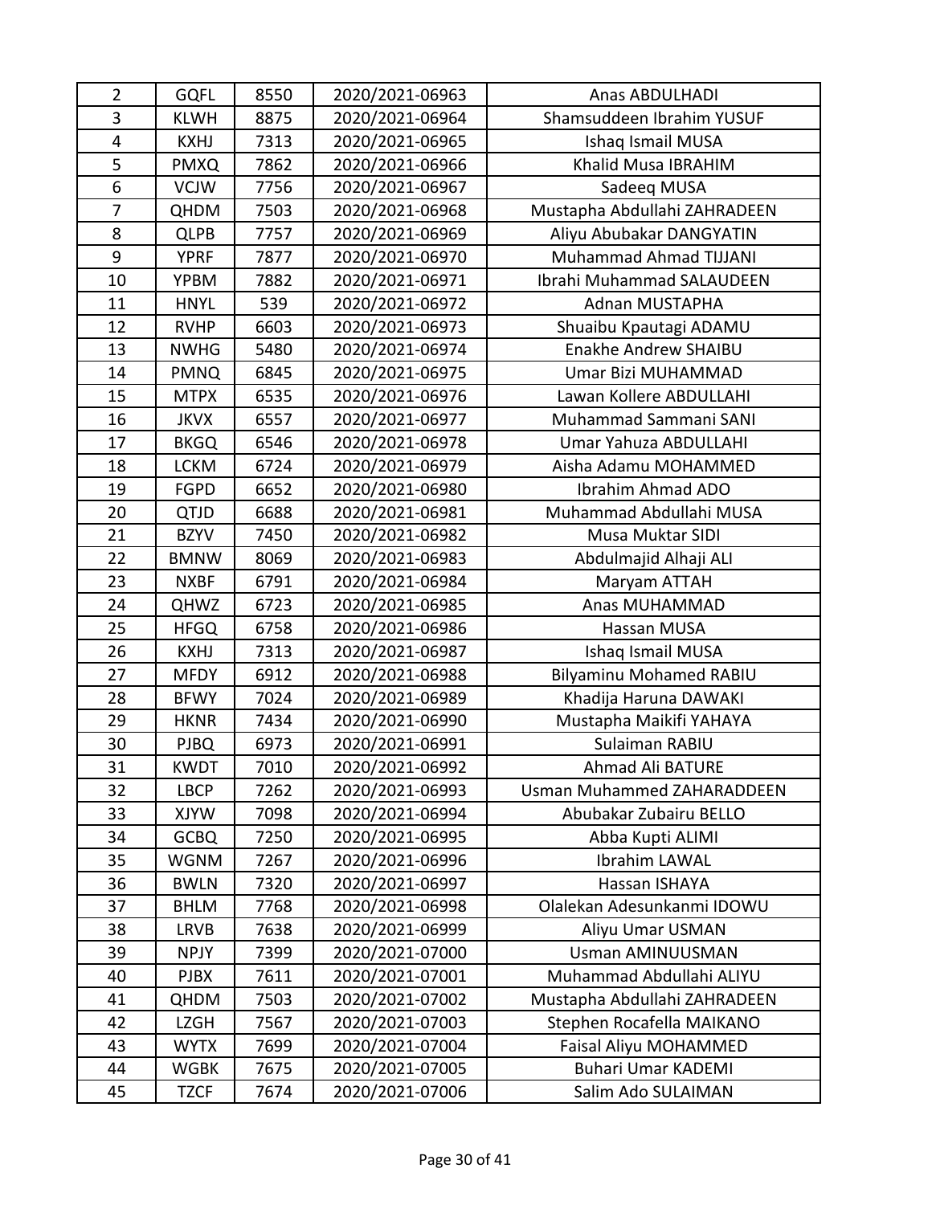| | | | | |
|---|---|---|---|---|
| 2 | GQFL | 8550 | 2020/2021-06963 | Anas ABDULHADI |
| 3 | KLWH | 8875 | 2020/2021-06964 | Shamsuddeen Ibrahim YUSUF |
| 4 | KXHJ | 7313 | 2020/2021-06965 | Ishaq Ismail MUSA |
| 5 | PMXQ | 7862 | 2020/2021-06966 | Khalid Musa IBRAHIM |
| 6 | VCJW | 7756 | 2020/2021-06967 | Sadeeq MUSA |
| 7 | QHDM | 7503 | 2020/2021-06968 | Mustapha Abdullahi ZAHRADEEN |
| 8 | QLPB | 7757 | 2020/2021-06969 | Aliyu Abubakar DANGYATIN |
| 9 | YPRF | 7877 | 2020/2021-06970 | Muhammad Ahmad TIJJANI |
| 10 | YPBM | 7882 | 2020/2021-06971 | Ibrahi Muhammad SALAUDEEN |
| 11 | HNYL | 539 | 2020/2021-06972 | Adnan MUSTAPHA |
| 12 | RVHP | 6603 | 2020/2021-06973 | Shuaibu Kpautagi ADAMU |
| 13 | NWHG | 5480 | 2020/2021-06974 | Enakhe Andrew SHAIBU |
| 14 | PMNQ | 6845 | 2020/2021-06975 | Umar Bizi MUHAMMAD |
| 15 | MTPX | 6535 | 2020/2021-06976 | Lawan Kollere ABDULLAHI |
| 16 | JKVX | 6557 | 2020/2021-06977 | Muhammad Sammani SANI |
| 17 | BKGQ | 6546 | 2020/2021-06978 | Umar Yahuza ABDULLAHI |
| 18 | LCKM | 6724 | 2020/2021-06979 | Aisha Adamu MOHAMMED |
| 19 | FGPD | 6652 | 2020/2021-06980 | Ibrahim Ahmad ADO |
| 20 | QTJD | 6688 | 2020/2021-06981 | Muhammad Abdullahi MUSA |
| 21 | BZYV | 7450 | 2020/2021-06982 | Musa Muktar SIDI |
| 22 | BMNW | 8069 | 2020/2021-06983 | Abdulmajid Alhaji ALI |
| 23 | NXBF | 6791 | 2020/2021-06984 | Maryam ATTAH |
| 24 | QHWZ | 6723 | 2020/2021-06985 | Anas MUHAMMAD |
| 25 | HFGQ | 6758 | 2020/2021-06986 | Hassan MUSA |
| 26 | KXHJ | 7313 | 2020/2021-06987 | Ishaq Ismail MUSA |
| 27 | MFDY | 6912 | 2020/2021-06988 | Bilyaminu Mohamed RABIU |
| 28 | BFWY | 7024 | 2020/2021-06989 | Khadija Haruna DAWAKI |
| 29 | HKNR | 7434 | 2020/2021-06990 | Mustapha Maikifi YAHAYA |
| 30 | PJBQ | 6973 | 2020/2021-06991 | Sulaiman RABIU |
| 31 | KWDT | 7010 | 2020/2021-06992 | Ahmad Ali BATURE |
| 32 | LBCP | 7262 | 2020/2021-06993 | Usman Muhammed ZAHARADDEEN |
| 33 | XJYW | 7098 | 2020/2021-06994 | Abubakar Zubairu BELLO |
| 34 | GCBQ | 7250 | 2020/2021-06995 | Abba Kupti ALIMI |
| 35 | WGNM | 7267 | 2020/2021-06996 | Ibrahim LAWAL |
| 36 | BWLN | 7320 | 2020/2021-06997 | Hassan ISHAYA |
| 37 | BHLM | 7768 | 2020/2021-06998 | Olalekan Adesunkanmi IDOWU |
| 38 | LRVB | 7638 | 2020/2021-06999 | Aliyu Umar USMAN |
| 39 | NPJY | 7399 | 2020/2021-07000 | Usman AMINUUSMAN |
| 40 | PJBX | 7611 | 2020/2021-07001 | Muhammad Abdullahi ALIYU |
| 41 | QHDM | 7503 | 2020/2021-07002 | Mustapha Abdullahi ZAHRADEEN |
| 42 | LZGH | 7567 | 2020/2021-07003 | Stephen Rocafella MAIKANO |
| 43 | WYTX | 7699 | 2020/2021-07004 | Faisal Aliyu MOHAMMED |
| 44 | WGBK | 7675 | 2020/2021-07005 | Buhari Umar KADEMI |
| 45 | TZCF | 7674 | 2020/2021-07006 | Salim Ado SULAIMAN |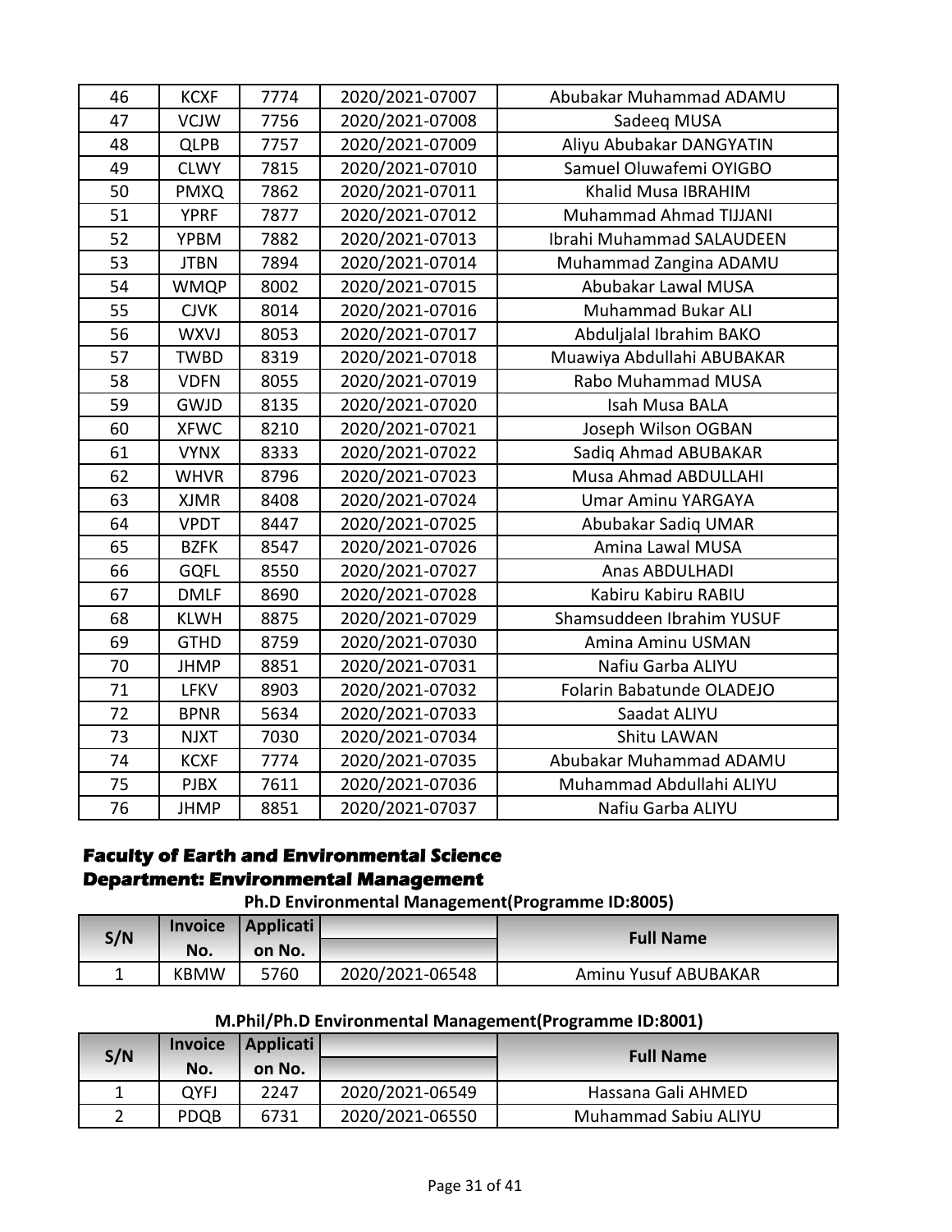| | | | | |
|---|---|---|---|---|
| 46 | KCXF | 7774 | 2020/2021-07007 | Abubakar Muhammad ADAMU |
| 47 | VCJW | 7756 | 2020/2021-07008 | Sadeeq MUSA |
| 48 | QLPB | 7757 | 2020/2021-07009 | Aliyu Abubakar DANGYATIN |
| 49 | CLWY | 7815 | 2020/2021-07010 | Samuel Oluwafemi OYIGBO |
| 50 | PMXQ | 7862 | 2020/2021-07011 | Khalid Musa IBRAHIM |
| 51 | YPRF | 7877 | 2020/2021-07012 | Muhammad Ahmad TIJJANI |
| 52 | YPBM | 7882 | 2020/2021-07013 | Ibrahi Muhammad SALAUDEEN |
| 53 | JTBN | 7894 | 2020/2021-07014 | Muhammad Zangina ADAMU |
| 54 | WMQP | 8002 | 2020/2021-07015 | Abubakar Lawal MUSA |
| 55 | CJVK | 8014 | 2020/2021-07016 | Muhammad Bukar ALI |
| 56 | WXVJ | 8053 | 2020/2021-07017 | Abduljalal Ibrahim BAKO |
| 57 | TWBD | 8319 | 2020/2021-07018 | Muawiya Abdullahi ABUBAKAR |
| 58 | VDFN | 8055 | 2020/2021-07019 | Rabo Muhammad MUSA |
| 59 | GWJD | 8135 | 2020/2021-07020 | Isah Musa BALA |
| 60 | XFWC | 8210 | 2020/2021-07021 | Joseph Wilson OGBAN |
| 61 | VYNX | 8333 | 2020/2021-07022 | Sadiq Ahmad ABUBAKAR |
| 62 | WHVR | 8796 | 2020/2021-07023 | Musa Ahmad ABDULLAHI |
| 63 | XJMR | 8408 | 2020/2021-07024 | Umar Aminu YARGAYA |
| 64 | VPDT | 8447 | 2020/2021-07025 | Abubakar Sadiq UMAR |
| 65 | BZFK | 8547 | 2020/2021-07026 | Amina Lawal MUSA |
| 66 | GQFL | 8550 | 2020/2021-07027 | Anas ABDULHADI |
| 67 | DMLF | 8690 | 2020/2021-07028 | Kabiru Kabiru RABIU |
| 68 | KLWH | 8875 | 2020/2021-07029 | Shamsuddeen Ibrahim YUSUF |
| 69 | GTHD | 8759 | 2020/2021-07030 | Amina Aminu USMAN |
| 70 | JHMP | 8851 | 2020/2021-07031 | Nafiu Garba ALIYU |
| 71 | LFKV | 8903 | 2020/2021-07032 | Folarin Babatunde OLADEJO |
| 72 | BPNR | 5634 | 2020/2021-07033 | Saadat ALIYU |
| 73 | NJXT | 7030 | 2020/2021-07034 | Shitu LAWAN |
| 74 | KCXF | 7774 | 2020/2021-07035 | Abubakar Muhammad ADAMU |
| 75 | PJBX | 7611 | 2020/2021-07036 | Muhammad Abdullahi ALIYU |
| 76 | JHMP | 8851 | 2020/2021-07037 | Nafiu Garba ALIYU |

## Faculty of Earth and Environmental Science
## Department: Environmental Management

**Ph.D Environmental Management(Programme ID:8005)**

| S/N | Invoice No. | Application No. | | Full Name |
|---|---|---|---|---|
| 1 | KBMW | 5760 | 2020/2021-06548 | Aminu Yusuf ABUBAKAR |

**M.Phil/Ph.D Environmental Management(Programme ID:8001)**

| S/N | Invoice No. | Application No. | | Full Name |
|---|---|---|---|---|
| 1 | QYFJ | 2247 | 2020/2021-06549 | Hassana Gali AHMED |
| 2 | PDQB | 6731 | 2020/2021-06550 | Muhammad Sabiu ALIYU |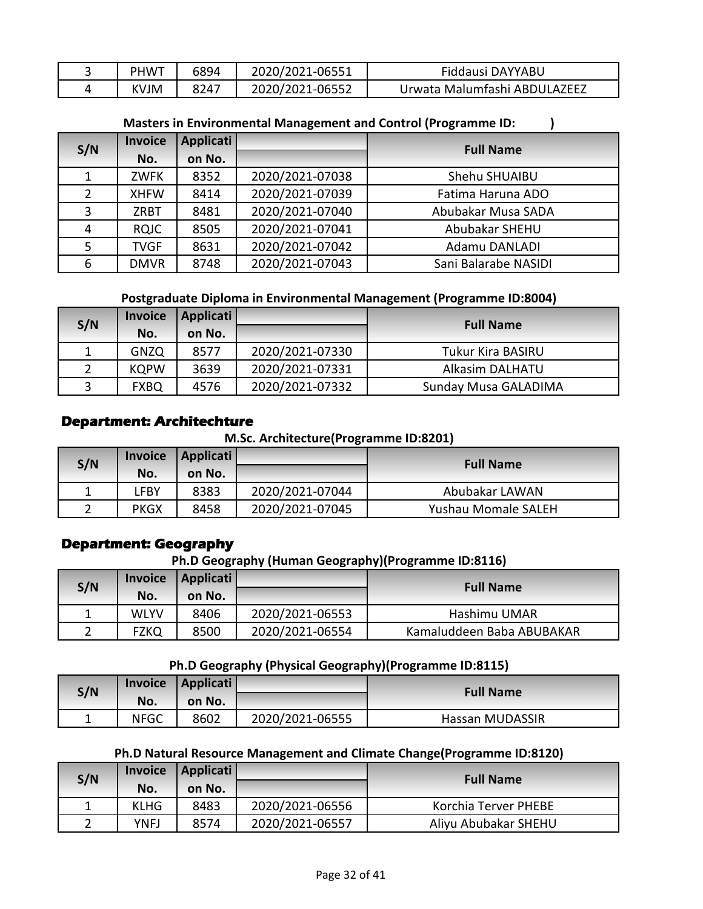| | | | | |
|---|---|---|---|---|
| 3 | PHWT | 6894 | 2020/2021-06551 | Fiddausi DAYYABU |
| 4 | KVJM | 8247 | 2020/2021-06552 | Urwata Malumfashi ABDULAZEEZ |

**Masters in Environmental Management and Control (Programme ID: )**

| S/N | Invoice No. | Application No. | | Full Name |
|---|---|---|---|---|
| 1 | ZWFK | 8352 | 2020/2021-07038 | Shehu SHUAIBU |
| 2 | XHFW | 8414 | 2020/2021-07039 | Fatima Haruna ADO |
| 3 | ZRBT | 8481 | 2020/2021-07040 | Abubakar Musa SADA |
| 4 | RQJC | 8505 | 2020/2021-07041 | Abubakar SHEHU |
| 5 | TVGF | 8631 | 2020/2021-07042 | Adamu DANLADI |
| 6 | DMVR | 8748 | 2020/2021-07043 | Sani Balarabe NASIDI |

**Postgraduate Diploma in Environmental Management (Programme ID:8004)**

| S/N | Invoice No. | Application No. | | Full Name |
|---|---|---|---|---|
| 1 | GNZQ | 8577 | 2020/2021-07330 | Tukur Kira BASIRU |
| 2 | KQPW | 3639 | 2020/2021-07331 | Alkasim DALHATU |
| 3 | FXBQ | 4576 | 2020/2021-07332 | Sunday Musa GALADIMA |

## Department: Architechture

**M.Sc. Architecture(Programme ID:8201)**

| S/N | Invoice No. | Application No. | | Full Name |
|---|---|---|---|---|
| 1 | LFBY | 8383 | 2020/2021-07044 | Abubakar LAWAN |
| 2 | PKGX | 8458 | 2020/2021-07045 | Yushau Momale SALEH |

## Department: Geography

**Ph.D Geography (Human Geography)(Programme ID:8116)**

| S/N | Invoice No. | Application No. | | Full Name |
|---|---|---|---|---|
| 1 | WLYV | 8406 | 2020/2021-06553 | Hashimu UMAR |
| 2 | FZKQ | 8500 | 2020/2021-06554 | Kamaluddeen Baba ABUBAKAR |

**Ph.D Geography (Physical Geography)(Programme ID:8115)**

| S/N | Invoice No. | Application No. | | Full Name |
|---|---|---|---|---|
| 1 | NFGC | 8602 | 2020/2021-06555 | Hassan MUDASSIR |

**Ph.D Natural Resource Management and Climate Change(Programme ID:8120)**

| S/N | Invoice No. | Application No. | | Full Name |
|---|---|---|---|---|
| 1 | KLHG | 8483 | 2020/2021-06556 | Korchia Terver PHEBE |
| 2 | YNFJ | 8574 | 2020/2021-06557 | Aliyu Abubakar SHEHU |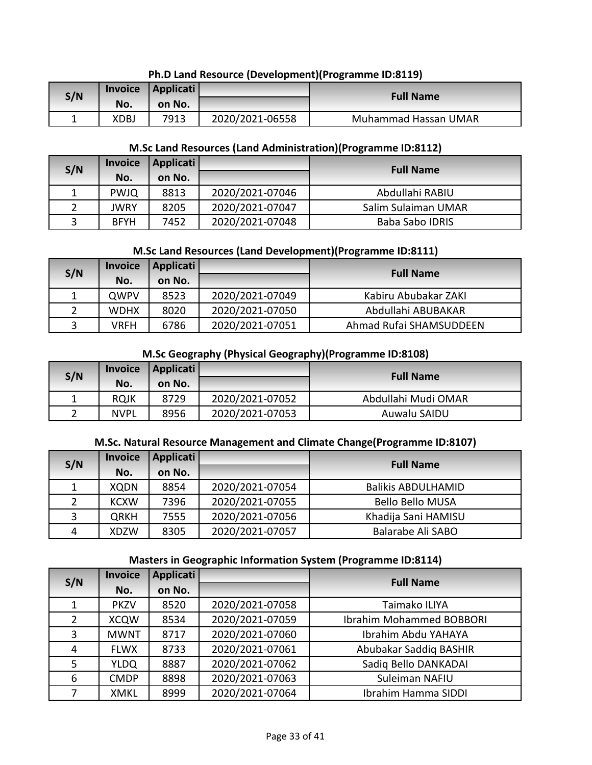### Ph.D Land Resource (Development)(Programme ID:8119)

| S/N | Invoice No. | Application No. | | Full Name |
|---|---|---|---|---|
| 1 | XDBJ | 7913 | 2020/2021-06558 | Muhammad Hassan UMAR |

### M.Sc Land Resources (Land Administration)(Programme ID:8112)

| S/N | Invoice No. | Application No. | | Full Name |
|---|---|---|---|---|
| 1 | PWJQ | 8813 | 2020/2021-07046 | Abdullahi RABIU |
| 2 | JWRY | 8205 | 2020/2021-07047 | Salim Sulaiman UMAR |
| 3 | BFYH | 7452 | 2020/2021-07048 | Baba Sabo IDRIS |

### M.Sc Land Resources (Land Development)(Programme ID:8111)

| S/N | Invoice No. | Application No. | | Full Name |
|---|---|---|---|---|
| 1 | QWPV | 8523 | 2020/2021-07049 | Kabiru Abubakar ZAKI |
| 2 | WDHX | 8020 | 2020/2021-07050 | Abdullahi ABUBAKAR |
| 3 | VRFH | 6786 | 2020/2021-07051 | Ahmad Rufai SHAMSUDDEEN |

### M.Sc Geography (Physical Geography)(Programme ID:8108)

| S/N | Invoice No. | Application No. | | Full Name |
|---|---|---|---|---|
| 1 | RQJK | 8729 | 2020/2021-07052 | Abdullahi Mudi OMAR |
| 2 | NVPL | 8956 | 2020/2021-07053 | Auwalu SAIDU |

### M.Sc. Natural Resource Management and Climate Change(Programme ID:8107)

| S/N | Invoice No. | Application No. | | Full Name |
|---|---|---|---|---|
| 1 | XQDN | 8854 | 2020/2021-07054 | Balikis ABDULHAMID |
| 2 | KCXW | 7396 | 2020/2021-07055 | Bello Bello MUSA |
| 3 | QRKH | 7555 | 2020/2021-07056 | Khadija Sani HAMISU |
| 4 | XDZW | 8305 | 2020/2021-07057 | Balarabe Ali SABO |

### Masters in Geographic Information System (Programme ID:8114)

| S/N | Invoice No. | Application No. | | Full Name |
|---|---|---|---|---|
| 1 | PKZV | 8520 | 2020/2021-07058 | Taimako ILIYA |
| 2 | XCQW | 8534 | 2020/2021-07059 | Ibrahim Mohammed BOBBORI |
| 3 | MWNT | 8717 | 2020/2021-07060 | Ibrahim Abdu YAHAYA |
| 4 | FLWX | 8733 | 2020/2021-07061 | Abubakar Saddiq BASHIR |
| 5 | YLDQ | 8887 | 2020/2021-07062 | Sadiq Bello DANKADAI |
| 6 | CMDP | 8898 | 2020/2021-07063 | Suleiman NAFIU |
| 7 | XMKL | 8999 | 2020/2021-07064 | Ibrahim Hamma SIDDI |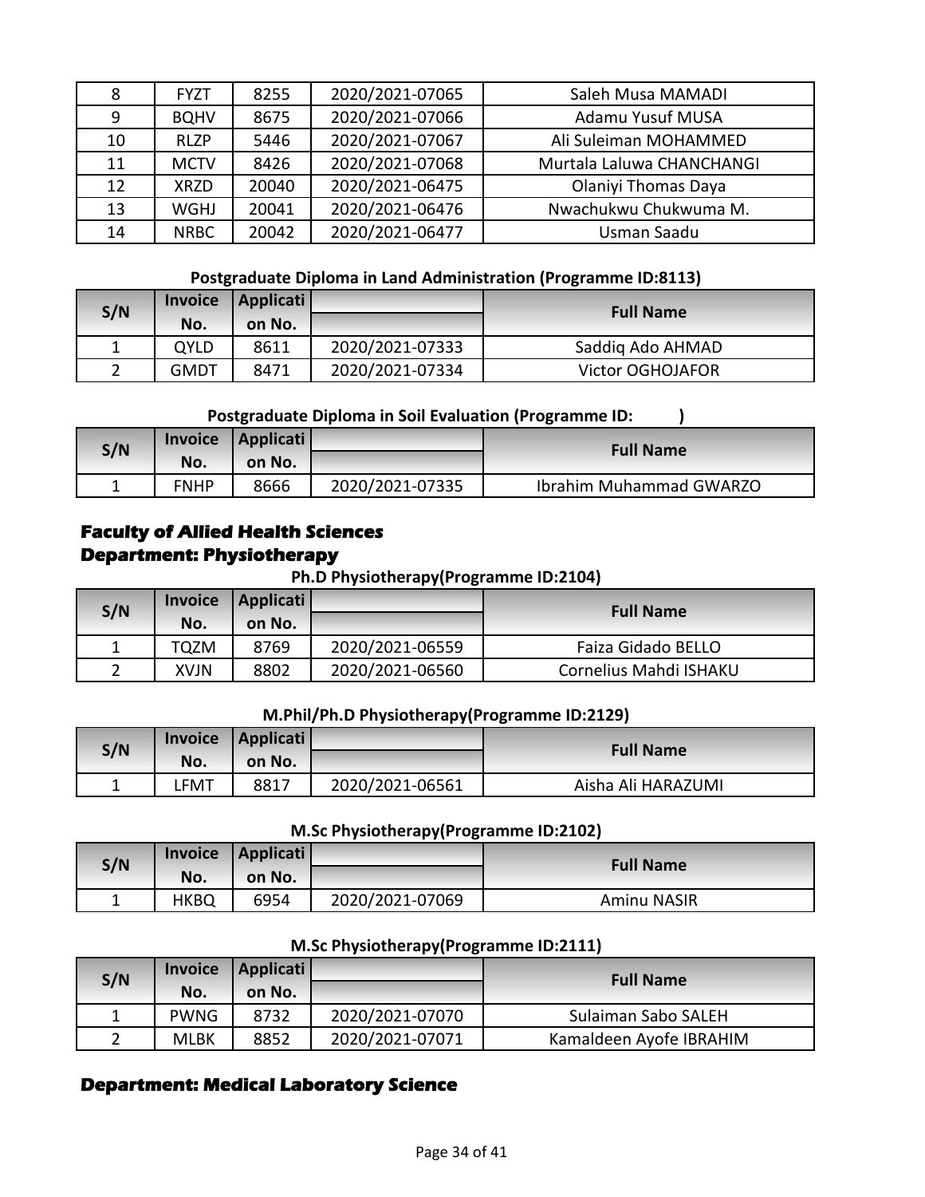| | | | | |
|---|---|---|---|---|
| 8 | FYZT | 8255 | 2020/2021-07065 | Saleh Musa MAMADI |
| 9 | BQHV | 8675 | 2020/2021-07066 | Adamu Yusuf MUSA |
| 10 | RLZP | 5446 | 2020/2021-07067 | Ali Suleiman MOHAMMED |
| 11 | MCTV | 8426 | 2020/2021-07068 | Murtala Laluwa CHANCHANGI |
| 12 | XRZD | 20040 | 2020/2021-06475 | Olaniyi Thomas Daya |
| 13 | WGHJ | 20041 | 2020/2021-06476 | Nwachukwu Chukwuma M. |
| 14 | NRBC | 20042 | 2020/2021-06477 | Usman Saadu |

**Postgraduate Diploma in Land Administration (Programme ID:8113)**

| S/N | Invoice No. | Application No. | | Full Name |
|---|---|---|---|---|
| 1 | QYLD | 8611 | 2020/2021-07333 | Saddiq Ado AHMAD |
| 2 | GMDT | 8471 | 2020/2021-07334 | Victor OGHOJAFOR |

**Postgraduate Diploma in Soil Evaluation (Programme ID: )**

| S/N | Invoice No. | Application No. | | Full Name |
|---|---|---|---|---|
| 1 | FNHP | 8666 | 2020/2021-07335 | Ibrahim Muhammad GWARZO |

## Faculty of Allied Health Sciences

### Department: Physiotherapy

**Ph.D Physiotherapy(Programme ID:2104)**

| S/N | Invoice No. | Application No. | | Full Name |
|---|---|---|---|---|
| 1 | TQZM | 8769 | 2020/2021-06559 | Faiza Gidado BELLO |
| 2 | XVJN | 8802 | 2020/2021-06560 | Cornelius Mahdi ISHAKU |

**M.Phil/Ph.D Physiotherapy(Programme ID:2129)**

| S/N | Invoice No. | Application No. | | Full Name |
|---|---|---|---|---|
| 1 | LFMT | 8817 | 2020/2021-06561 | Aisha Ali HARAZUMI |

**M.Sc Physiotherapy(Programme ID:2102)**

| S/N | Invoice No. | Application No. | | Full Name |
|---|---|---|---|---|
| 1 | HKBQ | 6954 | 2020/2021-07069 | Aminu NASIR |

**M.Sc Physiotherapy(Programme ID:2111)**

| S/N | Invoice No. | Application No. | | Full Name |
|---|---|---|---|---|
| 1 | PWNG | 8732 | 2020/2021-07070 | Sulaiman Sabo SALEH |
| 2 | MLBK | 8852 | 2020/2021-07071 | Kamaldeen Ayofe IBRAHIM |

### Department: Medical Laboratory Science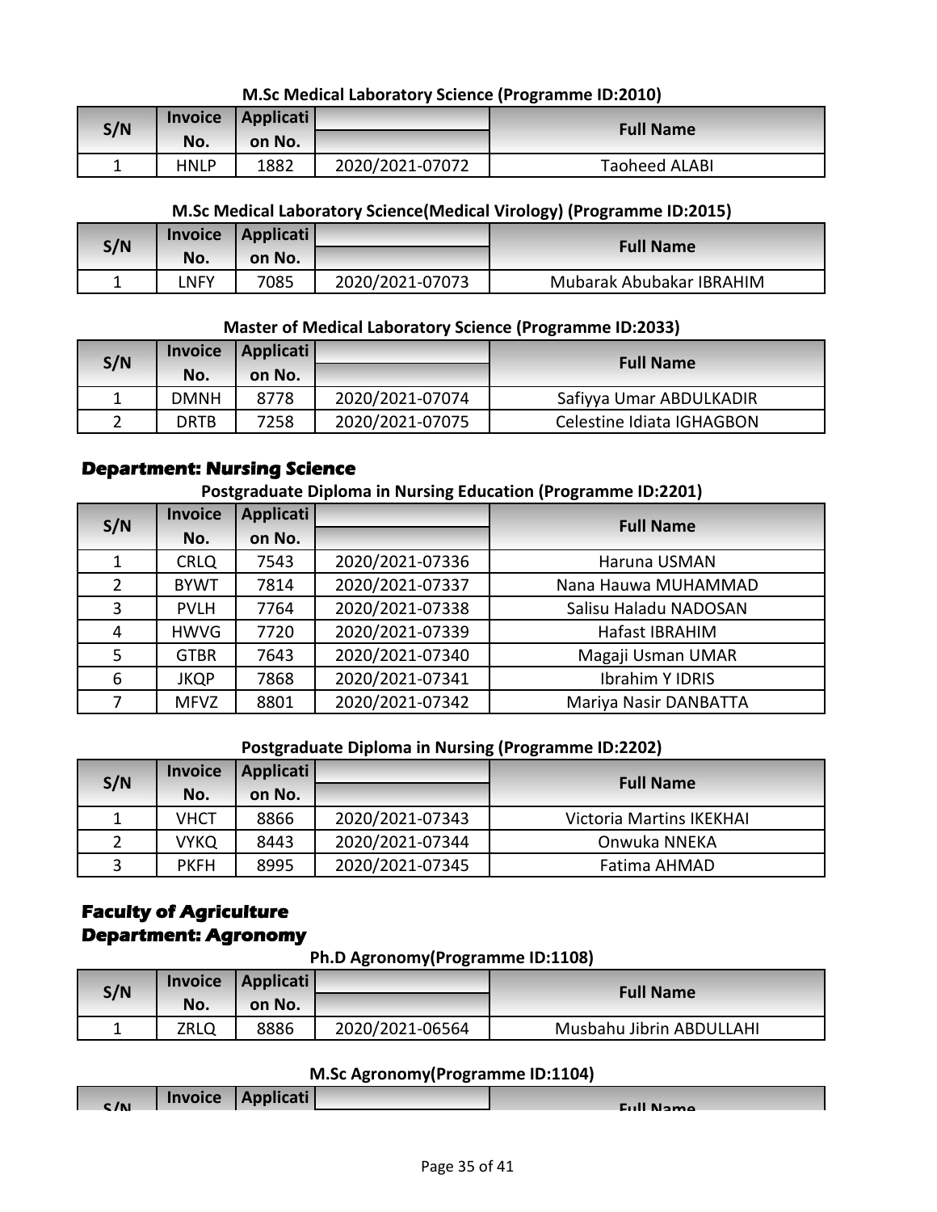**M.Sc Medical Laboratory Science (Programme ID:2010)**

| S/N | Invoice No. | Application No. | | Full Name |
|---|---|---|---|---|
| 1 | HNLP | 1882 | 2020/2021-07072 | Taoheed ALABI |

**M.Sc Medical Laboratory Science(Medical Virology) (Programme ID:2015)**

| S/N | Invoice No. | Application No. | | Full Name |
|---|---|---|---|---|
| 1 | LNFY | 7085 | 2020/2021-07073 | Mubarak Abubakar IBRAHIM |

**Master of Medical Laboratory Science (Programme ID:2033)**

| S/N | Invoice No. | Application No. | | Full Name |
|---|---|---|---|---|
| 1 | DMNH | 8778 | 2020/2021-07074 | Safiyya Umar ABDULKADIR |
| 2 | DRTB | 7258 | 2020/2021-07075 | Celestine Idiata IGHAGBON |

## Department: Nursing Science

**Postgraduate Diploma in Nursing Education (Programme ID:2201)**

| S/N | Invoice No. | Application No. | | Full Name |
|---|---|---|---|---|
| 1 | CRLQ | 7543 | 2020/2021-07336 | Haruna USMAN |
| 2 | BYWT | 7814 | 2020/2021-07337 | Nana Hauwa MUHAMMAD |
| 3 | PVLH | 7764 | 2020/2021-07338 | Salisu Haladu NADOSAN |
| 4 | HWVG | 7720 | 2020/2021-07339 | Hafast IBRAHIM |
| 5 | GTBR | 7643 | 2020/2021-07340 | Magaji Usman UMAR |
| 6 | JKQP | 7868 | 2020/2021-07341 | Ibrahim Y IDRIS |
| 7 | MFVZ | 8801 | 2020/2021-07342 | Mariya Nasir DANBATTA |

**Postgraduate Diploma in Nursing (Programme ID:2202)**

| S/N | Invoice No. | Application No. | | Full Name |
|---|---|---|---|---|
| 1 | VHCT | 8866 | 2020/2021-07343 | Victoria Martins IKEKHAI |
| 2 | VYKQ | 8443 | 2020/2021-07344 | Onwuka NNEKA |
| 3 | PKFH | 8995 | 2020/2021-07345 | Fatima AHMAD |

## Faculty of Agriculture

## Department: Agronomy

**Ph.D Agronomy(Programme ID:1108)**

| S/N | Invoice No. | Application No. | | Full Name |
|---|---|---|---|---|
| 1 | ZRLQ | 8886 | 2020/2021-06564 | Musbahu Jibrin ABDULLAHI |

**M.Sc Agronomy(Programme ID:1104)**

| S/N | Invoice No. | Application No. | | Full Name |
|---|---|---|---|---|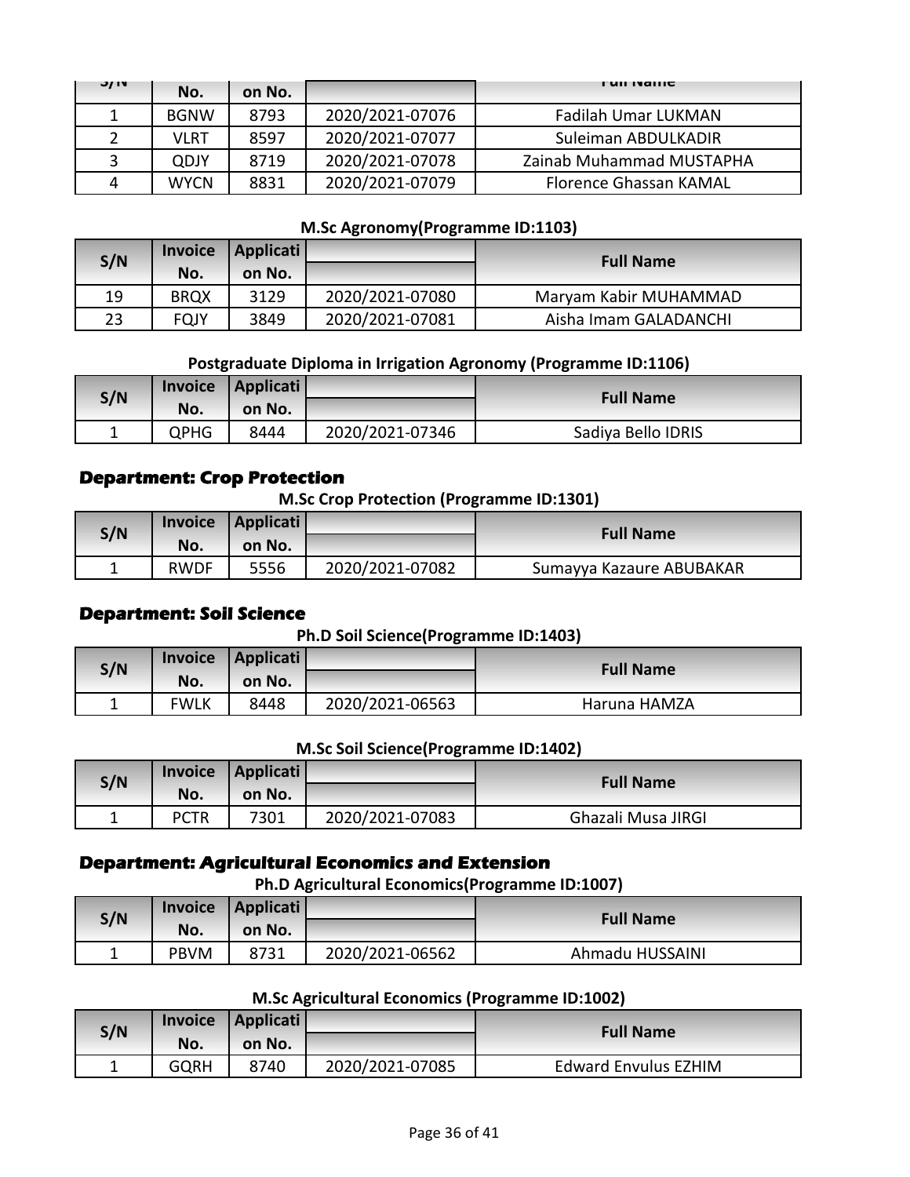| S/N | Invoice No. | Application No. | | Full Name |
|---|---|---|---|---|
| 1 | BGNW | 8793 | 2020/2021-07076 | Fadilah Umar LUKMAN |
| 2 | VLRT | 8597 | 2020/2021-07077 | Suleiman ABDULKADIR |
| 3 | QDJY | 8719 | 2020/2021-07078 | Zainab Muhammad MUSTAPHA |
| 4 | WYCN | 8831 | 2020/2021-07079 | Florence Ghassan KAMAL |

**M.Sc Agronomy(Programme ID:1103)**

| S/N | Invoice No. | Application No. | | Full Name |
|---|---|---|---|---|
| 19 | BRQX | 3129 | 2020/2021-07080 | Maryam Kabir MUHAMMAD |
| 23 | FQJY | 3849 | 2020/2021-07081 | Aisha Imam GALADANCHI |

**Postgraduate Diploma in Irrigation Agronomy (Programme ID:1106)**

| S/N | Invoice No. | Application No. | | Full Name |
|---|---|---|---|---|
| 1 | QPHG | 8444 | 2020/2021-07346 | Sadiya Bello IDRIS |

## Department: Crop Protection

**M.Sc Crop Protection (Programme ID:1301)**

| S/N | Invoice No. | Application No. | | Full Name |
|---|---|---|---|---|
| 1 | RWDF | 5556 | 2020/2021-07082 | Sumayya Kazaure ABUBAKAR |

## Department: Soil Science

**Ph.D Soil Science(Programme ID:1403)**

| S/N | Invoice No. | Application No. | | Full Name |
|---|---|---|---|---|
| 1 | FWLK | 8448 | 2020/2021-06563 | Haruna HAMZA |

**M.Sc Soil Science(Programme ID:1402)**

| S/N | Invoice No. | Application No. | | Full Name |
|---|---|---|---|---|
| 1 | PCTR | 7301 | 2020/2021-07083 | Ghazali Musa JIRGI |

## Department: Agricultural Economics and Extension

**Ph.D Agricultural Economics(Programme ID:1007)**

| S/N | Invoice No. | Application No. | | Full Name |
|---|---|---|---|---|
| 1 | PBVM | 8731 | 2020/2021-06562 | Ahmadu HUSSAINI |

**M.Sc Agricultural Economics (Programme ID:1002)**

| S/N | Invoice No. | Application No. | | Full Name |
|---|---|---|---|---|
| 1 | GQRH | 8740 | 2020/2021-07085 | Edward Envulus EZHIM |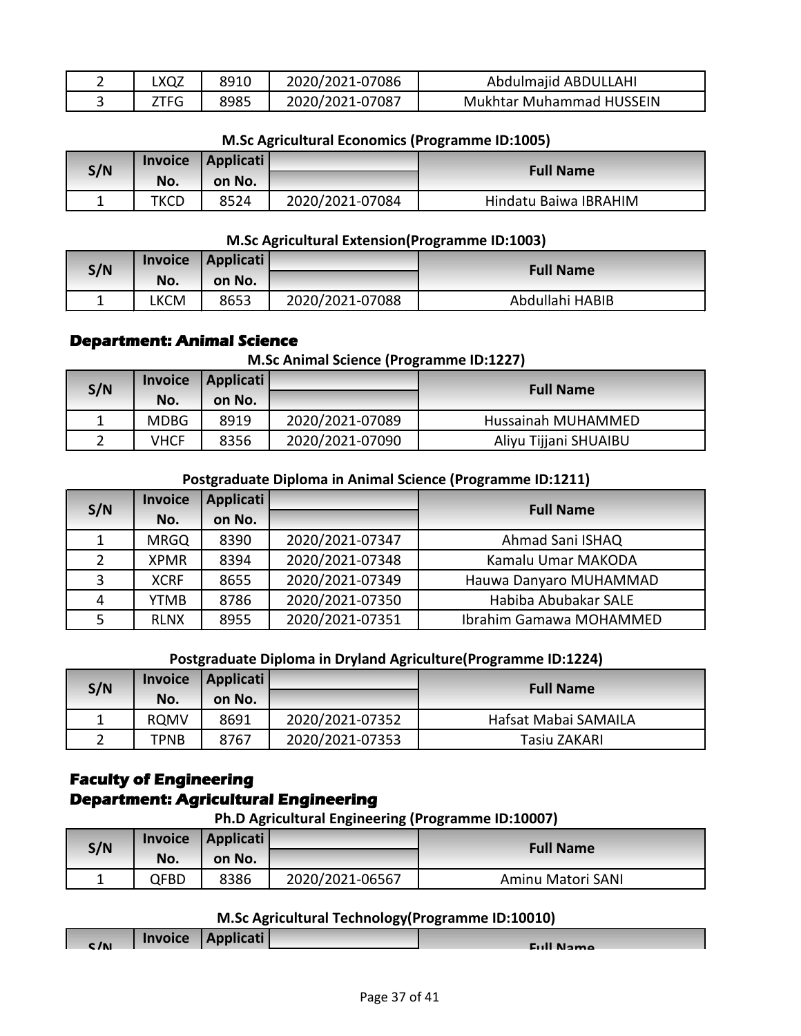| | | | | |
|---|---|---|---|---|
| 2 | LXQZ | 8910 | 2020/2021-07086 | Abdulmajid ABDULLAHI |
| 3 | ZTFG | 8985 | 2020/2021-07087 | Mukhtar Muhammad HUSSEIN |

**M.Sc Agricultural Economics (Programme ID:1005)**

| S/N | Invoice No. | Application No. | | Full Name |
|---|---|---|---|---|
| 1 | TKCD | 8524 | 2020/2021-07084 | Hindatu Baiwa IBRAHIM |

**M.Sc Agricultural Extension(Programme ID:1003)**

| S/N | Invoice No. | Application No. | | Full Name |
|---|---|---|---|---|
| 1 | LKCM | 8653 | 2020/2021-07088 | Abdullahi HABIB |

### Department: Animal Science

**M.Sc Animal Science (Programme ID:1227)**

| S/N | Invoice No. | Application No. | | Full Name |
|---|---|---|---|---|
| 1 | MDBG | 8919 | 2020/2021-07089 | Hussainah MUHAMMED |
| 2 | VHCF | 8356 | 2020/2021-07090 | Aliyu Tijjani SHUAIBU |

**Postgraduate Diploma in Animal Science (Programme ID:1211)**

| S/N | Invoice No. | Application No. | | Full Name |
|---|---|---|---|---|
| 1 | MRGQ | 8390 | 2020/2021-07347 | Ahmad Sani ISHAQ |
| 2 | XPMR | 8394 | 2020/2021-07348 | Kamalu Umar MAKODA |
| 3 | XCRF | 8655 | 2020/2021-07349 | Hauwa Danyaro MUHAMMAD |
| 4 | YTMB | 8786 | 2020/2021-07350 | Habiba Abubakar SALE |
| 5 | RLNX | 8955 | 2020/2021-07351 | Ibrahim Gamawa MOHAMMED |

**Postgraduate Diploma in Dryland Agriculture(Programme ID:1224)**

| S/N | Invoice No. | Application No. | | Full Name |
|---|---|---|---|---|
| 1 | RQMV | 8691 | 2020/2021-07352 | Hafsat Mabai SAMAILA |
| 2 | TPNB | 8767 | 2020/2021-07353 | Tasiu ZAKARI |

### Faculty of Engineering

### Department: Agricultural Engineering

**Ph.D Agricultural Engineering (Programme ID:10007)**

| S/N | Invoice No. | Application No. | | Full Name |
|---|---|---|---|---|
| 1 | QFBD | 8386 | 2020/2021-06567 | Aminu Matori SANI |

**M.Sc Agricultural Technology(Programme ID:10010)**

| S/N | Invoice | Applicati | | Full Name |
|---|---|---|---|---|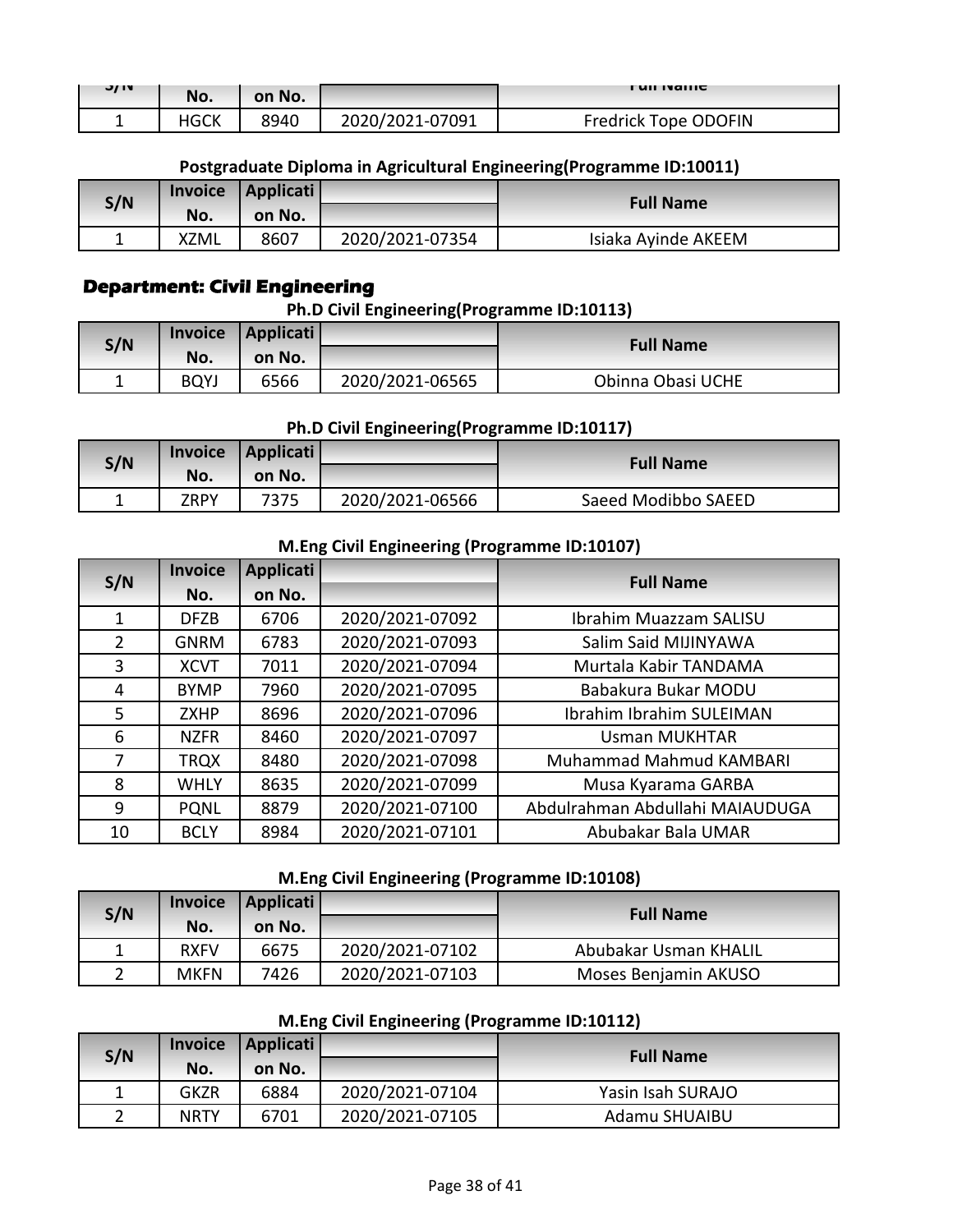| S/N | Invoice No. | Application No. | | Full Name |
|---|---|---|---|---|
| 1 | HGCK | 8940 | 2020/2021-07091 | Fredrick Tope ODOFIN |

**Postgraduate Diploma in Agricultural Engineering(Programme ID:10011)**

| S/N | Invoice No. | Application No. | | Full Name |
|---|---|---|---|---|
| 1 | XZML | 8607 | 2020/2021-07354 | Isiaka Ayinde AKEEM |

## Department: Civil Engineering

**Ph.D Civil Engineering(Programme ID:10113)**

| S/N | Invoice No. | Application No. | | Full Name |
|---|---|---|---|---|
| 1 | BQYJ | 6566 | 2020/2021-06565 | Obinna Obasi UCHE |

**Ph.D Civil Engineering(Programme ID:10117)**

| S/N | Invoice No. | Application No. | | Full Name |
|---|---|---|---|---|
| 1 | ZRPY | 7375 | 2020/2021-06566 | Saeed Modibbo SAEED |

**M.Eng Civil Engineering (Programme ID:10107)**

| S/N | Invoice No. | Application No. | | Full Name |
|---|---|---|---|---|
| 1 | DFZB | 6706 | 2020/2021-07092 | Ibrahim Muazzam SALISU |
| 2 | GNRM | 6783 | 2020/2021-07093 | Salim Said MIJINYAWA |
| 3 | XCVT | 7011 | 2020/2021-07094 | Murtala Kabir TANDAMA |
| 4 | BYMP | 7960 | 2020/2021-07095 | Babakura Bukar MODU |
| 5 | ZXHP | 8696 | 2020/2021-07096 | Ibrahim Ibrahim SULEIMAN |
| 6 | NZFR | 8460 | 2020/2021-07097 | Usman MUKHTAR |
| 7 | TRQX | 8480 | 2020/2021-07098 | Muhammad Mahmud KAMBARI |
| 8 | WHLY | 8635 | 2020/2021-07099 | Musa Kyarama GARBA |
| 9 | PQNL | 8879 | 2020/2021-07100 | Abdulrahman Abdullahi MAIAUDUGA |
| 10 | BCLY | 8984 | 2020/2021-07101 | Abubakar Bala UMAR |

**M.Eng Civil Engineering (Programme ID:10108)**

| S/N | Invoice No. | Application No. | | Full Name |
|---|---|---|---|---|
| 1 | RXFV | 6675 | 2020/2021-07102 | Abubakar Usman KHALIL |
| 2 | MKFN | 7426 | 2020/2021-07103 | Moses Benjamin AKUSO |

**M.Eng Civil Engineering (Programme ID:10112)**

| S/N | Invoice No. | Application No. | | Full Name |
|---|---|---|---|---|
| 1 | GKZR | 6884 | 2020/2021-07104 | Yasin Isah SURAJO |
| 2 | NRTY | 6701 | 2020/2021-07105 | Adamu SHUAIBU |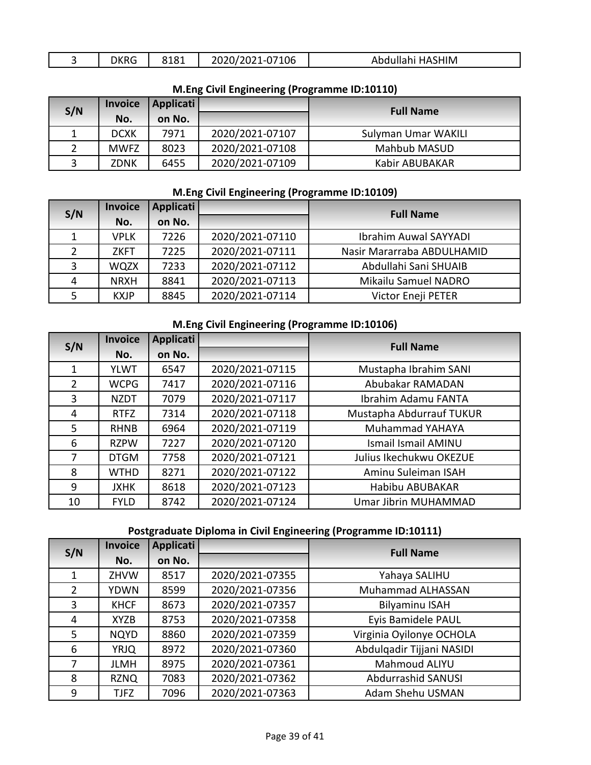| | | | | |
|---|---|---|---|---|
| 3 | DKRG | 8181 | 2020/2021-07106 | Abdullahi HASHIM |

**M.Eng Civil Engineering (Programme ID:10110)**

| S/N | Invoice No. | Application No. | | Full Name |
|---|---|---|---|---|
| 1 | DCXK | 7971 | 2020/2021-07107 | Sulyman Umar WAKILI |
| 2 | MWFZ | 8023 | 2020/2021-07108 | Mahbub MASUD |
| 3 | ZDNK | 6455 | 2020/2021-07109 | Kabir ABUBAKAR |

**M.Eng Civil Engineering (Programme ID:10109)**

| S/N | Invoice No. | Application No. | | Full Name |
|---|---|---|---|---|
| 1 | VPLK | 7226 | 2020/2021-07110 | Ibrahim Auwal SAYYADI |
| 2 | ZKFT | 7225 | 2020/2021-07111 | Nasir Mararraba ABDULHAMID |
| 3 | WQZX | 7233 | 2020/2021-07112 | Abdullahi Sani SHUAIB |
| 4 | NRXH | 8841 | 2020/2021-07113 | Mikailu Samuel NADRO |
| 5 | KXJP | 8845 | 2020/2021-07114 | Victor Eneji PETER |

**M.Eng Civil Engineering (Programme ID:10106)**

| S/N | Invoice No. | Application No. | | Full Name |
|---|---|---|---|---|
| 1 | YLWT | 6547 | 2020/2021-07115 | Mustapha Ibrahim SANI |
| 2 | WCPG | 7417 | 2020/2021-07116 | Abubakar RAMADAN |
| 3 | NZDT | 7079 | 2020/2021-07117 | Ibrahim Adamu FANTA |
| 4 | RTFZ | 7314 | 2020/2021-07118 | Mustapha Abdurrauf TUKUR |
| 5 | RHNB | 6964 | 2020/2021-07119 | Muhammad YAHAYA |
| 6 | RZPW | 7227 | 2020/2021-07120 | Ismail Ismail AMINU |
| 7 | DTGM | 7758 | 2020/2021-07121 | Julius Ikechukwu OKEZUE |
| 8 | WTHD | 8271 | 2020/2021-07122 | Aminu Suleiman ISAH |
| 9 | JXHK | 8618 | 2020/2021-07123 | Habibu ABUBAKAR |
| 10 | FYLD | 8742 | 2020/2021-07124 | Umar Jibrin MUHAMMAD |

**Postgraduate Diploma in Civil Engineering (Programme ID:10111)**

| S/N | Invoice No. | Application No. | | Full Name |
|---|---|---|---|---|
| 1 | ZHVW | 8517 | 2020/2021-07355 | Yahaya SALIHU |
| 2 | YDWN | 8599 | 2020/2021-07356 | Muhammad ALHASSAN |
| 3 | KHCF | 8673 | 2020/2021-07357 | Bilyaminu ISAH |
| 4 | XYZB | 8753 | 2020/2021-07358 | Eyis Bamidele PAUL |
| 5 | NQYD | 8860 | 2020/2021-07359 | Virginia Oyilonye OCHOLA |
| 6 | YRJQ | 8972 | 2020/2021-07360 | Abdulqadir Tijjani NASIDI |
| 7 | JLMH | 8975 | 2020/2021-07361 | Mahmoud ALIYU |
| 8 | RZNQ | 7083 | 2020/2021-07362 | Abdurrashid SANUSI |
| 9 | TJFZ | 7096 | 2020/2021-07363 | Adam Shehu USMAN |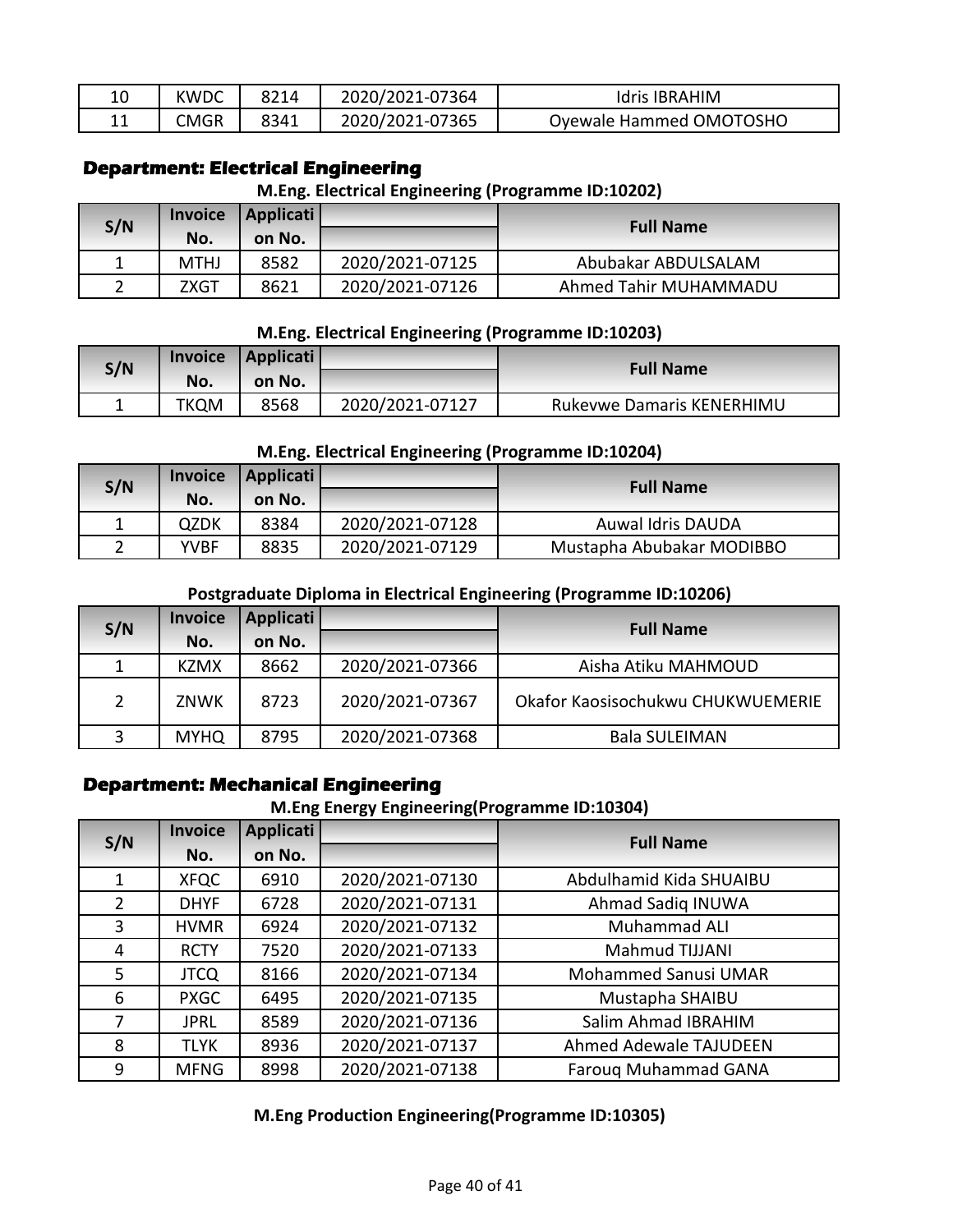| | | | | |
|---|---|---|---|---|
| 10 | KWDC | 8214 | 2020/2021-07364 | Idris IBRAHIM |
| 11 | CMGR | 8341 | 2020/2021-07365 | Oyewale Hammed OMOTOSHO |

## Department: Electrical Engineering

**M.Eng. Electrical Engineering (Programme ID:10202)**

| S/N | Invoice No. | Application No. | | Full Name |
|---|---|---|---|---|
| 1 | MTHJ | 8582 | 2020/2021-07125 | Abubakar ABDULSALAM |
| 2 | ZXGT | 8621 | 2020/2021-07126 | Ahmed Tahir MUHAMMADU |

**M.Eng. Electrical Engineering (Programme ID:10203)**

| S/N | Invoice No. | Application No. | | Full Name |
|---|---|---|---|---|
| 1 | TKQM | 8568 | 2020/2021-07127 | Rukevwe Damaris KENERHIMU |

**M.Eng. Electrical Engineering (Programme ID:10204)**

| S/N | Invoice No. | Application No. | | Full Name |
|---|---|---|---|---|
| 1 | QZDK | 8384 | 2020/2021-07128 | Auwal Idris DAUDA |
| 2 | YVBF | 8835 | 2020/2021-07129 | Mustapha Abubakar MODIBBO |

**Postgraduate Diploma in Electrical Engineering (Programme ID:10206)**

| S/N | Invoice No. | Application No. | | Full Name |
|---|---|---|---|---|
| 1 | KZMX | 8662 | 2020/2021-07366 | Aisha Atiku MAHMOUD |
| 2 | ZNWK | 8723 | 2020/2021-07367 | Okafor Kaosisochukwu CHUKWUEMERIE |
| 3 | MYHQ | 8795 | 2020/2021-07368 | Bala SULEIMAN |

## Department: Mechanical Engineering

**M.Eng Energy Engineering(Programme ID:10304)**

| S/N | Invoice No. | Application No. | | Full Name |
|---|---|---|---|---|
| 1 | XFQC | 6910 | 2020/2021-07130 | Abdulhamid Kida SHUAIBU |
| 2 | DHYF | 6728 | 2020/2021-07131 | Ahmad Sadiq INUWA |
| 3 | HVMR | 6924 | 2020/2021-07132 | Muhammad ALI |
| 4 | RCTY | 7520 | 2020/2021-07133 | Mahmud TIJJANI |
| 5 | JTCQ | 8166 | 2020/2021-07134 | Mohammed Sanusi UMAR |
| 6 | PXGC | 6495 | 2020/2021-07135 | Mustapha SHAIBU |
| 7 | JPRL | 8589 | 2020/2021-07136 | Salim Ahmad IBRAHIM |
| 8 | TLYK | 8936 | 2020/2021-07137 | Ahmed Adewale TAJUDEEN |
| 9 | MFNG | 8998 | 2020/2021-07138 | Farouq Muhammad GANA |

**M.Eng Production Engineering(Programme ID:10305)**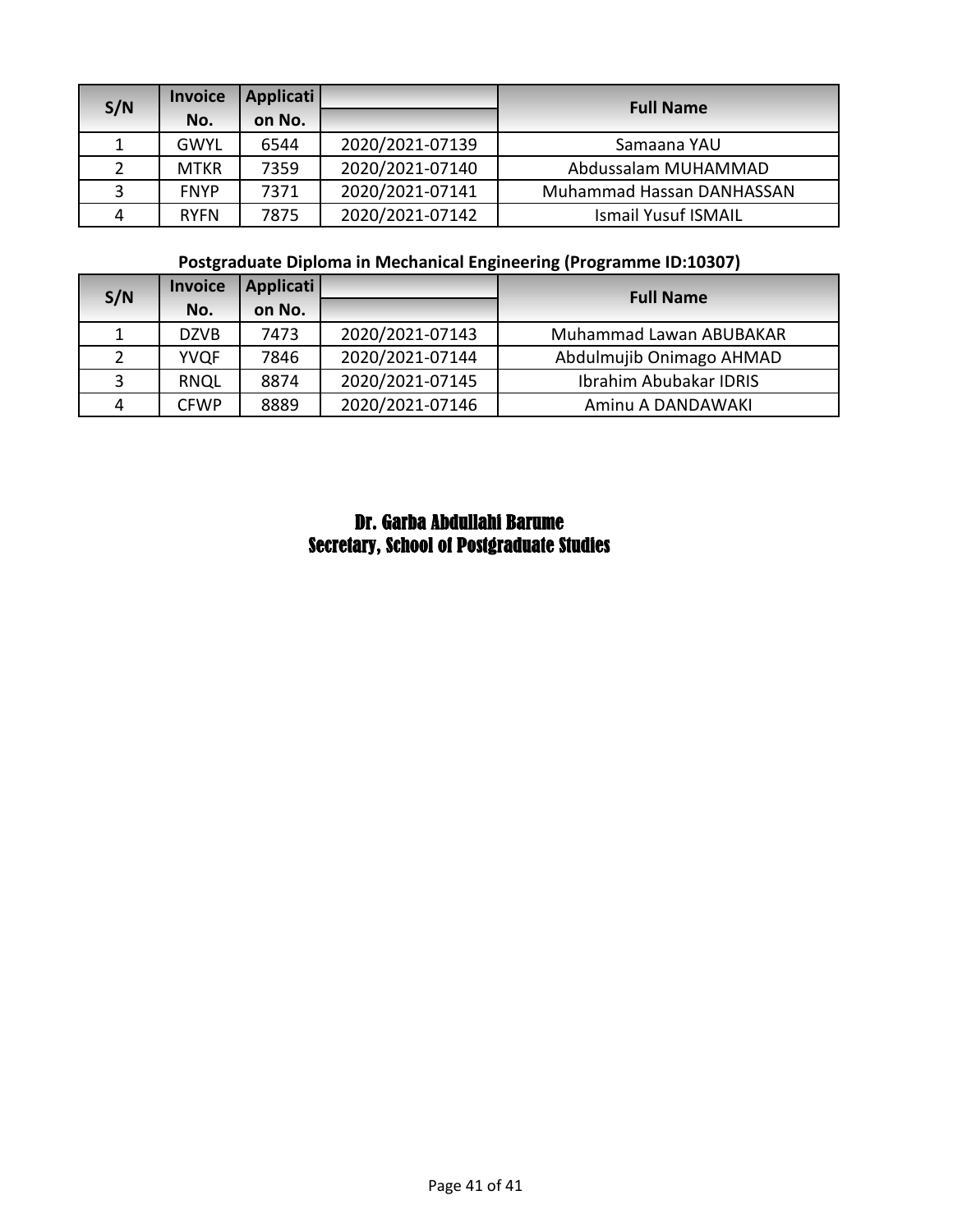| S/N | Invoice No. | Application No. | | Full Name |
| --- | --- | --- | --- | --- |
| 1 | GWYL | 6544 | 2020/2021-07139 | Samaana YAU |
| 2 | MTKR | 7359 | 2020/2021-07140 | Abdussalam MUHAMMAD |
| 3 | FNYP | 7371 | 2020/2021-07141 | Muhammad Hassan DANHASSAN |
| 4 | RYFN | 7875 | 2020/2021-07142 | Ismail Yusuf ISMAIL |

**Postgraduate Diploma in Mechanical Engineering (Programme ID:10307)**

| S/N | Invoice No. | Application No. | | Full Name |
| --- | --- | --- | --- | --- |
| 1 | DZVB | 7473 | 2020/2021-07143 | Muhammad Lawan ABUBAKAR |
| 2 | YVQF | 7846 | 2020/2021-07144 | Abdulmujib Onimago AHMAD |
| 3 | RNQL | 8874 | 2020/2021-07145 | Ibrahim Abubakar IDRIS |
| 4 | CFWP | 8889 | 2020/2021-07146 | Aminu A DANDAWAKI |

**Dr. Garba Abdullahi Barume**
**Secretary, School of Postgraduate Studies**